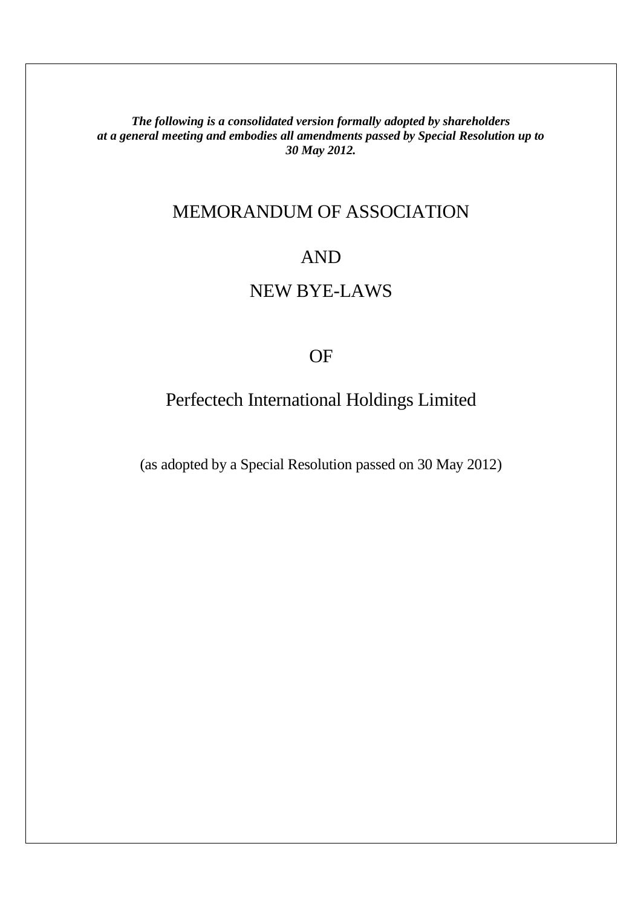***The following is a consolidated version formally adopted by shareholders at a general meeting and embodies all amendments passed by Special Resolution up to 30 May 2012.***

# MEMORANDUM OF ASSOCIATION

# AND

# NEW BYE-LAWS

# OF

# Perfectech International Holdings Limited

(as adopted by a Special Resolution passed on 30 May 2012)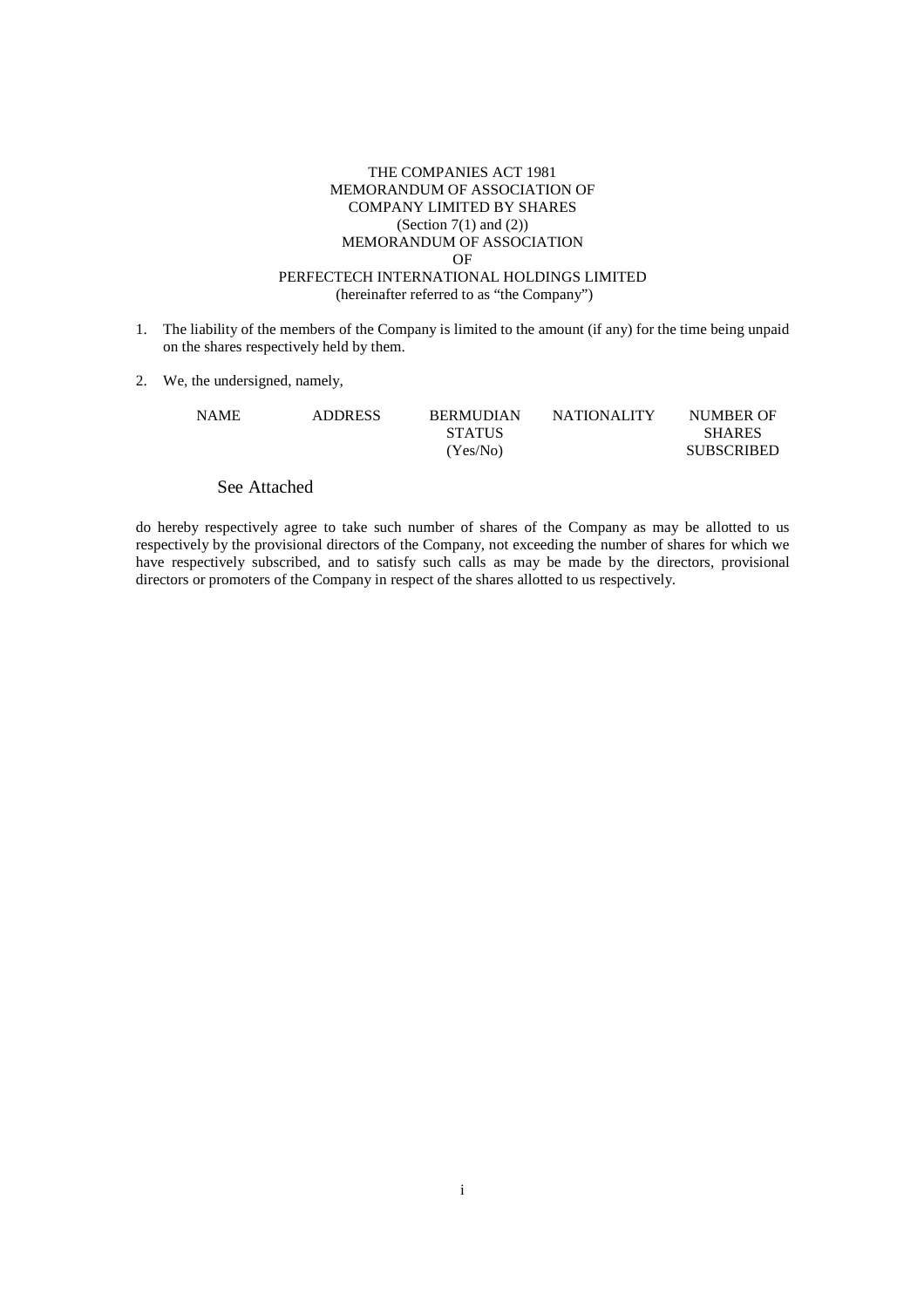THE COMPANIES ACT 1981
MEMORANDUM OF ASSOCIATION OF
COMPANY LIMITED BY SHARES
(Section 7(1) and (2))
MEMORANDUM OF ASSOCIATION
OF
PERFECTECH INTERNATIONAL HOLDINGS LIMITED
(hereinafter referred to as "the Company")

1. The liability of the members of the Company is limited to the amount (if any) for the time being unpaid on the shares respectively held by them.

2. We, the undersigned, namely,

| NAME | ADDRESS | BERMUDIAN STATUS (Yes/No) | NATIONALITY | NUMBER OF SHARES SUBSCRIBED |
|---|---|---|---|---|

See Attached

do hereby respectively agree to take such number of shares of the Company as may be allotted to us respectively by the provisional directors of the Company, not exceeding the number of shares for which we have respectively subscribed, and to satisfy such calls as may be made by the directors, provisional directors or promoters of the Company in respect of the shares allotted to us respectively.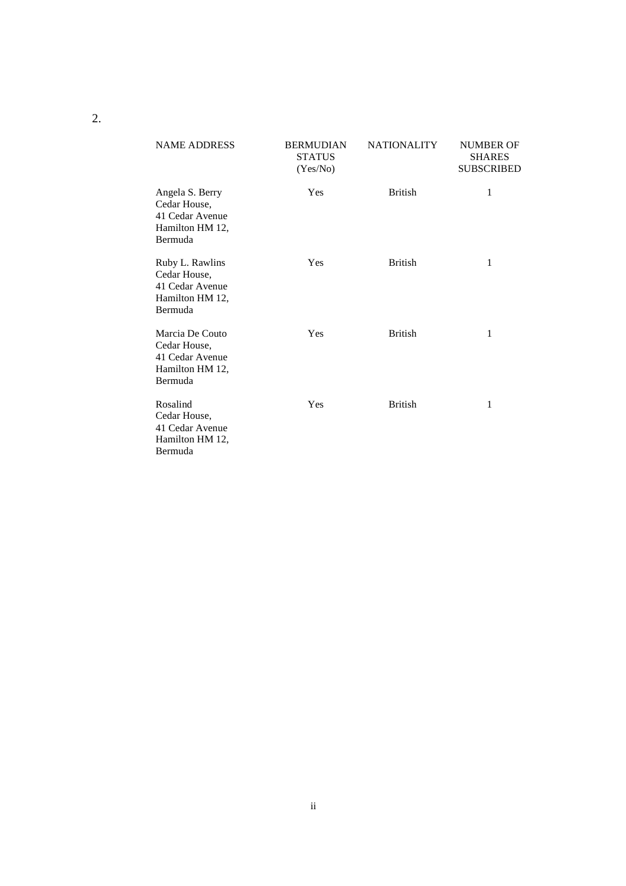2.

| NAME ADDRESS | BERMUDIAN STATUS (Yes/No) | NATIONALITY | NUMBER OF SHARES SUBSCRIBED |
|---|---|---|---|
| Angela S. Berry Cedar House, 41 Cedar Avenue Hamilton HM 12, Bermuda | Yes | British | 1 |
| Ruby L. Rawlins Cedar House, 41 Cedar Avenue Hamilton HM 12, Bermuda | Yes | British | 1 |
| Marcia De Couto Cedar House, 41 Cedar Avenue Hamilton HM 12, Bermuda | Yes | British | 1 |
| Rosalind Cedar House, 41 Cedar Avenue Hamilton HM 12, Bermuda | Yes | British | 1 |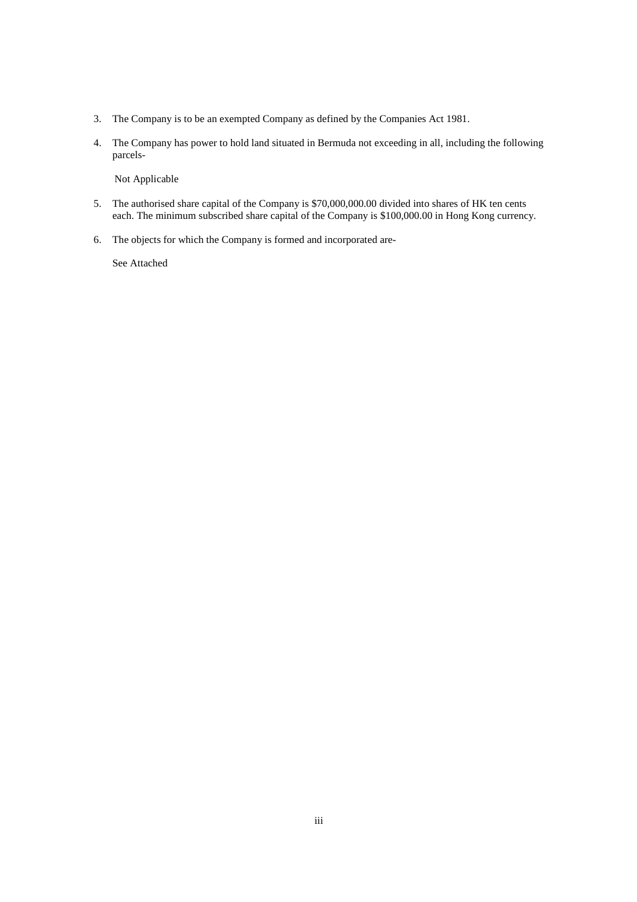3. The Company is to be an exempted Company as defined by the Companies Act 1981.

4. The Company has power to hold land situated in Bermuda not exceeding in all, including the following parcels-

   Not Applicable

5. The authorised share capital of the Company is $70,000,000.00 divided into shares of HK ten cents each. The minimum subscribed share capital of the Company is $100,000.00 in Hong Kong currency.

6. The objects for which the Company is formed and incorporated are-

   See Attached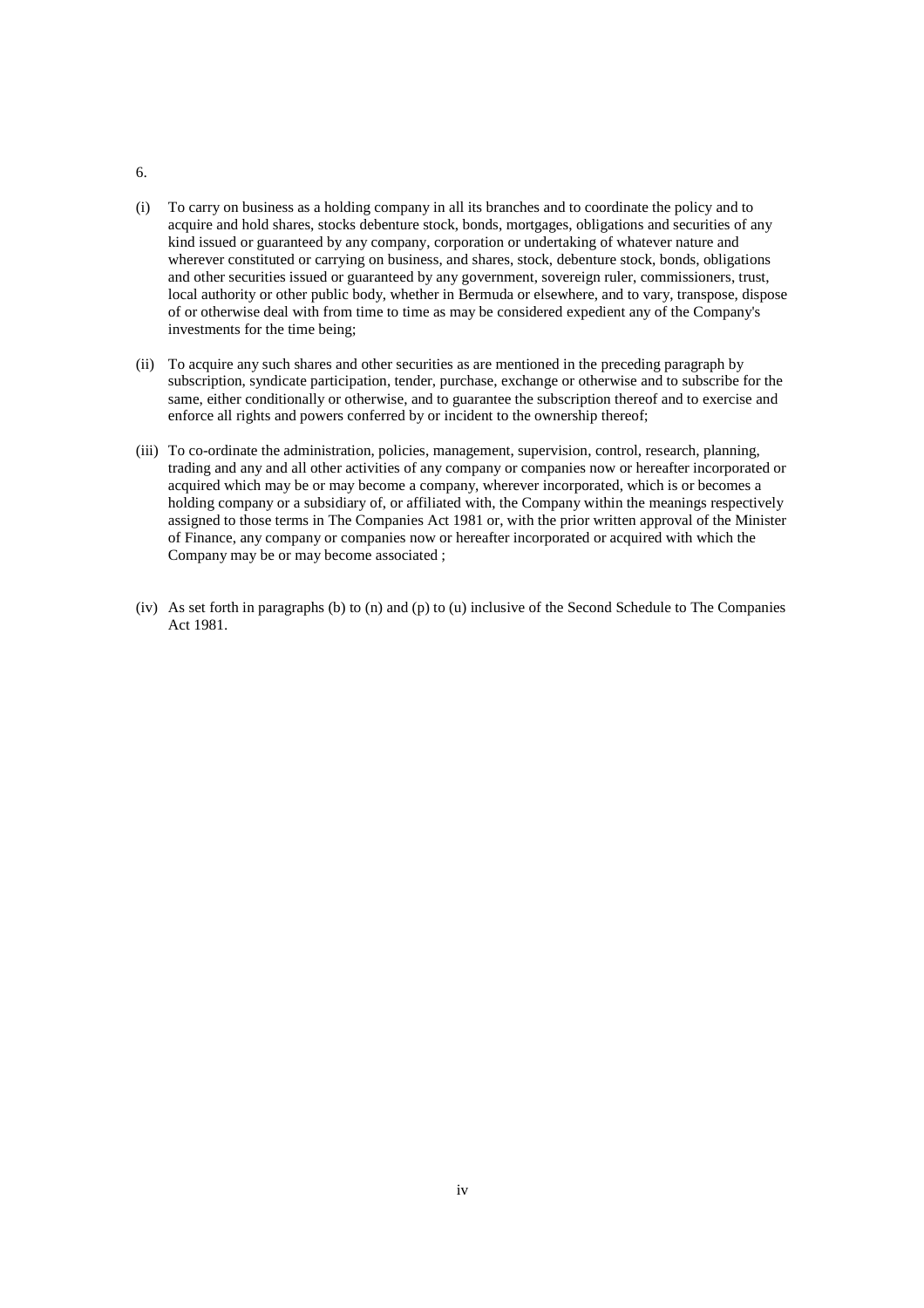6.

(i) To carry on business as a holding company in all its branches and to coordinate the policy and to acquire and hold shares, stocks debenture stock, bonds, mortgages, obligations and securities of any kind issued or guaranteed by any company, corporation or undertaking of whatever nature and wherever constituted or carrying on business, and shares, stock, debenture stock, bonds, obligations and other securities issued or guaranteed by any government, sovereign ruler, commissioners, trust, local authority or other public body, whether in Bermuda or elsewhere, and to vary, transpose, dispose of or otherwise deal with from time to time as may be considered expedient any of the Company's investments for the time being;

(ii) To acquire any such shares and other securities as are mentioned in the preceding paragraph by subscription, syndicate participation, tender, purchase, exchange or otherwise and to subscribe for the same, either conditionally or otherwise, and to guarantee the subscription thereof and to exercise and enforce all rights and powers conferred by or incident to the ownership thereof;

(iii) To co-ordinate the administration, policies, management, supervision, control, research, planning, trading and any and all other activities of any company or companies now or hereafter incorporated or acquired which may be or may become a company, wherever incorporated, which is or becomes a holding company or a subsidiary of, or affiliated with, the Company within the meanings respectively assigned to those terms in The Companies Act 1981 or, with the prior written approval of the Minister of Finance, any company or companies now or hereafter incorporated or acquired with which the Company may be or may become associated ;

(iv) As set forth in paragraphs (b) to (n) and (p) to (u) inclusive of the Second Schedule to The Companies Act 1981.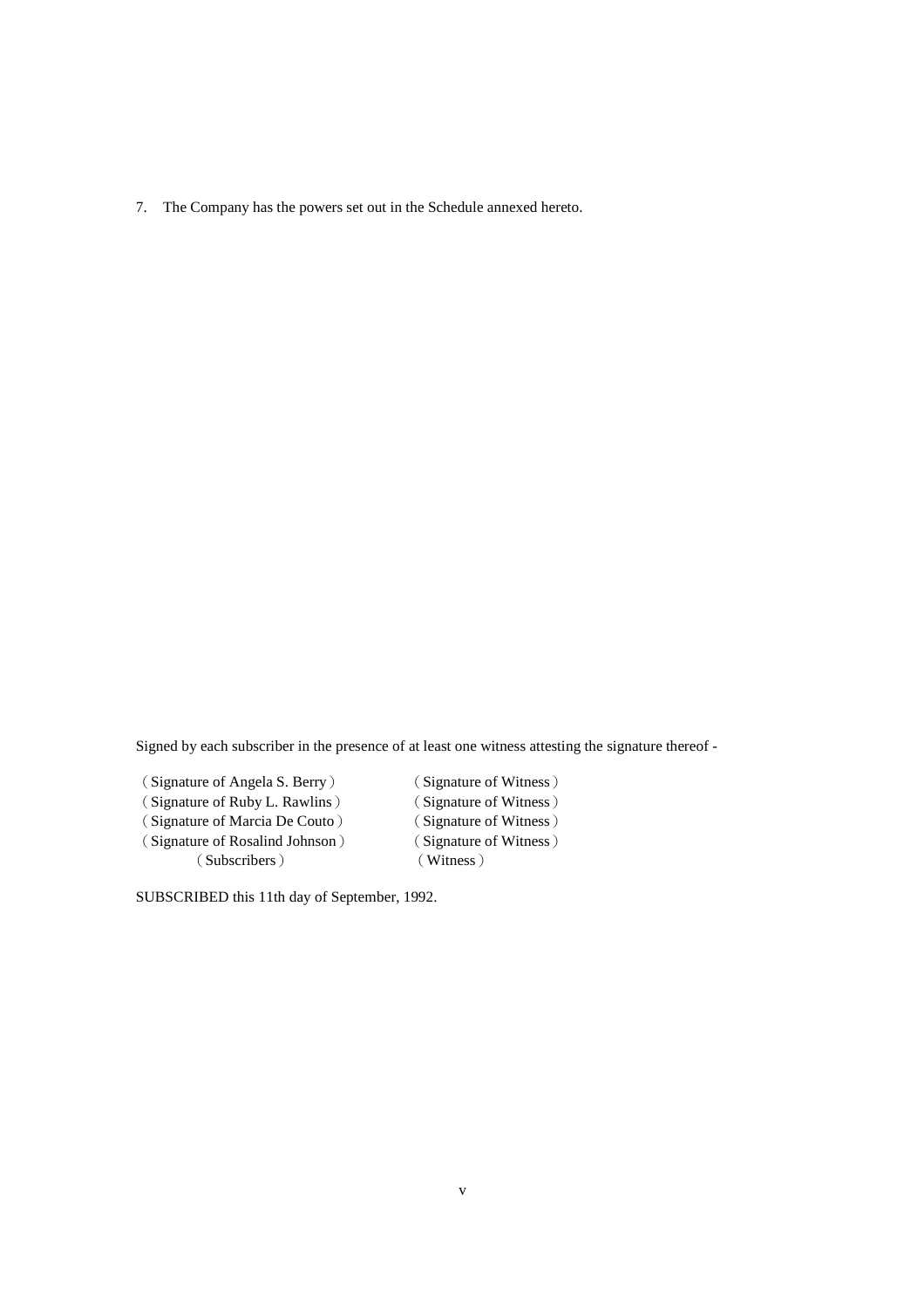7. The Company has the powers set out in the Schedule annexed hereto.

Signed by each subscriber in the presence of at least one witness attesting the signature thereof -

| | |
|---|---|
| （Signature of Angela S. Berry） | （Signature of Witness） |
| （Signature of Ruby L. Rawlins） | （Signature of Witness） |
| （Signature of Marcia De Couto） | （Signature of Witness） |
| （Signature of Rosalind Johnson） | （Signature of Witness） |
| （Subscribers） | （Witness） |

SUBSCRIBED this 11th day of September, 1992.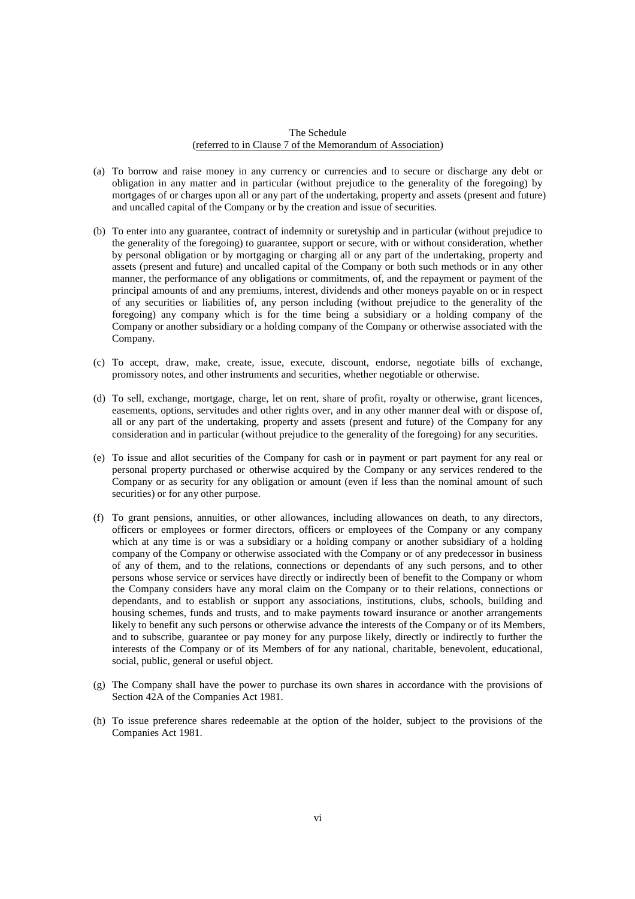The Schedule

(referred to in Clause 7 of the Memorandum of Association)

(a) To borrow and raise money in any currency or currencies and to secure or discharge any debt or obligation in any matter and in particular (without prejudice to the generality of the foregoing) by mortgages of or charges upon all or any part of the undertaking, property and assets (present and future) and uncalled capital of the Company or by the creation and issue of securities.

(b) To enter into any guarantee, contract of indemnity or suretyship and in particular (without prejudice to the generality of the foregoing) to guarantee, support or secure, with or without consideration, whether by personal obligation or by mortgaging or charging all or any part of the undertaking, property and assets (present and future) and uncalled capital of the Company or both such methods or in any other manner, the performance of any obligations or commitments, of, and the repayment or payment of the principal amounts of and any premiums, interest, dividends and other moneys payable on or in respect of any securities or liabilities of, any person including (without prejudice to the generality of the foregoing) any company which is for the time being a subsidiary or a holding company of the Company or another subsidiary or a holding company of the Company or otherwise associated with the Company.

(c) To accept, draw, make, create, issue, execute, discount, endorse, negotiate bills of exchange, promissory notes, and other instruments and securities, whether negotiable or otherwise.

(d) To sell, exchange, mortgage, charge, let on rent, share of profit, royalty or otherwise, grant licences, easements, options, servitudes and other rights over, and in any other manner deal with or dispose of, all or any part of the undertaking, property and assets (present and future) of the Company for any consideration and in particular (without prejudice to the generality of the foregoing) for any securities.

(e) To issue and allot securities of the Company for cash or in payment or part payment for any real or personal property purchased or otherwise acquired by the Company or any services rendered to the Company or as security for any obligation or amount (even if less than the nominal amount of such securities) or for any other purpose.

(f) To grant pensions, annuities, or other allowances, including allowances on death, to any directors, officers or employees or former directors, officers or employees of the Company or any company which at any time is or was a subsidiary or a holding company or another subsidiary of a holding company of the Company or otherwise associated with the Company or of any predecessor in business of any of them, and to the relations, connections or dependants of any such persons, and to other persons whose service or services have directly or indirectly been of benefit to the Company or whom the Company considers have any moral claim on the Company or to their relations, connections or dependants, and to establish or support any associations, institutions, clubs, schools, building and housing schemes, funds and trusts, and to make payments toward insurance or another arrangements likely to benefit any such persons or otherwise advance the interests of the Company or of its Members, and to subscribe, guarantee or pay money for any purpose likely, directly or indirectly to further the interests of the Company or of its Members of for any national, charitable, benevolent, educational, social, public, general or useful object.

(g) The Company shall have the power to purchase its own shares in accordance with the provisions of Section 42A of the Companies Act 1981.

(h) To issue preference shares redeemable at the option of the holder, subject to the provisions of the Companies Act 1981.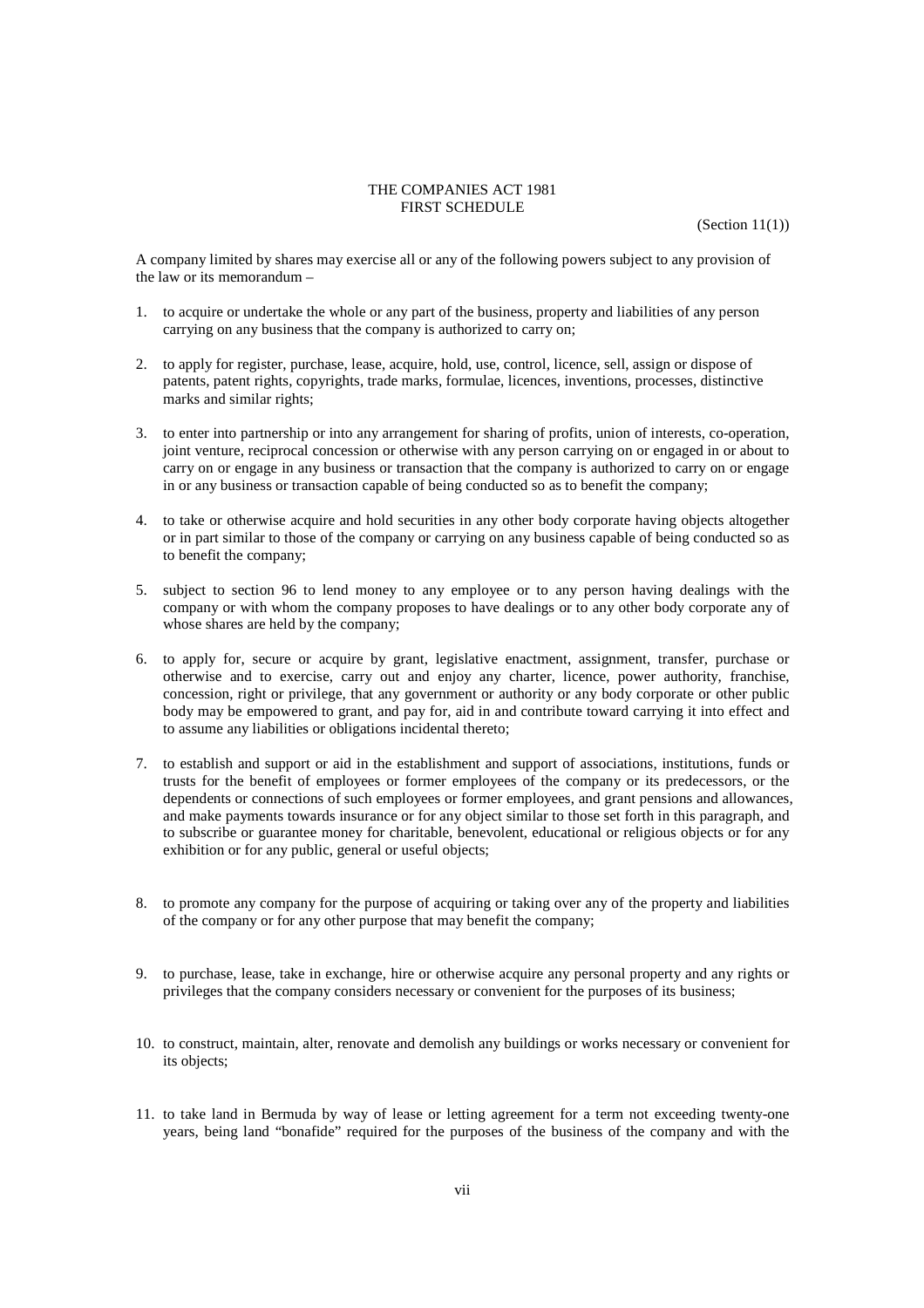THE COMPANIES ACT 1981
FIRST SCHEDULE

(Section 11(1))

A company limited by shares may exercise all or any of the following powers subject to any provision of the law or its memorandum –

1. to acquire or undertake the whole or any part of the business, property and liabilities of any person carrying on any business that the company is authorized to carry on;

2. to apply for register, purchase, lease, acquire, hold, use, control, licence, sell, assign or dispose of patents, patent rights, copyrights, trade marks, formulae, licences, inventions, processes, distinctive marks and similar rights;

3. to enter into partnership or into any arrangement for sharing of profits, union of interests, co-operation, joint venture, reciprocal concession or otherwise with any person carrying on or engaged in or about to carry on or engage in any business or transaction that the company is authorized to carry on or engage in or any business or transaction capable of being conducted so as to benefit the company;

4. to take or otherwise acquire and hold securities in any other body corporate having objects altogether or in part similar to those of the company or carrying on any business capable of being conducted so as to benefit the company;

5. subject to section 96 to lend money to any employee or to any person having dealings with the company or with whom the company proposes to have dealings or to any other body corporate any of whose shares are held by the company;

6. to apply for, secure or acquire by grant, legislative enactment, assignment, transfer, purchase or otherwise and to exercise, carry out and enjoy any charter, licence, power authority, franchise, concession, right or privilege, that any government or authority or any body corporate or other public body may be empowered to grant, and pay for, aid in and contribute toward carrying it into effect and to assume any liabilities or obligations incidental thereto;

7. to establish and support or aid in the establishment and support of associations, institutions, funds or trusts for the benefit of employees or former employees of the company or its predecessors, or the dependents or connections of such employees or former employees, and grant pensions and allowances, and make payments towards insurance or for any object similar to those set forth in this paragraph, and to subscribe or guarantee money for charitable, benevolent, educational or religious objects or for any exhibition or for any public, general or useful objects;

8. to promote any company for the purpose of acquiring or taking over any of the property and liabilities of the company or for any other purpose that may benefit the company;

9. to purchase, lease, take in exchange, hire or otherwise acquire any personal property and any rights or privileges that the company considers necessary or convenient for the purposes of its business;

10. to construct, maintain, alter, renovate and demolish any buildings or works necessary or convenient for its objects;

11. to take land in Bermuda by way of lease or letting agreement for a term not exceeding twenty-one years, being land "bonafide" required for the purposes of the business of the company and with the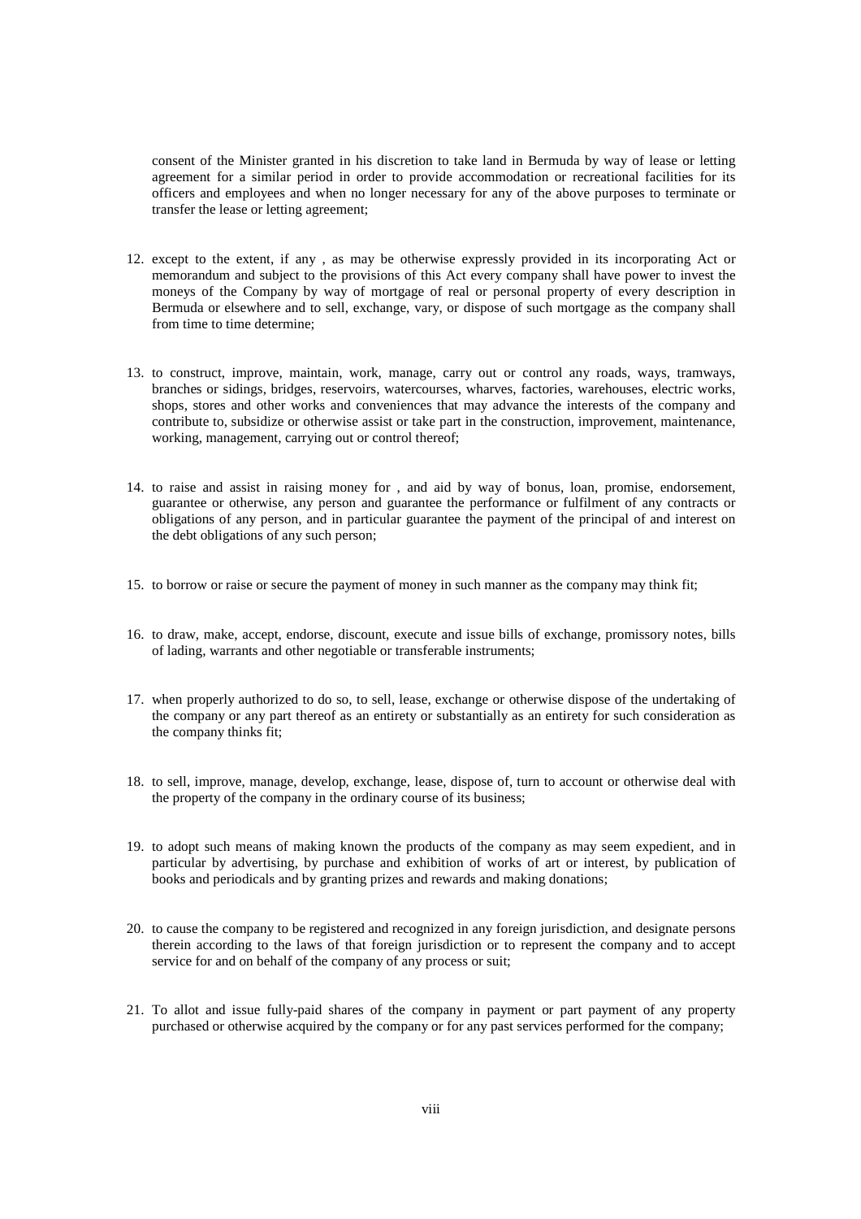consent of the Minister granted in his discretion to take land in Bermuda by way of lease or letting agreement for a similar period in order to provide accommodation or recreational facilities for its officers and employees and when no longer necessary for any of the above purposes to terminate or transfer the lease or letting agreement;

12. except to the extent, if any , as may be otherwise expressly provided in its incorporating Act or memorandum and subject to the provisions of this Act every company shall have power to invest the moneys of the Company by way of mortgage of real or personal property of every description in Bermuda or elsewhere and to sell, exchange, vary, or dispose of such mortgage as the company shall from time to time determine;

13. to construct, improve, maintain, work, manage, carry out or control any roads, ways, tramways, branches or sidings, bridges, reservoirs, watercourses, wharves, factories, warehouses, electric works, shops, stores and other works and conveniences that may advance the interests of the company and contribute to, subsidize or otherwise assist or take part in the construction, improvement, maintenance, working, management, carrying out or control thereof;

14. to raise and assist in raising money for , and aid by way of bonus, loan, promise, endorsement, guarantee or otherwise, any person and guarantee the performance or fulfilment of any contracts or obligations of any person, and in particular guarantee the payment of the principal of and interest on the debt obligations of any such person;

15. to borrow or raise or secure the payment of money in such manner as the company may think fit;

16. to draw, make, accept, endorse, discount, execute and issue bills of exchange, promissory notes, bills of lading, warrants and other negotiable or transferable instruments;

17. when properly authorized to do so, to sell, lease, exchange or otherwise dispose of the undertaking of the company or any part thereof as an entirety or substantially as an entirety for such consideration as the company thinks fit;

18. to sell, improve, manage, develop, exchange, lease, dispose of, turn to account or otherwise deal with the property of the company in the ordinary course of its business;

19. to adopt such means of making known the products of the company as may seem expedient, and in particular by advertising, by purchase and exhibition of works of art or interest, by publication of books and periodicals and by granting prizes and rewards and making donations;

20. to cause the company to be registered and recognized in any foreign jurisdiction, and designate persons therein according to the laws of that foreign jurisdiction or to represent the company and to accept service for and on behalf of the company of any process or suit;

21. To allot and issue fully-paid shares of the company in payment or part payment of any property purchased or otherwise acquired by the company or for any past services performed for the company;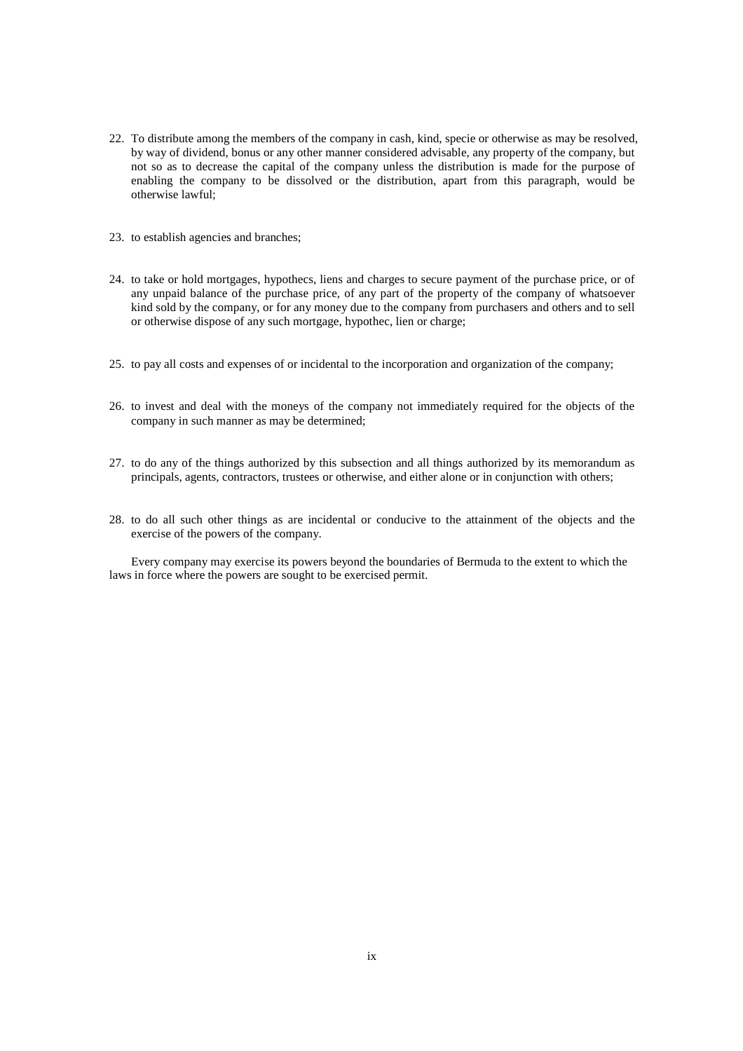22. To distribute among the members of the company in cash, kind, specie or otherwise as may be resolved, by way of dividend, bonus or any other manner considered advisable, any property of the company, but not so as to decrease the capital of the company unless the distribution is made for the purpose of enabling the company to be dissolved or the distribution, apart from this paragraph, would be otherwise lawful;

23. to establish agencies and branches;

24. to take or hold mortgages, hypothecs, liens and charges to secure payment of the purchase price, or of any unpaid balance of the purchase price, of any part of the property of the company of whatsoever kind sold by the company, or for any money due to the company from purchasers and others and to sell or otherwise dispose of any such mortgage, hypothec, lien or charge;

25. to pay all costs and expenses of or incidental to the incorporation and organization of the company;

26. to invest and deal with the moneys of the company not immediately required for the objects of the company in such manner as may be determined;

27. to do any of the things authorized by this subsection and all things authorized by its memorandum as principals, agents, contractors, trustees or otherwise, and either alone or in conjunction with others;

28. to do all such other things as are incidental or conducive to the attainment of the objects and the exercise of the powers of the company.

Every company may exercise its powers beyond the boundaries of Bermuda to the extent to which the laws in force where the powers are sought to be exercised permit.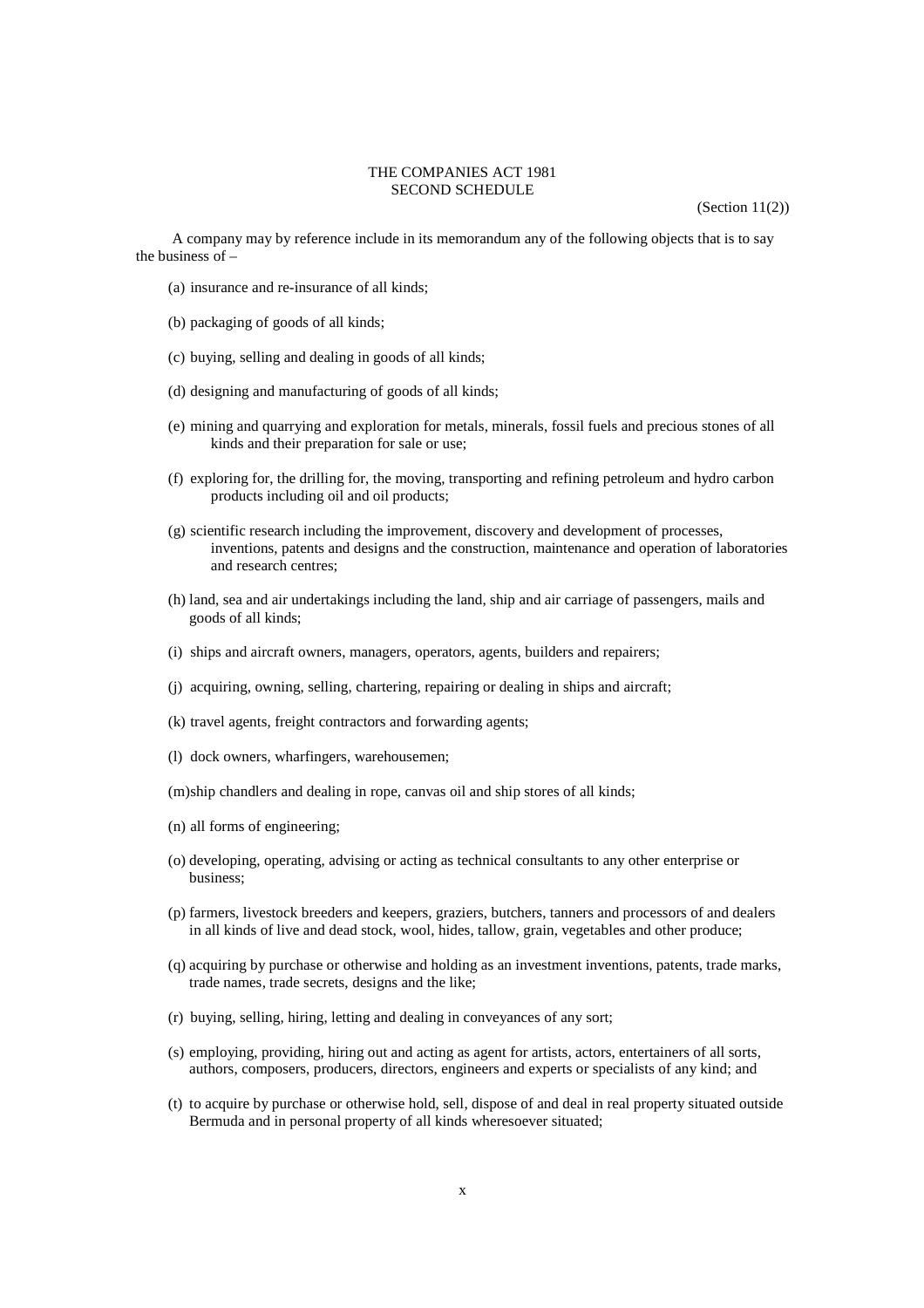# THE COMPANIES ACT 1981
## SECOND SCHEDULE

(Section 11(2))

A company may by reference include in its memorandum any of the following objects that is to say the business of –

(a) insurance and re-insurance of all kinds;

(b) packaging of goods of all kinds;

(c) buying, selling and dealing in goods of all kinds;

(d) designing and manufacturing of goods of all kinds;

(e) mining and quarrying and exploration for metals, minerals, fossil fuels and precious stones of all kinds and their preparation for sale or use;

(f) exploring for, the drilling for, the moving, transporting and refining petroleum and hydro carbon products including oil and oil products;

(g) scientific research including the improvement, discovery and development of processes, inventions, patents and designs and the construction, maintenance and operation of laboratories and research centres;

(h) land, sea and air undertakings including the land, ship and air carriage of passengers, mails and goods of all kinds;

(i) ships and aircraft owners, managers, operators, agents, builders and repairers;

(j) acquiring, owning, selling, chartering, repairing or dealing in ships and aircraft;

(k) travel agents, freight contractors and forwarding agents;

(l) dock owners, wharfingers, warehousemen;

(m) ship chandlers and dealing in rope, canvas oil and ship stores of all kinds;

(n) all forms of engineering;

(o) developing, operating, advising or acting as technical consultants to any other enterprise or business;

(p) farmers, livestock breeders and keepers, graziers, butchers, tanners and processors of and dealers in all kinds of live and dead stock, wool, hides, tallow, grain, vegetables and other produce;

(q) acquiring by purchase or otherwise and holding as an investment inventions, patents, trade marks, trade names, trade secrets, designs and the like;

(r) buying, selling, hiring, letting and dealing in conveyances of any sort;

(s) employing, providing, hiring out and acting as agent for artists, actors, entertainers of all sorts, authors, composers, producers, directors, engineers and experts or specialists of any kind; and

(t) to acquire by purchase or otherwise hold, sell, dispose of and deal in real property situated outside Bermuda and in personal property of all kinds wheresoever situated;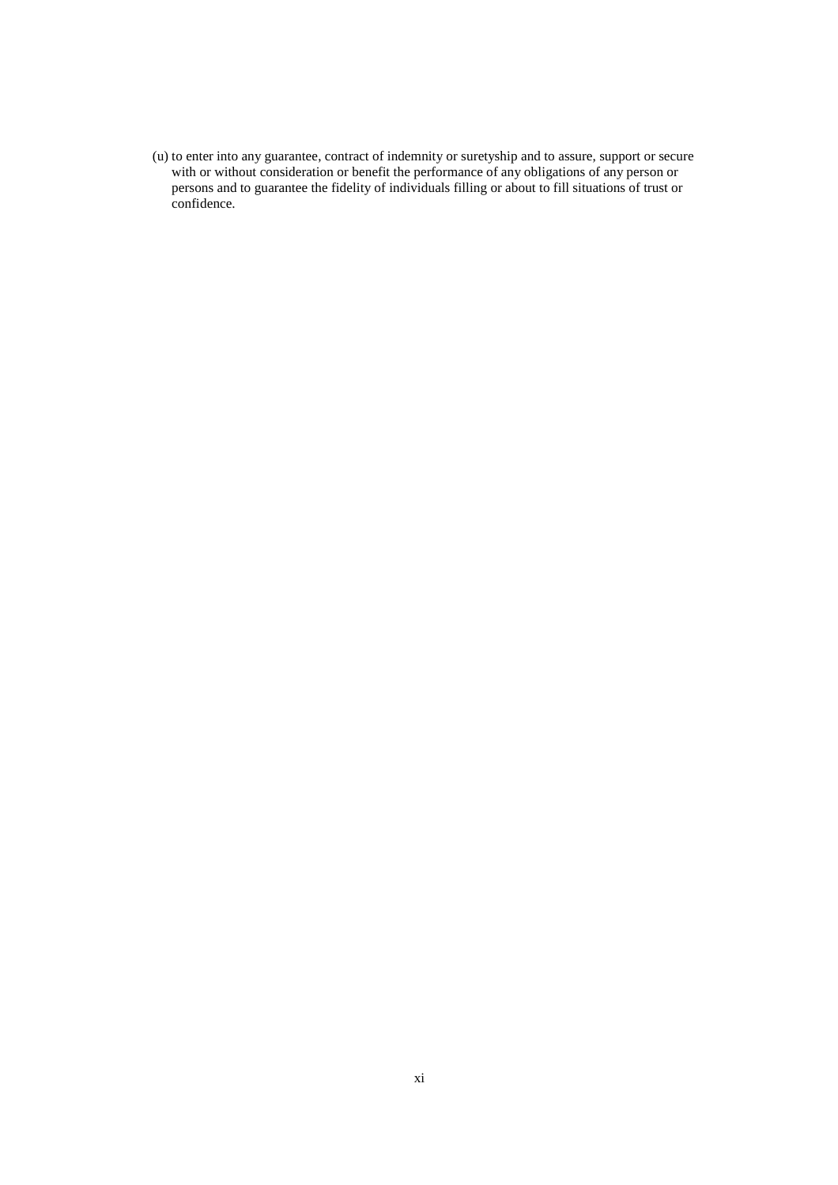(u) to enter into any guarantee, contract of indemnity or suretyship and to assure, support or secure with or without consideration or benefit the performance of any obligations of any person or persons and to guarantee the fidelity of individuals filling or about to fill situations of trust or confidence.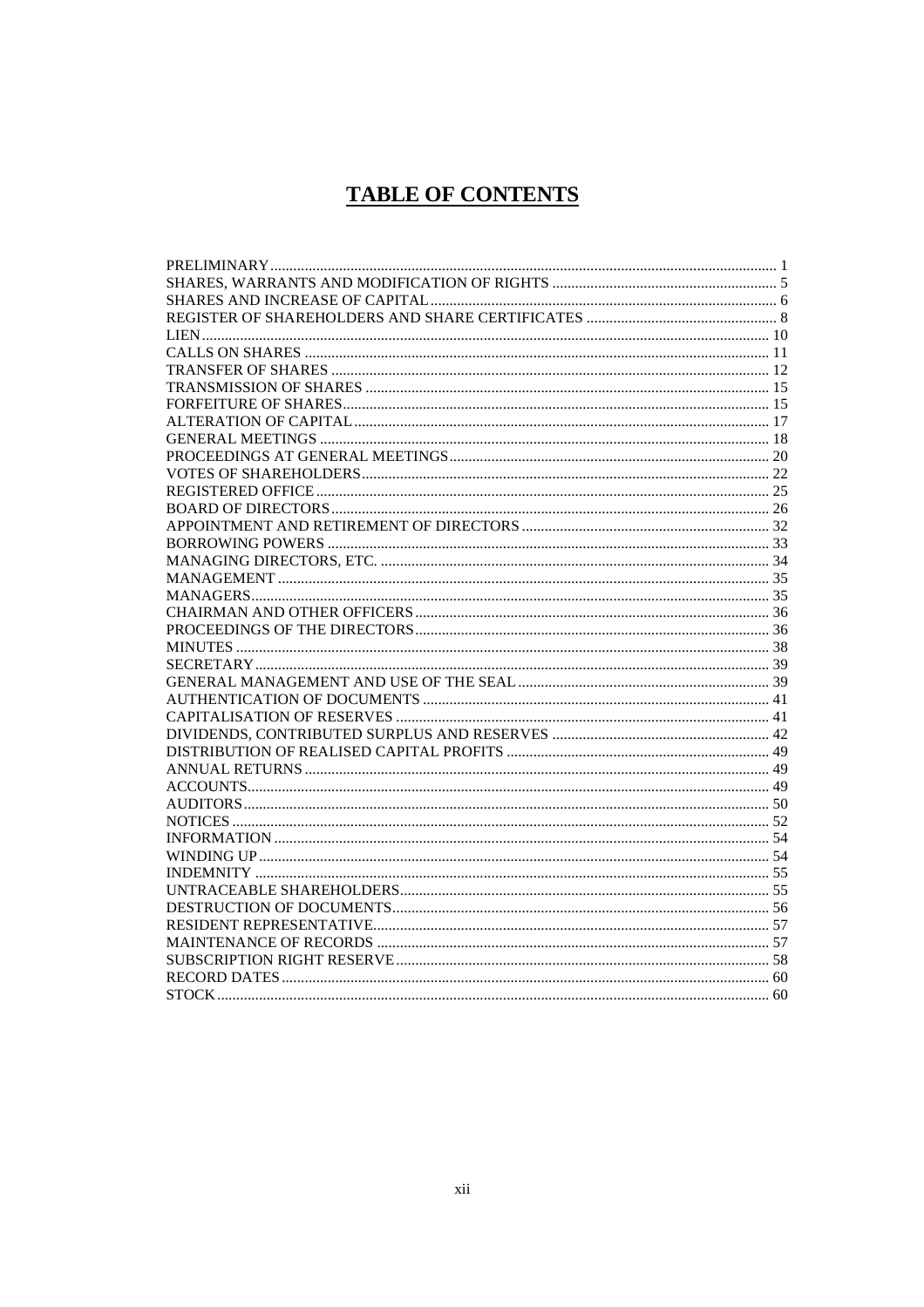# TABLE OF CONTENTS

| | |
|---|---|
| PRELIMINARY | 1 |
| SHARES, WARRANTS AND MODIFICATION OF RIGHTS | 5 |
| SHARES AND INCREASE OF CAPITAL | 6 |
| REGISTER OF SHAREHOLDERS AND SHARE CERTIFICATES | 8 |
| LIEN | 10 |
| CALLS ON SHARES | 11 |
| TRANSFER OF SHARES | 12 |
| TRANSMISSION OF SHARES | 15 |
| FORFEITURE OF SHARES | 15 |
| ALTERATION OF CAPITAL | 17 |
| GENERAL MEETINGS | 18 |
| PROCEEDINGS AT GENERAL MEETINGS | 20 |
| VOTES OF SHAREHOLDERS | 22 |
| REGISTERED OFFICE | 25 |
| BOARD OF DIRECTORS | 26 |
| APPOINTMENT AND RETIREMENT OF DIRECTORS | 32 |
| BORROWING POWERS | 33 |
| MANAGING DIRECTORS, ETC. | 34 |
| MANAGEMENT | 35 |
| MANAGERS | 35 |
| CHAIRMAN AND OTHER OFFICERS | 36 |
| PROCEEDINGS OF THE DIRECTORS | 36 |
| MINUTES | 38 |
| SECRETARY | 39 |
| GENERAL MANAGEMENT AND USE OF THE SEAL | 39 |
| AUTHENTICATION OF DOCUMENTS | 41 |
| CAPITALISATION OF RESERVES | 41 |
| DIVIDENDS, CONTRIBUTED SURPLUS AND RESERVES | 42 |
| DISTRIBUTION OF REALISED CAPITAL PROFITS | 49 |
| ANNUAL RETURNS | 49 |
| ACCOUNTS | 49 |
| AUDITORS | 50 |
| NOTICES | 52 |
| INFORMATION | 54 |
| WINDING UP | 54 |
| INDEMNITY | 55 |
| UNTRACEABLE SHAREHOLDERS | 55 |
| DESTRUCTION OF DOCUMENTS | 56 |
| RESIDENT REPRESENTATIVE | 57 |
| MAINTENANCE OF RECORDS | 57 |
| SUBSCRIPTION RIGHT RESERVE | 58 |
| RECORD DATES | 60 |
| STOCK | 60 |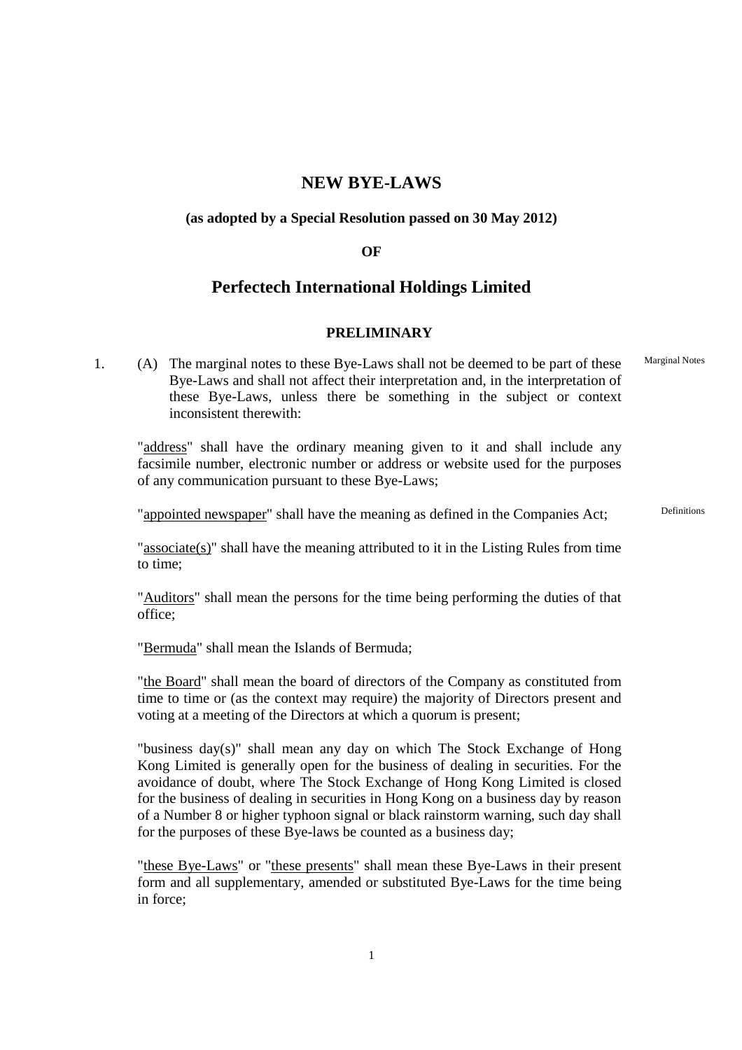# NEW BYE-LAWS

**(as adopted by a Special Resolution passed on 30 May 2012)**

**OF**

## Perfectech International Holdings Limited

### PRELIMINARY

Marginal Notes

1. (A) The marginal notes to these Bye-Laws shall not be deemed to be part of these Bye-Laws and shall not affect their interpretation and, in the interpretation of these Bye-Laws, unless there be something in the subject or context inconsistent therewith:

Definitions

"address" shall have the ordinary meaning given to it and shall include any facsimile number, electronic number or address or website used for the purposes of any communication pursuant to these Bye-Laws;

"appointed newspaper" shall have the meaning as defined in the Companies Act;

"associate(s)" shall have the meaning attributed to it in the Listing Rules from time to time;

"Auditors" shall mean the persons for the time being performing the duties of that office;

"Bermuda" shall mean the Islands of Bermuda;

"the Board" shall mean the board of directors of the Company as constituted from time to time or (as the context may require) the majority of Directors present and voting at a meeting of the Directors at which a quorum is present;

"business day(s)" shall mean any day on which The Stock Exchange of Hong Kong Limited is generally open for the business of dealing in securities. For the avoidance of doubt, where The Stock Exchange of Hong Kong Limited is closed for the business of dealing in securities in Hong Kong on a business day by reason of a Number 8 or higher typhoon signal or black rainstorm warning, such day shall for the purposes of these Bye-laws be counted as a business day;

"these Bye-Laws" or "these presents" shall mean these Bye-Laws in their present form and all supplementary, amended or substituted Bye-Laws for the time being in force;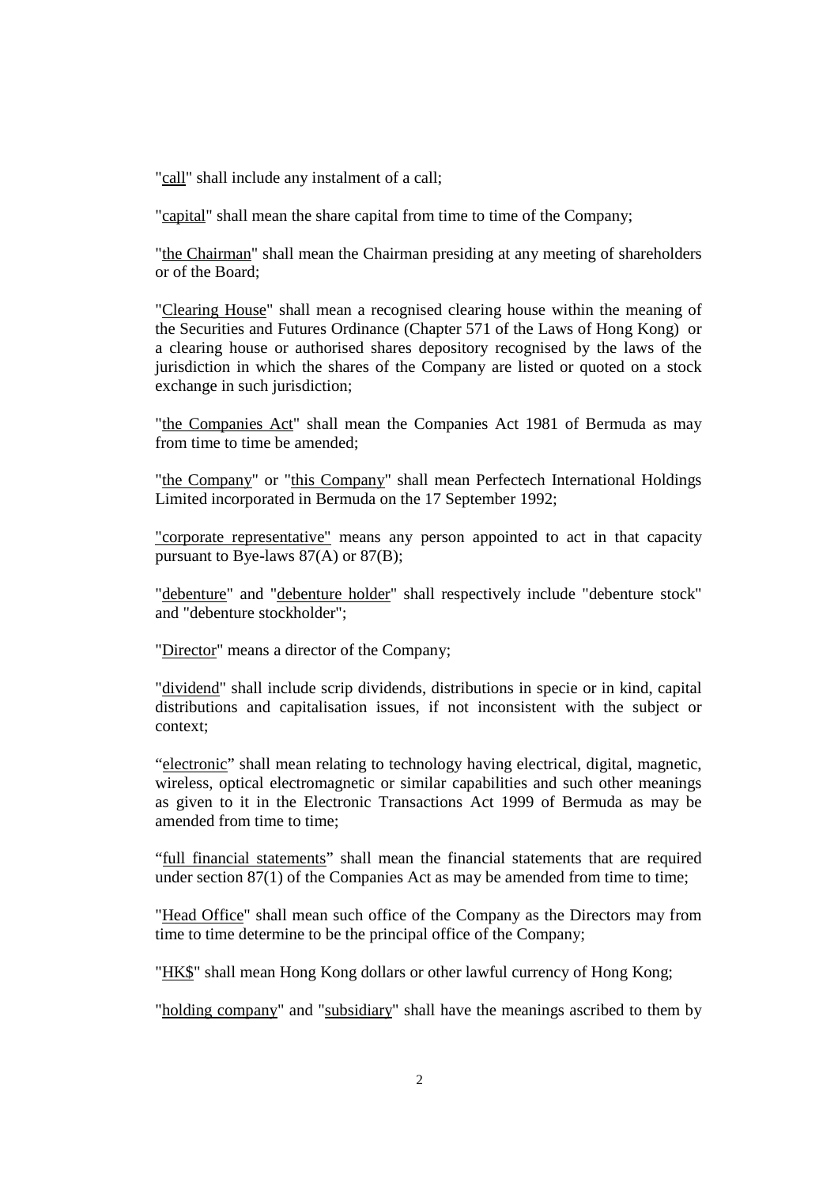"call" shall include any instalment of a call;

"capital" shall mean the share capital from time to time of the Company;

"the Chairman" shall mean the Chairman presiding at any meeting of shareholders or of the Board;

"Clearing House" shall mean a recognised clearing house within the meaning of the Securities and Futures Ordinance (Chapter 571 of the Laws of Hong Kong) or a clearing house or authorised shares depository recognised by the laws of the jurisdiction in which the shares of the Company are listed or quoted on a stock exchange in such jurisdiction;

"the Companies Act" shall mean the Companies Act 1981 of Bermuda as may from time to time be amended;

"the Company" or "this Company" shall mean Perfectech International Holdings Limited incorporated in Bermuda on the 17 September 1992;

"corporate representative" means any person appointed to act in that capacity pursuant to Bye-laws 87(A) or 87(B);

"debenture" and "debenture holder" shall respectively include "debenture stock" and "debenture stockholder";

"Director" means a director of the Company;

"dividend" shall include scrip dividends, distributions in specie or in kind, capital distributions and capitalisation issues, if not inconsistent with the subject or context;

"electronic" shall mean relating to technology having electrical, digital, magnetic, wireless, optical electromagnetic or similar capabilities and such other meanings as given to it in the Electronic Transactions Act 1999 of Bermuda as may be amended from time to time;

"full financial statements" shall mean the financial statements that are required under section 87(1) of the Companies Act as may be amended from time to time;

"Head Office" shall mean such office of the Company as the Directors may from time to time determine to be the principal office of the Company;

"HK$" shall mean Hong Kong dollars or other lawful currency of Hong Kong;

"holding company" and "subsidiary" shall have the meanings ascribed to them by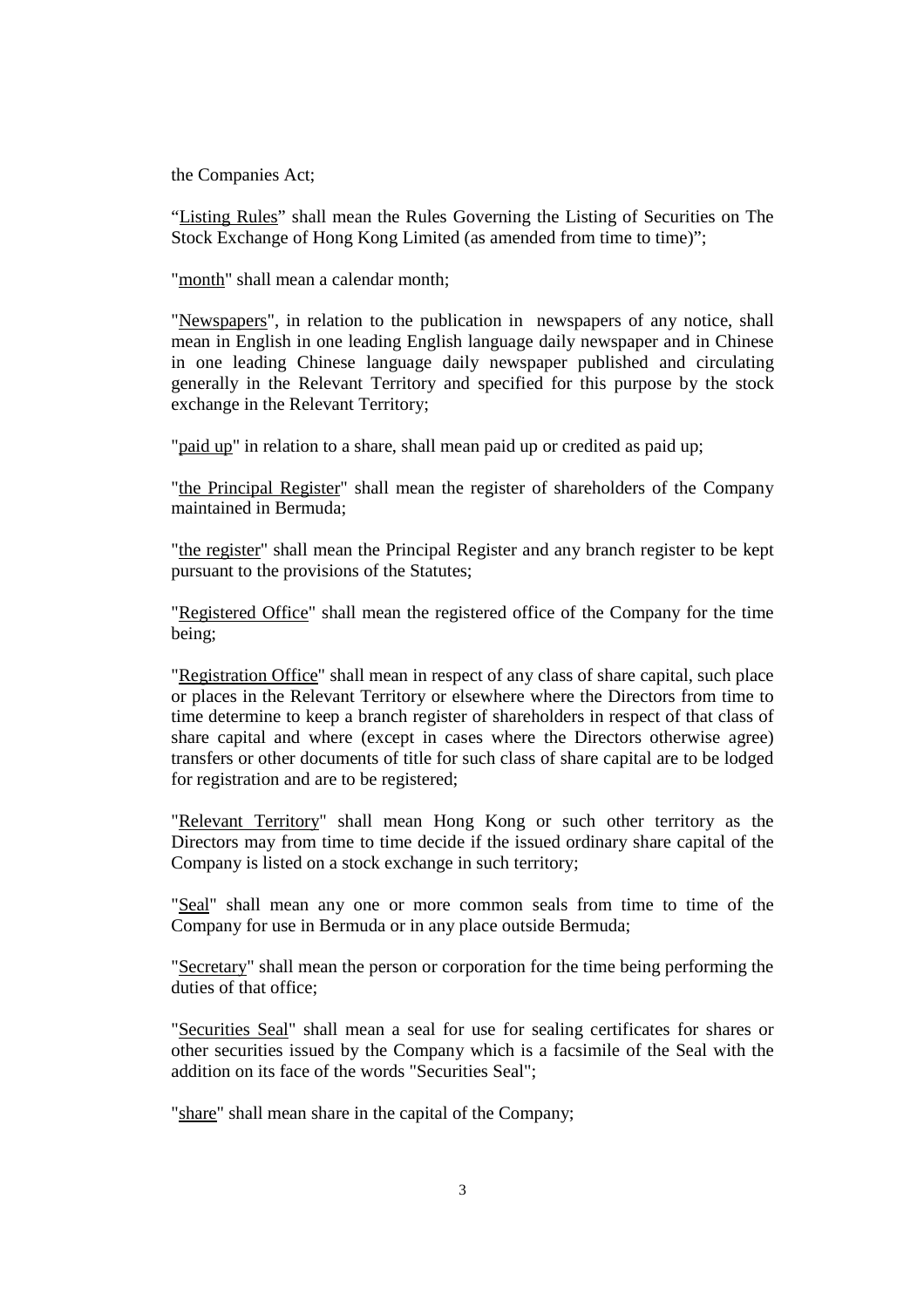the Companies Act;

"Listing Rules" shall mean the Rules Governing the Listing of Securities on The Stock Exchange of Hong Kong Limited (as amended from time to time)";

"month" shall mean a calendar month;

"Newspapers", in relation to the publication in newspapers of any notice, shall mean in English in one leading English language daily newspaper and in Chinese in one leading Chinese language daily newspaper published and circulating generally in the Relevant Territory and specified for this purpose by the stock exchange in the Relevant Territory;

"paid up" in relation to a share, shall mean paid up or credited as paid up;

"the Principal Register" shall mean the register of shareholders of the Company maintained in Bermuda;

"the register" shall mean the Principal Register and any branch register to be kept pursuant to the provisions of the Statutes;

"Registered Office" shall mean the registered office of the Company for the time being;

"Registration Office" shall mean in respect of any class of share capital, such place or places in the Relevant Territory or elsewhere where the Directors from time to time determine to keep a branch register of shareholders in respect of that class of share capital and where (except in cases where the Directors otherwise agree) transfers or other documents of title for such class of share capital are to be lodged for registration and are to be registered;

"Relevant Territory" shall mean Hong Kong or such other territory as the Directors may from time to time decide if the issued ordinary share capital of the Company is listed on a stock exchange in such territory;

"Seal" shall mean any one or more common seals from time to time of the Company for use in Bermuda or in any place outside Bermuda;

"Secretary" shall mean the person or corporation for the time being performing the duties of that office;

"Securities Seal" shall mean a seal for use for sealing certificates for shares or other securities issued by the Company which is a facsimile of the Seal with the addition on its face of the words "Securities Seal";

"share" shall mean share in the capital of the Company;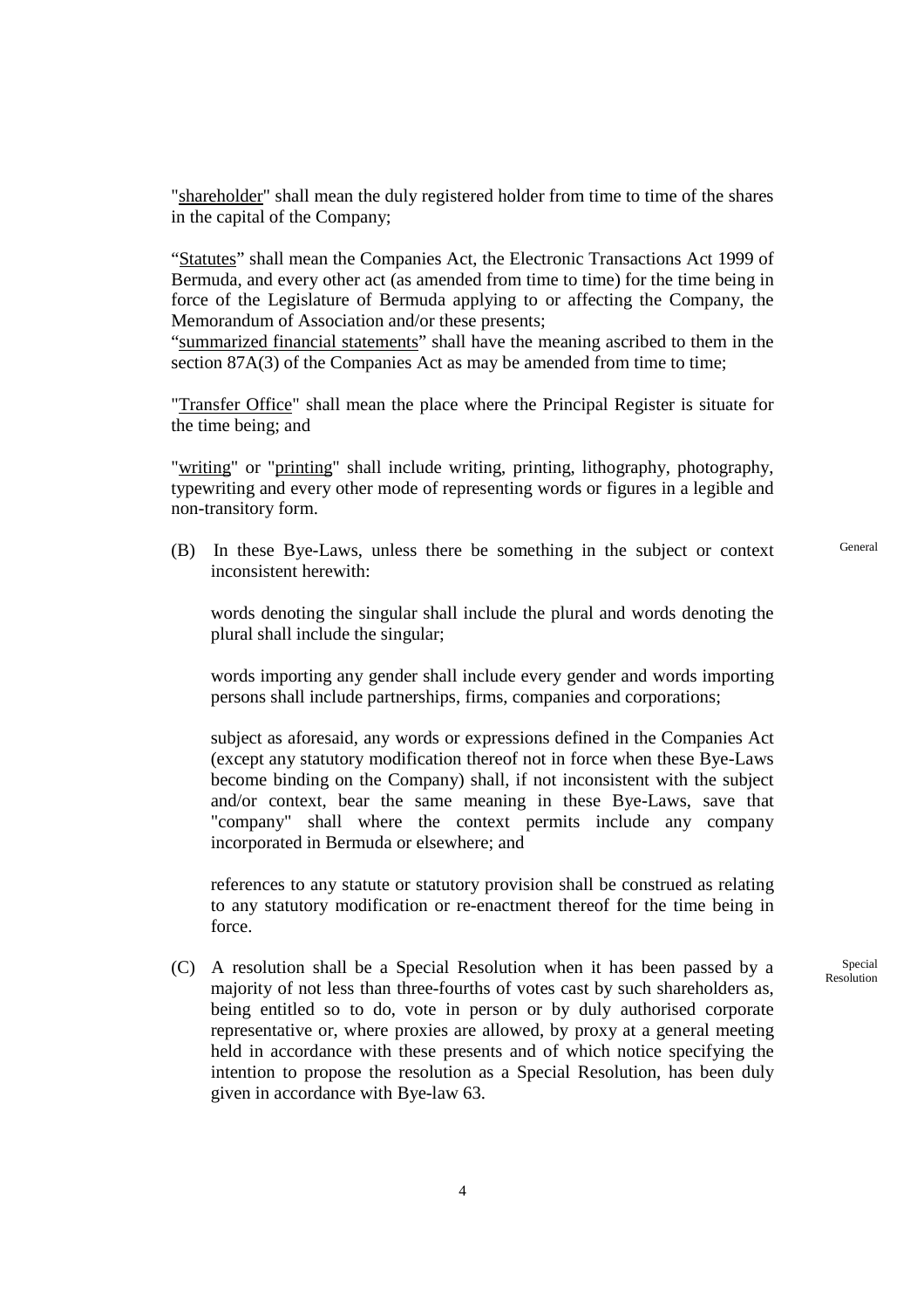"<u>shareholder</u>" shall mean the duly registered holder from time to time of the shares in the capital of the Company;

"<u>Statutes</u>" shall mean the Companies Act, the Electronic Transactions Act 1999 of Bermuda, and every other act (as amended from time to time) for the time being in force of the Legislature of Bermuda applying to or affecting the Company, the Memorandum of Association and/or these presents;

"<u>summarized financial statements</u>" shall have the meaning ascribed to them in the section 87A(3) of the Companies Act as may be amended from time to time;

"<u>Transfer Office</u>" shall mean the place where the Principal Register is situate for the time being; and

"<u>writing</u>" or "<u>printing</u>" shall include writing, printing, lithography, photography, typewriting and every other mode of representing words or figures in a legible and non-transitory form.

General

(B) In these Bye-Laws, unless there be something in the subject or context inconsistent herewith:

words denoting the singular shall include the plural and words denoting the plural shall include the singular;

words importing any gender shall include every gender and words importing persons shall include partnerships, firms, companies and corporations;

subject as aforesaid, any words or expressions defined in the Companies Act (except any statutory modification thereof not in force when these Bye-Laws become binding on the Company) shall, if not inconsistent with the subject and/or context, bear the same meaning in these Bye-Laws, save that "company" shall where the context permits include any company incorporated in Bermuda or elsewhere; and

references to any statute or statutory provision shall be construed as relating to any statutory modification or re-enactment thereof for the time being in force.

Special Resolution

(C) A resolution shall be a Special Resolution when it has been passed by a majority of not less than three-fourths of votes cast by such shareholders as, being entitled so to do, vote in person or by duly authorised corporate representative or, where proxies are allowed, by proxy at a general meeting held in accordance with these presents and of which notice specifying the intention to propose the resolution as a Special Resolution, has been duly given in accordance with Bye-law 63.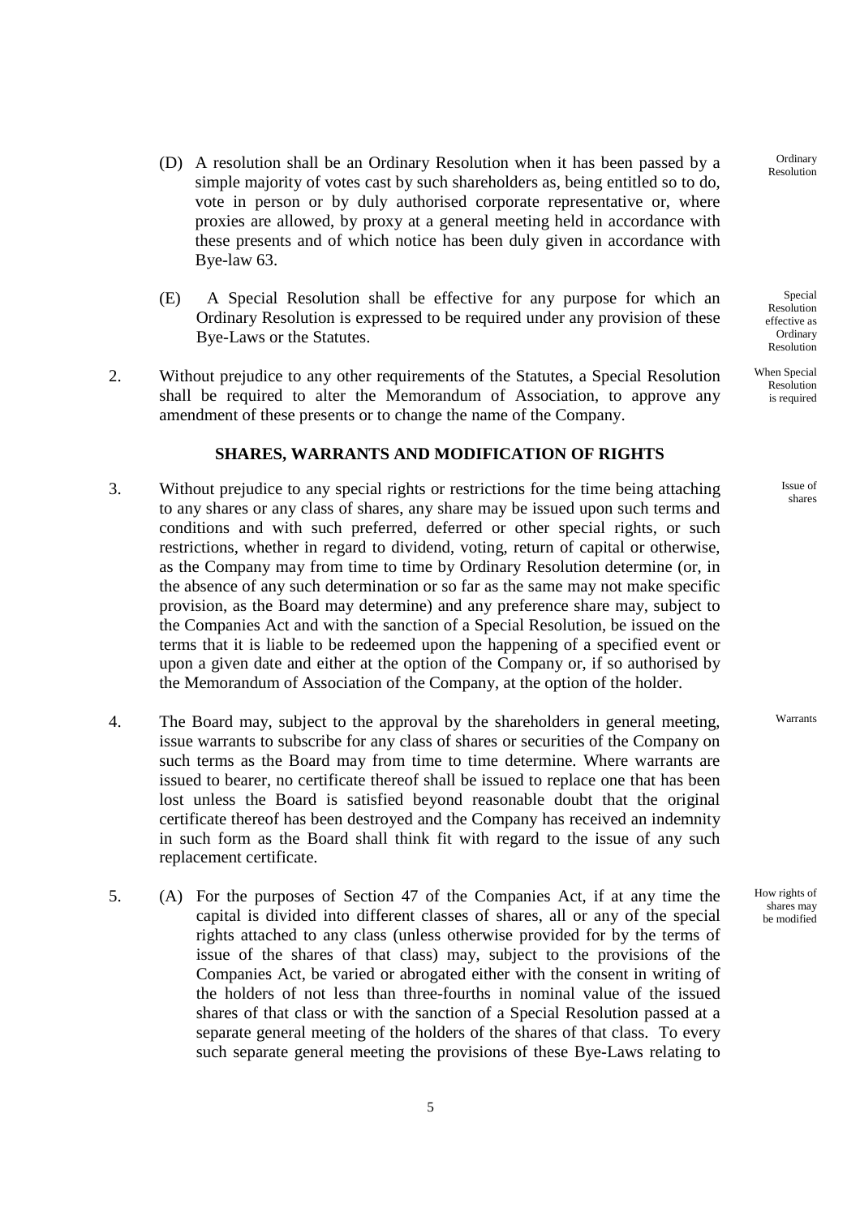(D) A resolution shall be an Ordinary Resolution when it has been passed by a simple majority of votes cast by such shareholders as, being entitled so to do, vote in person or by duly authorised corporate representative or, where proxies are allowed, by proxy at a general meeting held in accordance with these presents and of which notice has been duly given in accordance with Bye-law 63.

Ordinary Resolution

(E) A Special Resolution shall be effective for any purpose for which an Ordinary Resolution is expressed to be required under any provision of these Bye-Laws or the Statutes.

Special Resolution effective as Ordinary Resolution

2. Without prejudice to any other requirements of the Statutes, a Special Resolution shall be required to alter the Memorandum of Association, to approve any amendment of these presents or to change the name of the Company.

When Special Resolution is required

## SHARES, WARRANTS AND MODIFICATION OF RIGHTS

3. Without prejudice to any special rights or restrictions for the time being attaching to any shares or any class of shares, any share may be issued upon such terms and conditions and with such preferred, deferred or other special rights, or such restrictions, whether in regard to dividend, voting, return of capital or otherwise, as the Company may from time to time by Ordinary Resolution determine (or, in the absence of any such determination or so far as the same may not make specific provision, as the Board may determine) and any preference share may, subject to the Companies Act and with the sanction of a Special Resolution, be issued on the terms that it is liable to be redeemed upon the happening of a specified event or upon a given date and either at the option of the Company or, if so authorised by the Memorandum of Association of the Company, at the option of the holder.

Issue of shares

4. The Board may, subject to the approval by the shareholders in general meeting, issue warrants to subscribe for any class of shares or securities of the Company on such terms as the Board may from time to time determine. Where warrants are issued to bearer, no certificate thereof shall be issued to replace one that has been lost unless the Board is satisfied beyond reasonable doubt that the original certificate thereof has been destroyed and the Company has received an indemnity in such form as the Board shall think fit with regard to the issue of any such replacement certificate.

Warrants

5. (A) For the purposes of Section 47 of the Companies Act, if at any time the capital is divided into different classes of shares, all or any of the special rights attached to any class (unless otherwise provided for by the terms of issue of the shares of that class) may, subject to the provisions of the Companies Act, be varied or abrogated either with the consent in writing of the holders of not less than three-fourths in nominal value of the issued shares of that class or with the sanction of a Special Resolution passed at a separate general meeting of the holders of the shares of that class. To every such separate general meeting the provisions of these Bye-Laws relating to

How rights of shares may be modified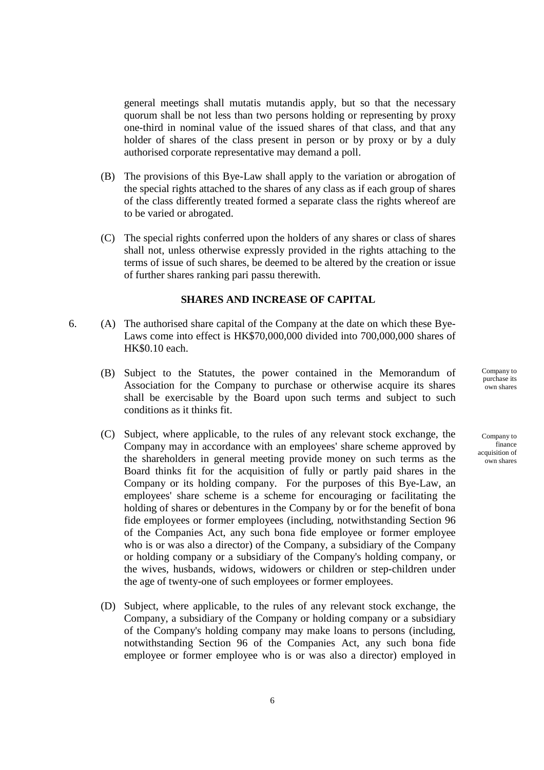general meetings shall mutatis mutandis apply, but so that the necessary quorum shall be not less than two persons holding or representing by proxy one-third in nominal value of the issued shares of that class, and that any holder of shares of the class present in person or by proxy or by a duly authorised corporate representative may demand a poll.

(B) The provisions of this Bye-Law shall apply to the variation or abrogation of the special rights attached to the shares of any class as if each group of shares of the class differently treated formed a separate class the rights whereof are to be varied or abrogated.

(C) The special rights conferred upon the holders of any shares or class of shares shall not, unless otherwise expressly provided in the rights attaching to the terms of issue of such shares, be deemed to be altered by the creation or issue of further shares ranking pari passu therewith.

## SHARES AND INCREASE OF CAPITAL

6. (A) The authorised share capital of the Company at the date on which these Bye-Laws come into effect is HK$70,000,000 divided into 700,000,000 shares of HK$0.10 each.

(B) Subject to the Statutes, the power contained in the Memorandum of Association for the Company to purchase or otherwise acquire its shares shall be exercisable by the Board upon such terms and subject to such conditions as it thinks fit.

*Company to purchase its own shares*

(C) Subject, where applicable, to the rules of any relevant stock exchange, the Company may in accordance with an employees' share scheme approved by the shareholders in general meeting provide money on such terms as the Board thinks fit for the acquisition of fully or partly paid shares in the Company or its holding company. For the purposes of this Bye-Law, an employees' share scheme is a scheme for encouraging or facilitating the holding of shares or debentures in the Company by or for the benefit of bona fide employees or former employees (including, notwithstanding Section 96 of the Companies Act, any such bona fide employee or former employee who is or was also a director) of the Company, a subsidiary of the Company or holding company or a subsidiary of the Company's holding company, or the wives, husbands, widows, widowers or children or step-children under the age of twenty-one of such employees or former employees.

*Company to finance acquisition of own shares*

(D) Subject, where applicable, to the rules of any relevant stock exchange, the Company, a subsidiary of the Company or holding company or a subsidiary of the Company's holding company may make loans to persons (including, notwithstanding Section 96 of the Companies Act, any such bona fide employee or former employee who is or was also a director) employed in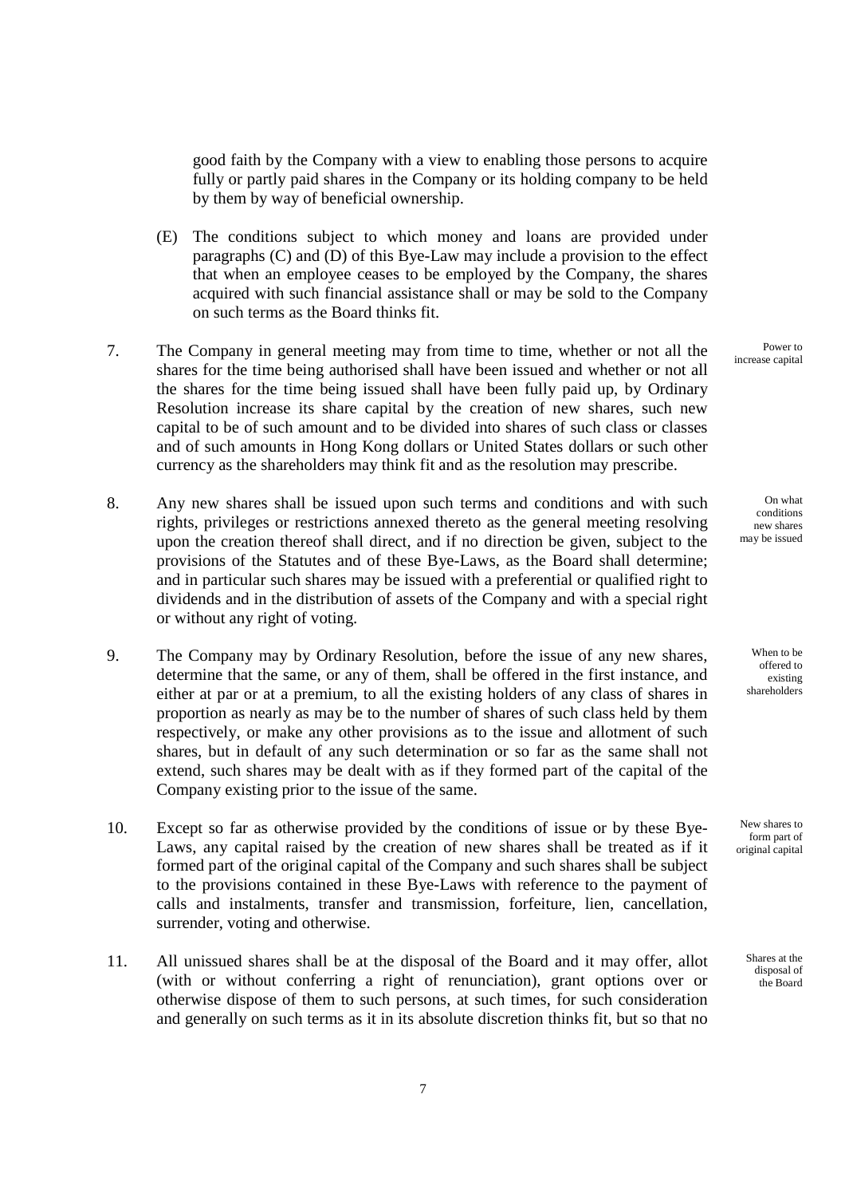good faith by the Company with a view to enabling those persons to acquire fully or partly paid shares in the Company or its holding company to be held by them by way of beneficial ownership.

(E) The conditions subject to which money and loans are provided under paragraphs (C) and (D) of this Bye-Law may include a provision to the effect that when an employee ceases to be employed by the Company, the shares acquired with such financial assistance shall or may be sold to the Company on such terms as the Board thinks fit.

*Power to increase capital*

7. The Company in general meeting may from time to time, whether or not all the shares for the time being authorised shall have been issued and whether or not all the shares for the time being issued shall have been fully paid up, by Ordinary Resolution increase its share capital by the creation of new shares, such new capital to be of such amount and to be divided into shares of such class or classes and of such amounts in Hong Kong dollars or United States dollars or such other currency as the shareholders may think fit and as the resolution may prescribe.

*On what conditions new shares may be issued*

8. Any new shares shall be issued upon such terms and conditions and with such rights, privileges or restrictions annexed thereto as the general meeting resolving upon the creation thereof shall direct, and if no direction be given, subject to the provisions of the Statutes and of these Bye-Laws, as the Board shall determine; and in particular such shares may be issued with a preferential or qualified right to dividends and in the distribution of assets of the Company and with a special right or without any right of voting.

*When to be offered to existing shareholders*

9. The Company may by Ordinary Resolution, before the issue of any new shares, determine that the same, or any of them, shall be offered in the first instance, and either at par or at a premium, to all the existing holders of any class of shares in proportion as nearly as may be to the number of shares of such class held by them respectively, or make any other provisions as to the issue and allotment of such shares, but in default of any such determination or so far as the same shall not extend, such shares may be dealt with as if they formed part of the capital of the Company existing prior to the issue of the same.

*New shares to form part of original capital*

10. Except so far as otherwise provided by the conditions of issue or by these Bye-Laws, any capital raised by the creation of new shares shall be treated as if it formed part of the original capital of the Company and such shares shall be subject to the provisions contained in these Bye-Laws with reference to the payment of calls and instalments, transfer and transmission, forfeiture, lien, cancellation, surrender, voting and otherwise.

*Shares at the disposal of the Board*

11. All unissued shares shall be at the disposal of the Board and it may offer, allot (with or without conferring a right of renunciation), grant options over or otherwise dispose of them to such persons, at such times, for such consideration and generally on such terms as it in its absolute discretion thinks fit, but so that no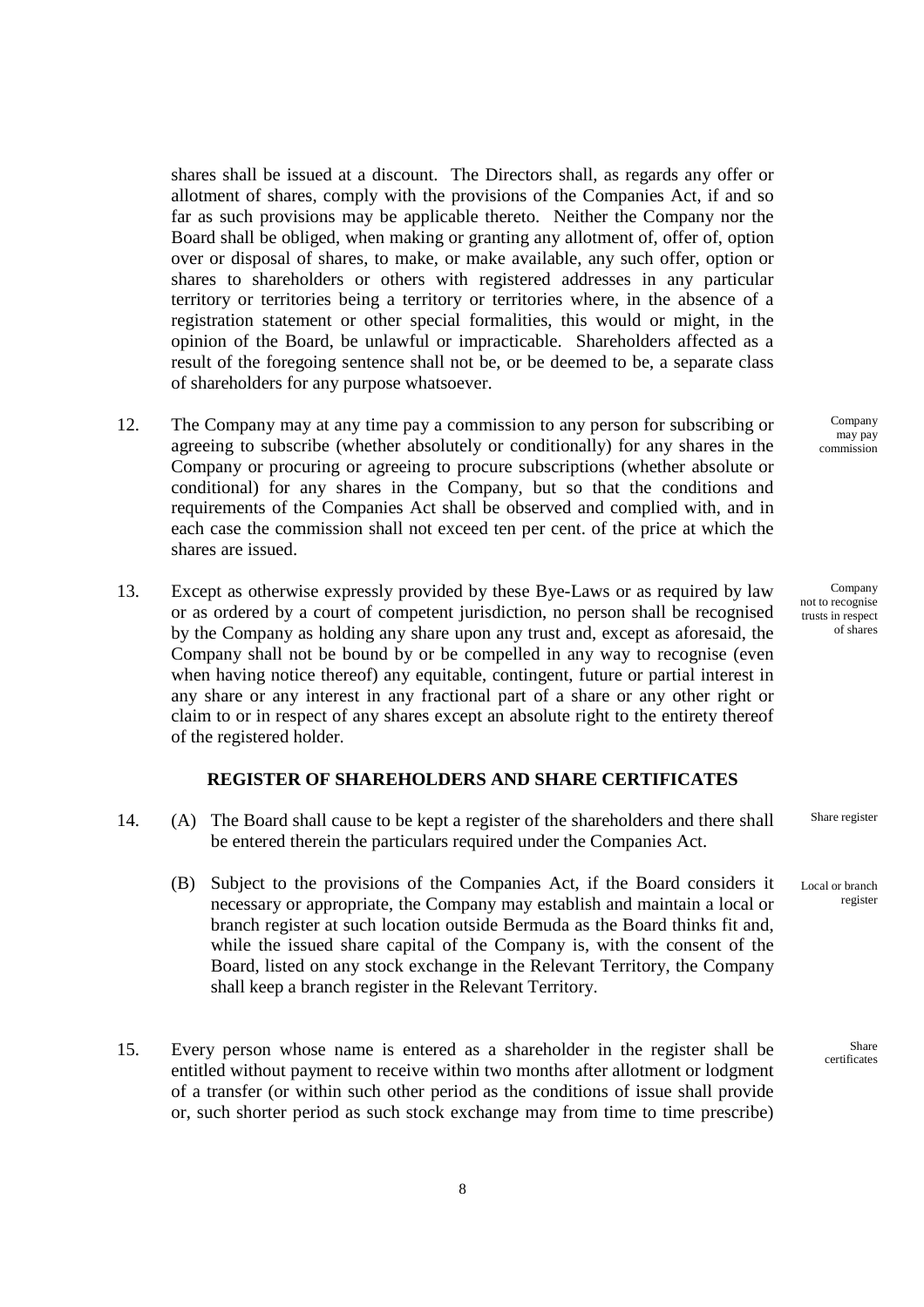shares shall be issued at a discount. The Directors shall, as regards any offer or allotment of shares, comply with the provisions of the Companies Act, if and so far as such provisions may be applicable thereto. Neither the Company nor the Board shall be obliged, when making or granting any allotment of, offer of, option over or disposal of shares, to make, or make available, any such offer, option or shares to shareholders or others with registered addresses in any particular territory or territories being a territory or territories where, in the absence of a registration statement or other special formalities, this would or might, in the opinion of the Board, be unlawful or impracticable. Shareholders affected as a result of the foregoing sentence shall not be, or be deemed to be, a separate class of shareholders for any purpose whatsoever.

12. The Company may at any time pay a commission to any person for subscribing or agreeing to subscribe (whether absolutely or conditionally) for any shares in the Company or procuring or agreeing to procure subscriptions (whether absolute or conditional) for any shares in the Company, but so that the conditions and requirements of the Companies Act shall be observed and complied with, and in each case the commission shall not exceed ten per cent. of the price at which the shares are issued. *Company may pay commission*

13. Except as otherwise expressly provided by these Bye-Laws or as required by law or as ordered by a court of competent jurisdiction, no person shall be recognised by the Company as holding any share upon any trust and, except as aforesaid, the Company shall not be bound by or be compelled in any way to recognise (even when having notice thereof) any equitable, contingent, future or partial interest in any share or any interest in any fractional part of a share or any other right or claim to or in respect of any shares except an absolute right to the entirety thereof of the registered holder. *Company not to recognise trusts in respect of shares*

## REGISTER OF SHAREHOLDERS AND SHARE CERTIFICATES

14. (A) The Board shall cause to be kept a register of the shareholders and there shall be entered therein the particulars required under the Companies Act. *Share register*

    (B) Subject to the provisions of the Companies Act, if the Board considers it necessary or appropriate, the Company may establish and maintain a local or branch register at such location outside Bermuda as the Board thinks fit and, while the issued share capital of the Company is, with the consent of the Board, listed on any stock exchange in the Relevant Territory, the Company shall keep a branch register in the Relevant Territory. *Local or branch register*

15. Every person whose name is entered as a shareholder in the register shall be entitled without payment to receive within two months after allotment or lodgment of a transfer (or within such other period as the conditions of issue shall provide or, such shorter period as such stock exchange may from time to time prescribe) *Share certificates*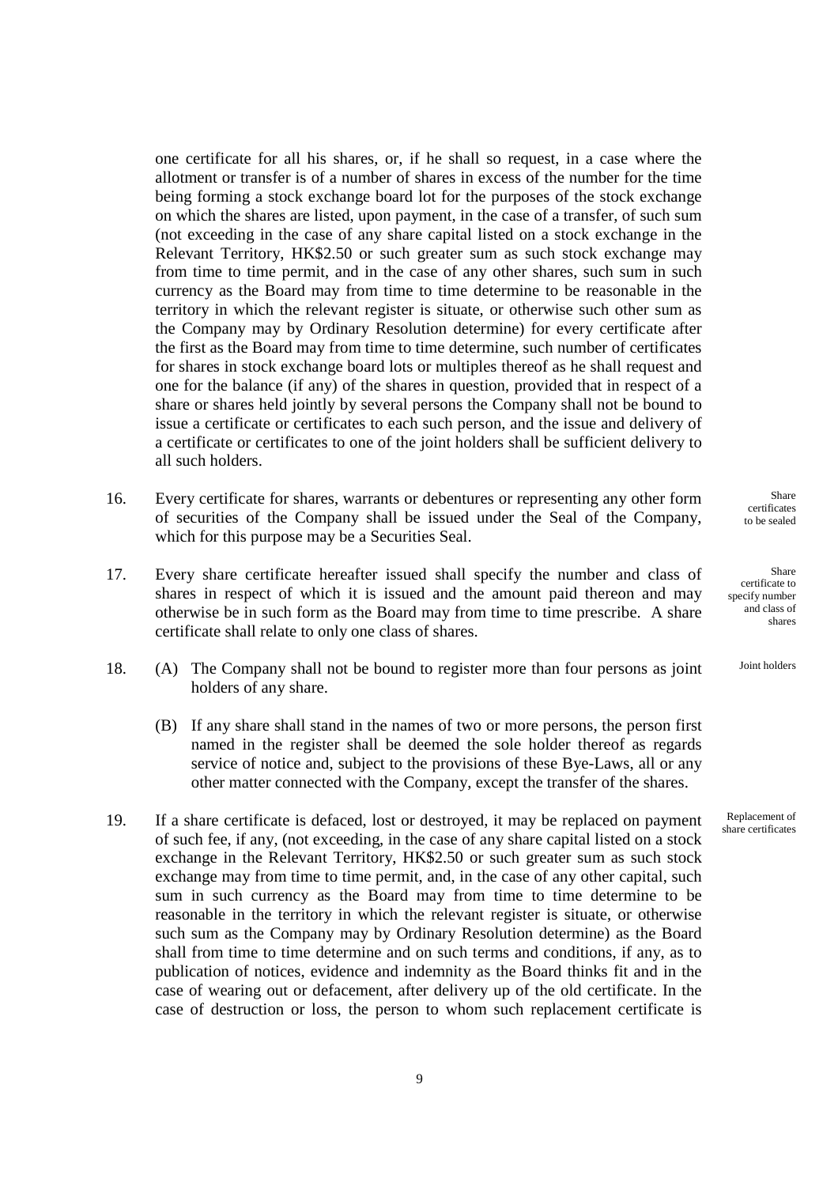one certificate for all his shares, or, if he shall so request, in a case where the allotment or transfer is of a number of shares in excess of the number for the time being forming a stock exchange board lot for the purposes of the stock exchange on which the shares are listed, upon payment, in the case of a transfer, of such sum (not exceeding in the case of any share capital listed on a stock exchange in the Relevant Territory, HK$2.50 or such greater sum as such stock exchange may from time to time permit, and in the case of any other shares, such sum in such currency as the Board may from time to time determine to be reasonable in the territory in which the relevant register is situate, or otherwise such other sum as the Company may by Ordinary Resolution determine) for every certificate after the first as the Board may from time to time determine, such number of certificates for shares in stock exchange board lots or multiples thereof as he shall request and one for the balance (if any) of the shares in question, provided that in respect of a share or shares held jointly by several persons the Company shall not be bound to issue a certificate or certificates to each such person, and the issue and delivery of a certificate or certificates to one of the joint holders shall be sufficient delivery to all such holders.

16. Every certificate for shares, warrants or debentures or representing any other form of securities of the Company shall be issued under the Seal of the Company, which for this purpose may be a Securities Seal. *Share certificates to be sealed*

17. Every share certificate hereafter issued shall specify the number and class of shares in respect of which it is issued and the amount paid thereon and may otherwise be in such form as the Board may from time to time prescribe. A share certificate shall relate to only one class of shares. *Share certificate to specify number and class of shares*

18. (A) The Company shall not be bound to register more than four persons as joint holders of any share. *Joint holders*

    (B) If any share shall stand in the names of two or more persons, the person first named in the register shall be deemed the sole holder thereof as regards service of notice and, subject to the provisions of these Bye-Laws, all or any other matter connected with the Company, except the transfer of the shares.

19. If a share certificate is defaced, lost or destroyed, it may be replaced on payment of such fee, if any, (not exceeding, in the case of any share capital listed on a stock exchange in the Relevant Territory, HK$2.50 or such greater sum as such stock exchange may from time to time permit, and, in the case of any other capital, such sum in such currency as the Board may from time to time determine to be reasonable in the territory in which the relevant register is situate, or otherwise such sum as the Company may by Ordinary Resolution determine) as the Board shall from time to time determine and on such terms and conditions, if any, as to publication of notices, evidence and indemnity as the Board thinks fit and in the case of wearing out or defacement, after delivery up of the old certificate. In the case of destruction or loss, the person to whom such replacement certificate is *Replacement of share certificates*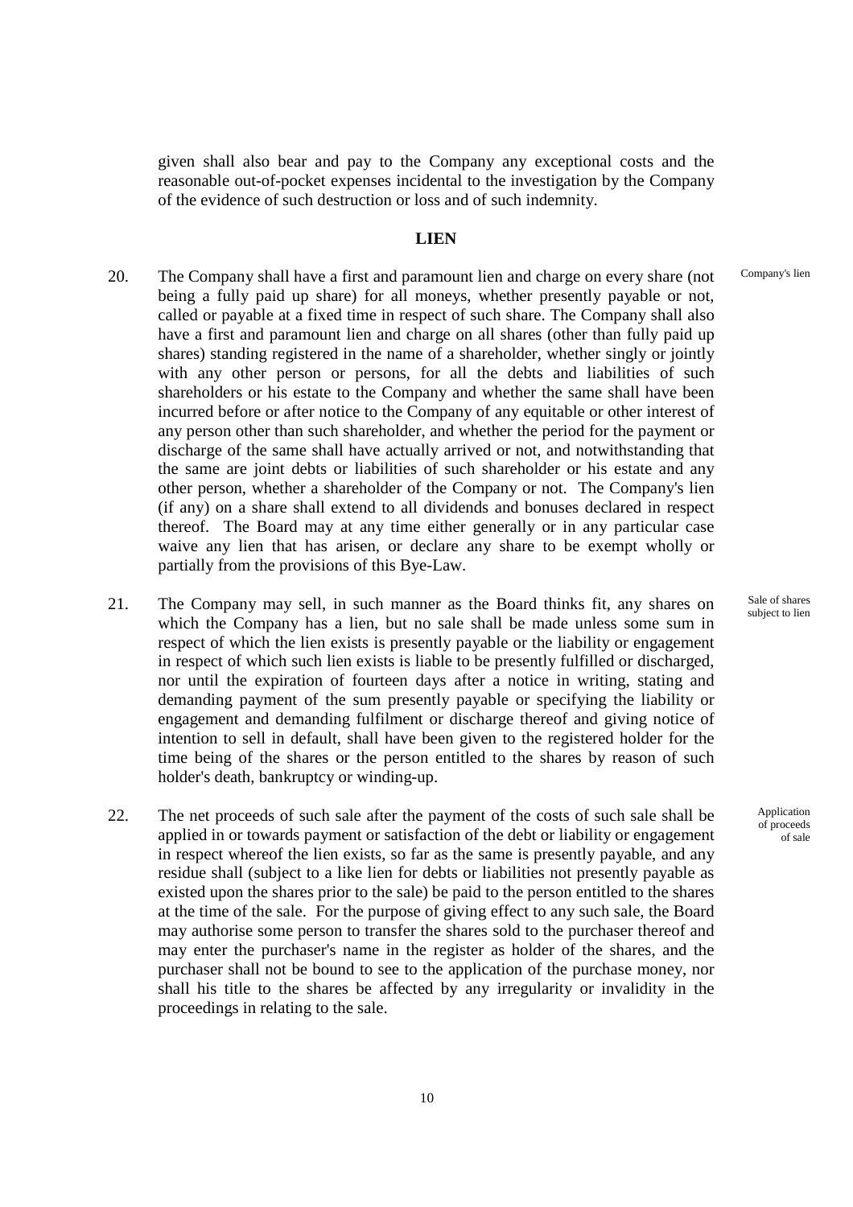given shall also bear and pay to the Company any exceptional costs and the reasonable out-of-pocket expenses incidental to the investigation by the Company of the evidence of such destruction or loss and of such indemnity.

## LIEN

Company's lien

20. The Company shall have a first and paramount lien and charge on every share (not being a fully paid up share) for all moneys, whether presently payable or not, called or payable at a fixed time in respect of such share. The Company shall also have a first and paramount lien and charge on all shares (other than fully paid up shares) standing registered in the name of a shareholder, whether singly or jointly with any other person or persons, for all the debts and liabilities of such shareholders or his estate to the Company and whether the same shall have been incurred before or after notice to the Company of any equitable or other interest of any person other than such shareholder, and whether the period for the payment or discharge of the same shall have actually arrived or not, and notwithstanding that the same are joint debts or liabilities of such shareholder or his estate and any other person, whether a shareholder of the Company or not. The Company's lien (if any) on a share shall extend to all dividends and bonuses declared in respect thereof. The Board may at any time either generally or in any particular case waive any lien that has arisen, or declare any share to be exempt wholly or partially from the provisions of this Bye-Law.

Sale of shares subject to lien

21. The Company may sell, in such manner as the Board thinks fit, any shares on which the Company has a lien, but no sale shall be made unless some sum in respect of which the lien exists is presently payable or the liability or engagement in respect of which such lien exists is liable to be presently fulfilled or discharged, nor until the expiration of fourteen days after a notice in writing, stating and demanding payment of the sum presently payable or specifying the liability or engagement and demanding fulfilment or discharge thereof and giving notice of intention to sell in default, shall have been given to the registered holder for the time being of the shares or the person entitled to the shares by reason of such holder's death, bankruptcy or winding-up.

Application of proceeds of sale

22. The net proceeds of such sale after the payment of the costs of such sale shall be applied in or towards payment or satisfaction of the debt or liability or engagement in respect whereof the lien exists, so far as the same is presently payable, and any residue shall (subject to a like lien for debts or liabilities not presently payable as existed upon the shares prior to the sale) be paid to the person entitled to the shares at the time of the sale. For the purpose of giving effect to any such sale, the Board may authorise some person to transfer the shares sold to the purchaser thereof and may enter the purchaser's name in the register as holder of the shares, and the purchaser shall not be bound to see to the application of the purchase money, nor shall his title to the shares be affected by any irregularity or invalidity in the proceedings in relating to the sale.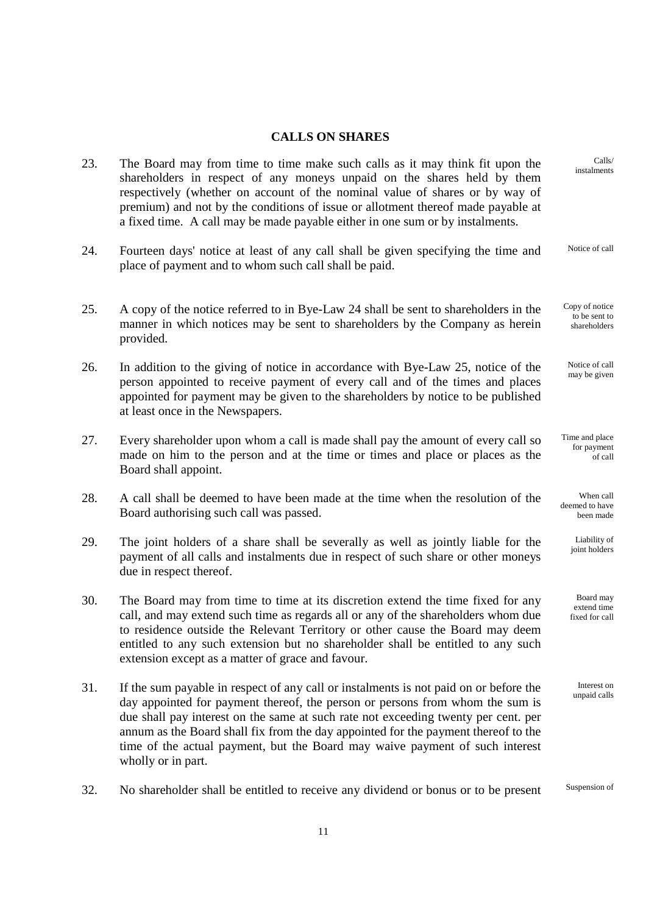## CALLS ON SHARES

23. The Board may from time to time make such calls as it may think fit upon the shareholders in respect of any moneys unpaid on the shares held by them respectively (whether on account of the nominal value of shares or by way of premium) and not by the conditions of issue or allotment thereof made payable at a fixed time. A call may be made payable either in one sum or by instalments. *Calls/ instalments*

24. Fourteen days' notice at least of any call shall be given specifying the time and place of payment and to whom such call shall be paid. *Notice of call*

25. A copy of the notice referred to in Bye-Law 24 shall be sent to shareholders in the manner in which notices may be sent to shareholders by the Company as herein provided. *Copy of notice to be sent to shareholders*

26. In addition to the giving of notice in accordance with Bye-Law 25, notice of the person appointed to receive payment of every call and of the times and places appointed for payment may be given to the shareholders by notice to be published at least once in the Newspapers. *Notice of call may be given*

27. Every shareholder upon whom a call is made shall pay the amount of every call so made on him to the person and at the time or times and place or places as the Board shall appoint. *Time and place for payment of call*

28. A call shall be deemed to have been made at the time when the resolution of the Board authorising such call was passed. *When call deemed to have been made*

29. The joint holders of a share shall be severally as well as jointly liable for the payment of all calls and instalments due in respect of such share or other moneys due in respect thereof. *Liability of joint holders*

30. The Board may from time to time at its discretion extend the time fixed for any call, and may extend such time as regards all or any of the shareholders whom due to residence outside the Relevant Territory or other cause the Board may deem entitled to any such extension but no shareholder shall be entitled to any such extension except as a matter of grace and favour. *Board may extend time fixed for call*

31. If the sum payable in respect of any call or instalments is not paid on or before the day appointed for payment thereof, the person or persons from whom the sum is due shall pay interest on the same at such rate not exceeding twenty per cent. per annum as the Board shall fix from the day appointed for the payment thereof to the time of the actual payment, but the Board may waive payment of such interest wholly or in part. *Interest on unpaid calls*

32. No shareholder shall be entitled to receive any dividend or bonus or to be present *Suspension of*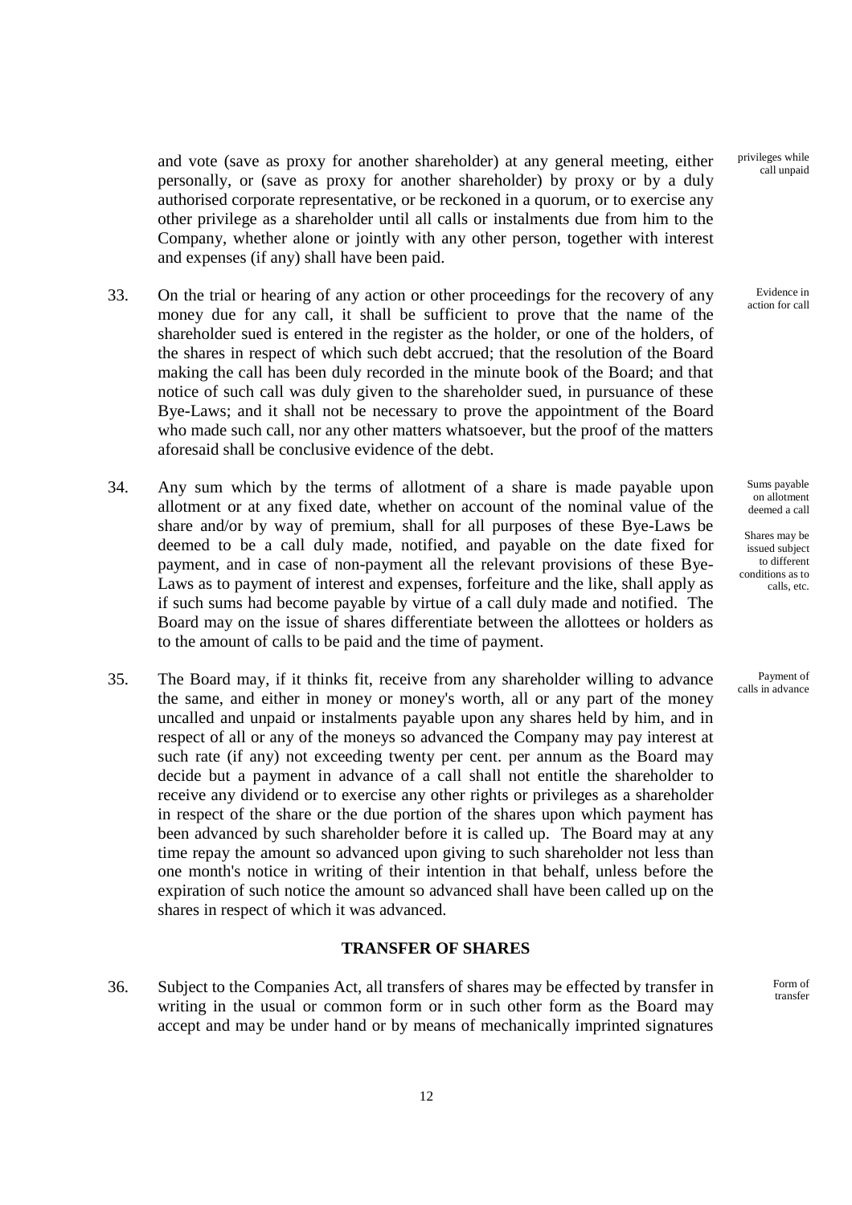and vote (save as proxy for another shareholder) at any general meeting, either personally, or (save as proxy for another shareholder) by proxy or by a duly authorised corporate representative, or be reckoned in a quorum, or to exercise any other privilege as a shareholder until all calls or instalments due from him to the Company, whether alone or jointly with any other person, together with interest and expenses (if any) shall have been paid.

*privileges while call unpaid*

33. On the trial or hearing of any action or other proceedings for the recovery of any money due for any call, it shall be sufficient to prove that the name of the shareholder sued is entered in the register as the holder, or one of the holders, of the shares in respect of which such debt accrued; that the resolution of the Board making the call has been duly recorded in the minute book of the Board; and that notice of such call was duly given to the shareholder sued, in pursuance of these Bye-Laws; and it shall not be necessary to prove the appointment of the Board who made such call, nor any other matters whatsoever, but the proof of the matters aforesaid shall be conclusive evidence of the debt.

*Evidence in action for call*

34. Any sum which by the terms of allotment of a share is made payable upon allotment or at any fixed date, whether on account of the nominal value of the share and/or by way of premium, shall for all purposes of these Bye-Laws be deemed to be a call duly made, notified, and payable on the date fixed for payment, and in case of non-payment all the relevant provisions of these Bye-Laws as to payment of interest and expenses, forfeiture and the like, shall apply as if such sums had become payable by virtue of a call duly made and notified. The Board may on the issue of shares differentiate between the allottees or holders as to the amount of calls to be paid and the time of payment.

*Sums payable on allotment deemed a call*

*Shares may be issued subject to different conditions as to calls, etc.*

35. The Board may, if it thinks fit, receive from any shareholder willing to advance the same, and either in money or money's worth, all or any part of the money uncalled and unpaid or instalments payable upon any shares held by him, and in respect of all or any of the moneys so advanced the Company may pay interest at such rate (if any) not exceeding twenty per cent. per annum as the Board may decide but a payment in advance of a call shall not entitle the shareholder to receive any dividend or to exercise any other rights or privileges as a shareholder in respect of the share or the due portion of the shares upon which payment has been advanced by such shareholder before it is called up. The Board may at any time repay the amount so advanced upon giving to such shareholder not less than one month's notice in writing of their intention in that behalf, unless before the expiration of such notice the amount so advanced shall have been called up on the shares in respect of which it was advanced.

*Payment of calls in advance*

## TRANSFER OF SHARES

36. Subject to the Companies Act, all transfers of shares may be effected by transfer in writing in the usual or common form or in such other form as the Board may accept and may be under hand or by means of mechanically imprinted signatures

*Form of transfer*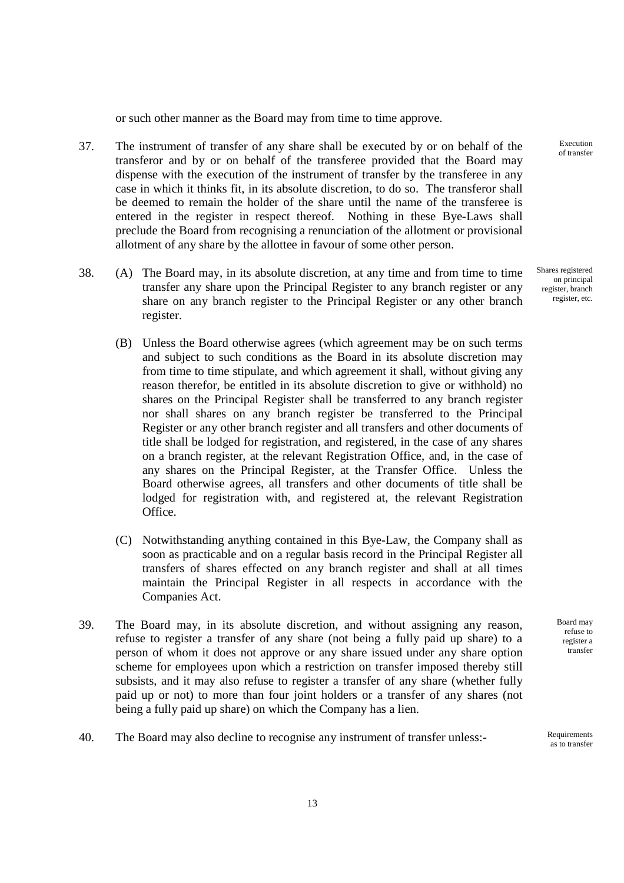or such other manner as the Board may from time to time approve.

37. The instrument of transfer of any share shall be executed by or on behalf of the transferor and by or on behalf of the transferee provided that the Board may dispense with the execution of the instrument of transfer by the transferee in any case in which it thinks fit, in its absolute discretion, to do so. The transferor shall be deemed to remain the holder of the share until the name of the transferee is entered in the register in respect thereof. Nothing in these Bye-Laws shall preclude the Board from recognising a renunciation of the allotment or provisional allotment of any share by the allottee in favour of some other person.

*Execution of transfer*

38. (A) The Board may, in its absolute discretion, at any time and from time to time transfer any share upon the Principal Register to any branch register or any share on any branch register to the Principal Register or any other branch register.

*Shares registered on principal register, branch register, etc.*

(B) Unless the Board otherwise agrees (which agreement may be on such terms and subject to such conditions as the Board in its absolute discretion may from time to time stipulate, and which agreement it shall, without giving any reason therefor, be entitled in its absolute discretion to give or withhold) no shares on the Principal Register shall be transferred to any branch register nor shall shares on any branch register be transferred to the Principal Register or any other branch register and all transfers and other documents of title shall be lodged for registration, and registered, in the case of any shares on a branch register, at the relevant Registration Office, and, in the case of any shares on the Principal Register, at the Transfer Office. Unless the Board otherwise agrees, all transfers and other documents of title shall be lodged for registration with, and registered at, the relevant Registration Office.

(C) Notwithstanding anything contained in this Bye-Law, the Company shall as soon as practicable and on a regular basis record in the Principal Register all transfers of shares effected on any branch register and shall at all times maintain the Principal Register in all respects in accordance with the Companies Act.

39. The Board may, in its absolute discretion, and without assigning any reason, refuse to register a transfer of any share (not being a fully paid up share) to a person of whom it does not approve or any share issued under any share option scheme for employees upon which a restriction on transfer imposed thereby still subsists, and it may also refuse to register a transfer of any share (whether fully paid up or not) to more than four joint holders or a transfer of any shares (not being a fully paid up share) on which the Company has a lien.

*Board may refuse to register a transfer*

40. The Board may also decline to recognise any instrument of transfer unless:-

*Requirements as to transfer*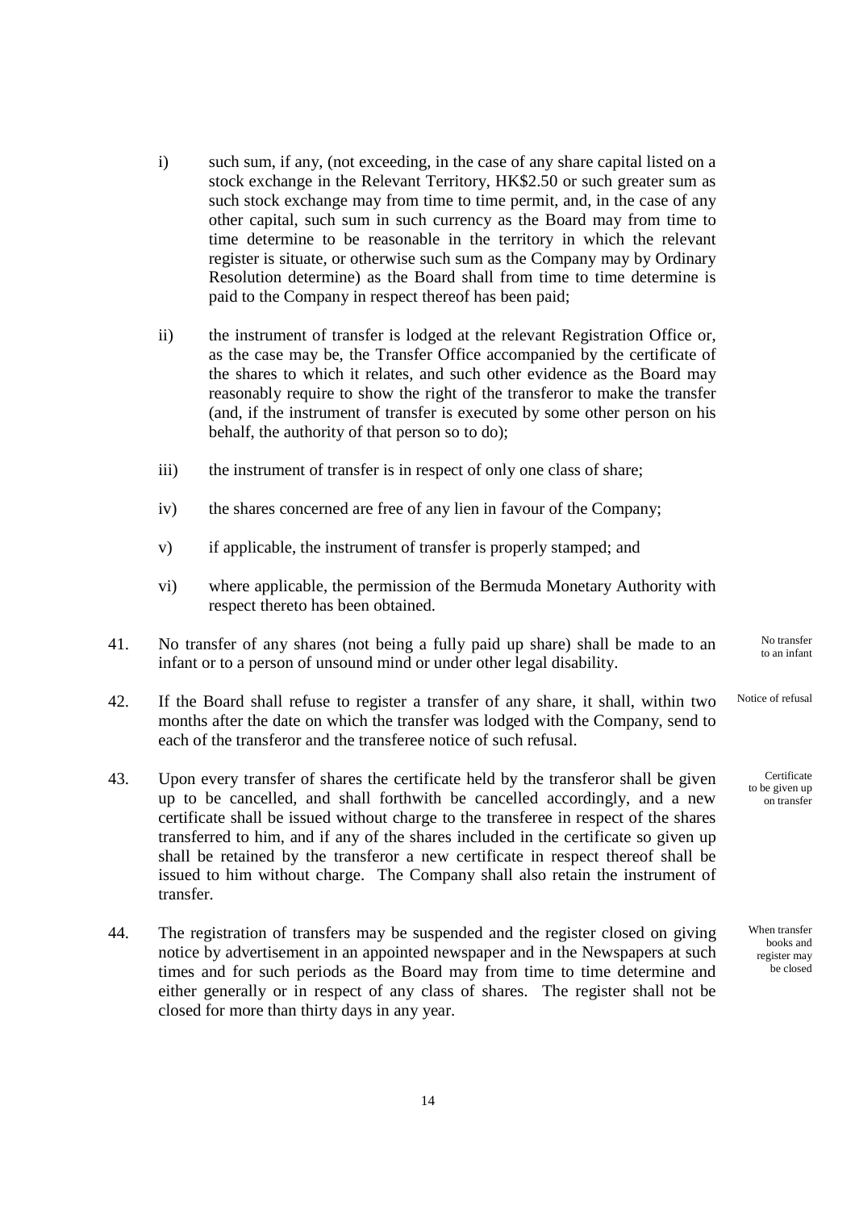i) such sum, if any, (not exceeding, in the case of any share capital listed on a stock exchange in the Relevant Territory, HK$2.50 or such greater sum as such stock exchange may from time to time permit, and, in the case of any other capital, such sum in such currency as the Board may from time to time determine to be reasonable in the territory in which the relevant register is situate, or otherwise such sum as the Company may by Ordinary Resolution determine) as the Board shall from time to time determine is paid to the Company in respect thereof has been paid;

ii) the instrument of transfer is lodged at the relevant Registration Office or, as the case may be, the Transfer Office accompanied by the certificate of the shares to which it relates, and such other evidence as the Board may reasonably require to show the right of the transferor to make the transfer (and, if the instrument of transfer is executed by some other person on his behalf, the authority of that person so to do);

iii) the instrument of transfer is in respect of only one class of share;

iv) the shares concerned are free of any lien in favour of the Company;

v) if applicable, the instrument of transfer is properly stamped; and

vi) where applicable, the permission of the Bermuda Monetary Authority with respect thereto has been obtained.

41. No transfer of any shares (not being a fully paid up share) shall be made to an infant or to a person of unsound mind or under other legal disability. *(No transfer to an infant)*

42. If the Board shall refuse to register a transfer of any share, it shall, within two months after the date on which the transfer was lodged with the Company, send to each of the transferor and the transferee notice of such refusal. *(Notice of refusal)*

43. Upon every transfer of shares the certificate held by the transferor shall be given up to be cancelled, and shall forthwith be cancelled accordingly, and a new certificate shall be issued without charge to the transferee in respect of the shares transferred to him, and if any of the shares included in the certificate so given up shall be retained by the transferor a new certificate in respect thereof shall be issued to him without charge. The Company shall also retain the instrument of transfer. *(Certificate to be given up on transfer)*

44. The registration of transfers may be suspended and the register closed on giving notice by advertisement in an appointed newspaper and in the Newspapers at such times and for such periods as the Board may from time to time determine and either generally or in respect of any class of shares. The register shall not be closed for more than thirty days in any year. *(When transfer books and register may be closed)*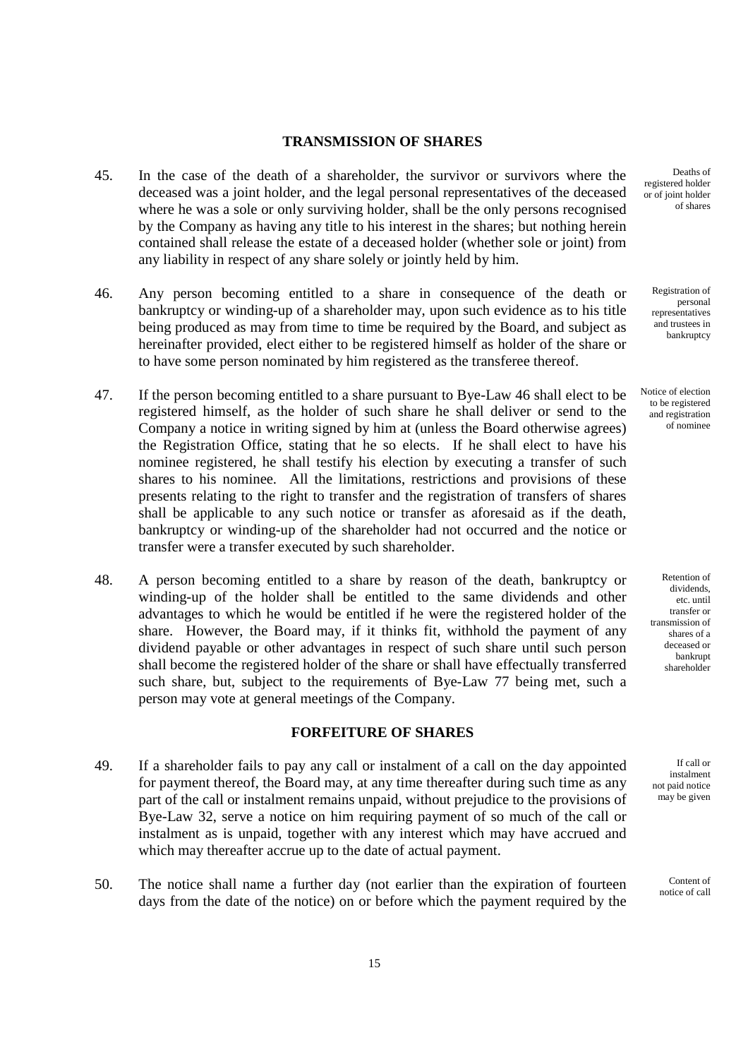## TRANSMISSION OF SHARES

45. In the case of the death of a shareholder, the survivor or survivors where the deceased was a joint holder, and the legal personal representatives of the deceased where he was a sole or only surviving holder, shall be the only persons recognised by the Company as having any title to his interest in the shares; but nothing herein contained shall release the estate of a deceased holder (whether sole or joint) from any liability in respect of any share solely or jointly held by him.

*Deaths of registered holder or of joint holder of shares*

46. Any person becoming entitled to a share in consequence of the death or bankruptcy or winding-up of a shareholder may, upon such evidence as to his title being produced as may from time to time be required by the Board, and subject as hereinafter provided, elect either to be registered himself as holder of the share or to have some person nominated by him registered as the transferee thereof.

*Registration of personal representatives and trustees in bankruptcy*

47. If the person becoming entitled to a share pursuant to Bye-Law 46 shall elect to be registered himself, as the holder of such share he shall deliver or send to the Company a notice in writing signed by him at (unless the Board otherwise agrees) the Registration Office, stating that he so elects. If he shall elect to have his nominee registered, he shall testify his election by executing a transfer of such shares to his nominee. All the limitations, restrictions and provisions of these presents relating to the right to transfer and the registration of transfers of shares shall be applicable to any such notice or transfer as aforesaid as if the death, bankruptcy or winding-up of the shareholder had not occurred and the notice or transfer were a transfer executed by such shareholder.

*Notice of election to be registered and registration of nominee*

48. A person becoming entitled to a share by reason of the death, bankruptcy or winding-up of the holder shall be entitled to the same dividends and other advantages to which he would be entitled if he were the registered holder of the share. However, the Board may, if it thinks fit, withhold the payment of any dividend payable or other advantages in respect of such share until such person shall become the registered holder of the share or shall have effectually transferred such share, but, subject to the requirements of Bye-Law 77 being met, such a person may vote at general meetings of the Company.

*Retention of dividends, etc. until transfer or transmission of shares of a deceased or bankrupt shareholder*

## FORFEITURE OF SHARES

49. If a shareholder fails to pay any call or instalment of a call on the day appointed for payment thereof, the Board may, at any time thereafter during such time as any part of the call or instalment remains unpaid, without prejudice to the provisions of Bye-Law 32, serve a notice on him requiring payment of so much of the call or instalment as is unpaid, together with any interest which may have accrued and which may thereafter accrue up to the date of actual payment.

*If call or instalment not paid notice may be given*

50. The notice shall name a further day (not earlier than the expiration of fourteen days from the date of the notice) on or before which the payment required by the

*Content of notice of call*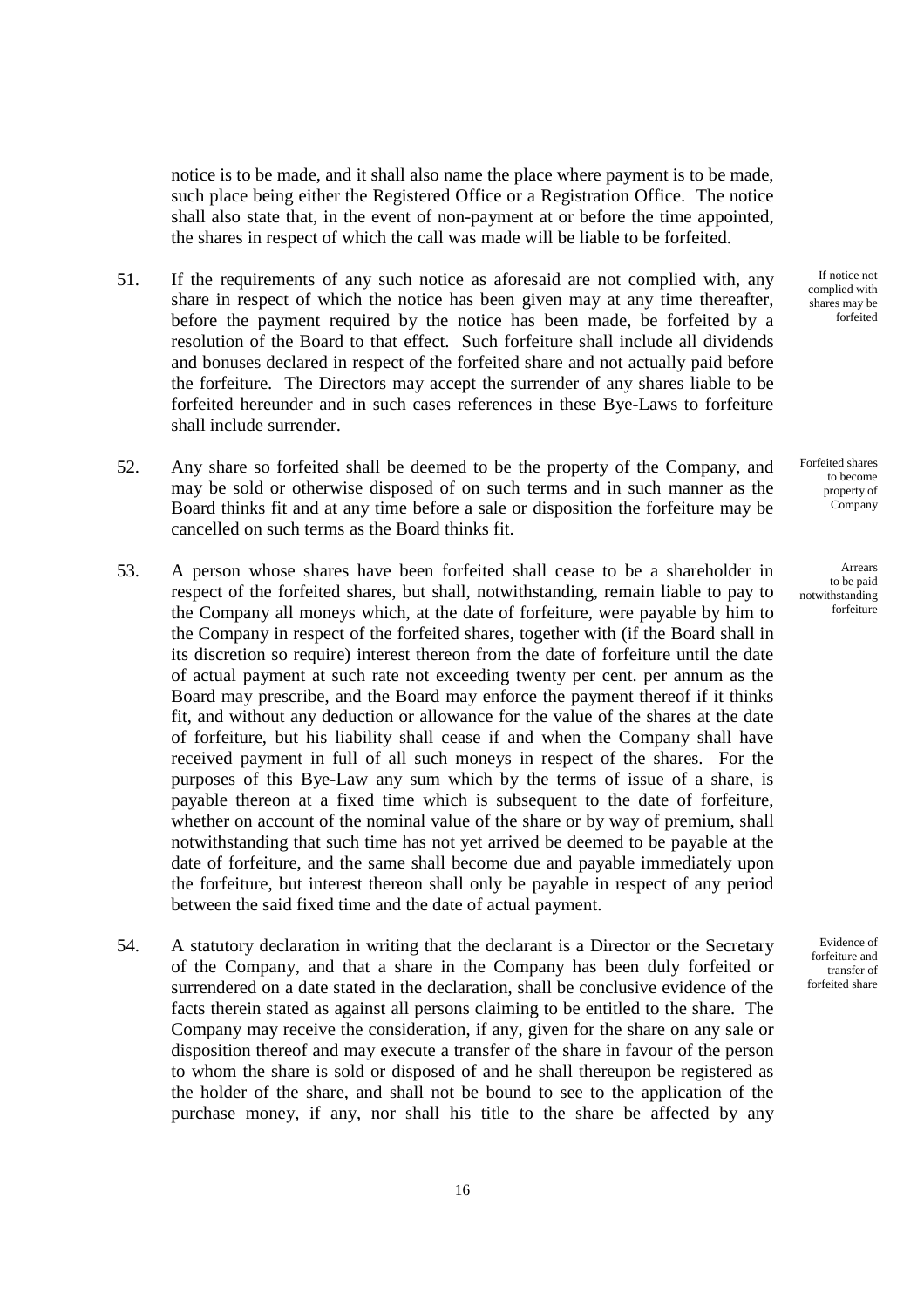notice is to be made, and it shall also name the place where payment is to be made, such place being either the Registered Office or a Registration Office. The notice shall also state that, in the event of non-payment at or before the time appointed, the shares in respect of which the call was made will be liable to be forfeited.

*If notice not complied with shares may be forfeited*

51. If the requirements of any such notice as aforesaid are not complied with, any share in respect of which the notice has been given may at any time thereafter, before the payment required by the notice has been made, be forfeited by a resolution of the Board to that effect. Such forfeiture shall include all dividends and bonuses declared in respect of the forfeited share and not actually paid before the forfeiture. The Directors may accept the surrender of any shares liable to be forfeited hereunder and in such cases references in these Bye-Laws to forfeiture shall include surrender.

*Forfeited shares to become property of Company*

52. Any share so forfeited shall be deemed to be the property of the Company, and may be sold or otherwise disposed of on such terms and in such manner as the Board thinks fit and at any time before a sale or disposition the forfeiture may be cancelled on such terms as the Board thinks fit.

*Arrears to be paid notwithstanding forfeiture*

53. A person whose shares have been forfeited shall cease to be a shareholder in respect of the forfeited shares, but shall, notwithstanding, remain liable to pay to the Company all moneys which, at the date of forfeiture, were payable by him to the Company in respect of the forfeited shares, together with (if the Board shall in its discretion so require) interest thereon from the date of forfeiture until the date of actual payment at such rate not exceeding twenty per cent. per annum as the Board may prescribe, and the Board may enforce the payment thereof if it thinks fit, and without any deduction or allowance for the value of the shares at the date of forfeiture, but his liability shall cease if and when the Company shall have received payment in full of all such moneys in respect of the shares. For the purposes of this Bye-Law any sum which by the terms of issue of a share, is payable thereon at a fixed time which is subsequent to the date of forfeiture, whether on account of the nominal value of the share or by way of premium, shall notwithstanding that such time has not yet arrived be deemed to be payable at the date of forfeiture, and the same shall become due and payable immediately upon the forfeiture, but interest thereon shall only be payable in respect of any period between the said fixed time and the date of actual payment.

*Evidence of forfeiture and transfer of forfeited share*

54. A statutory declaration in writing that the declarant is a Director or the Secretary of the Company, and that a share in the Company has been duly forfeited or surrendered on a date stated in the declaration, shall be conclusive evidence of the facts therein stated as against all persons claiming to be entitled to the share. The Company may receive the consideration, if any, given for the share on any sale or disposition thereof and may execute a transfer of the share in favour of the person to whom the share is sold or disposed of and he shall thereupon be registered as the holder of the share, and shall not be bound to see to the application of the purchase money, if any, nor shall his title to the share be affected by any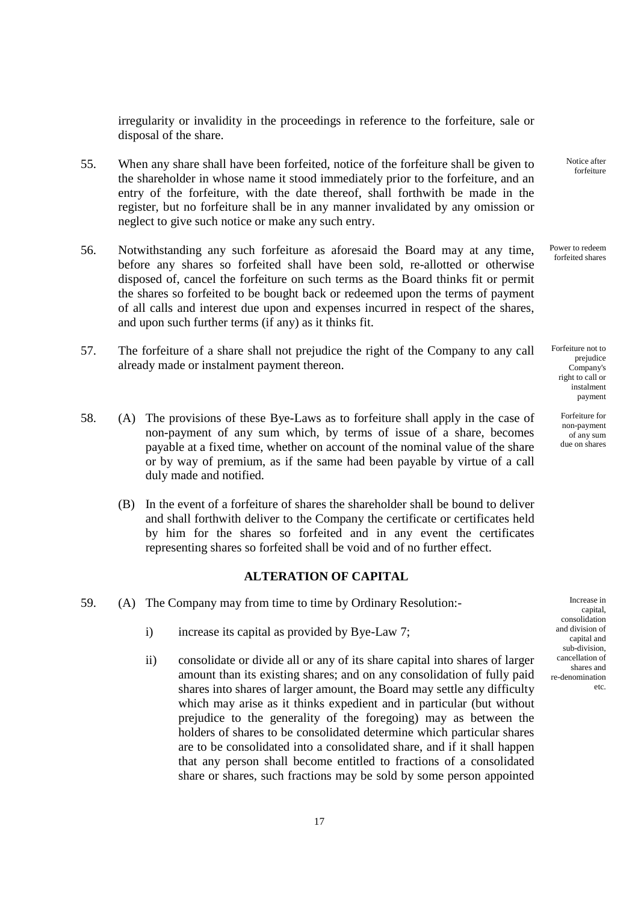irregularity or invalidity in the proceedings in reference to the forfeiture, sale or disposal of the share.

55. When any share shall have been forfeited, notice of the forfeiture shall be given to the shareholder in whose name it stood immediately prior to the forfeiture, and an entry of the forfeiture, with the date thereof, shall forthwith be made in the register, but no forfeiture shall be in any manner invalidated by any omission or neglect to give such notice or make any such entry.

*Notice after forfeiture*

56. Notwithstanding any such forfeiture as aforesaid the Board may at any time, before any shares so forfeited shall have been sold, re-allotted or otherwise disposed of, cancel the forfeiture on such terms as the Board thinks fit or permit the shares so forfeited to be bought back or redeemed upon the terms of payment of all calls and interest due upon and expenses incurred in respect of the shares, and upon such further terms (if any) as it thinks fit.

*Power to redeem forfeited shares*

57. The forfeiture of a share shall not prejudice the right of the Company to any call already made or instalment payment thereon.

*Forfeiture not to prejudice Company's right to call or instalment payment*

58. (A) The provisions of these Bye-Laws as to forfeiture shall apply in the case of non-payment of any sum which, by terms of issue of a share, becomes payable at a fixed time, whether on account of the nominal value of the share or by way of premium, as if the same had been payable by virtue of a call duly made and notified.

*Forfeiture for non-payment of any sum due on shares*

(B) In the event of a forfeiture of shares the shareholder shall be bound to deliver and shall forthwith deliver to the Company the certificate or certificates held by him for the shares so forfeited and in any event the certificates representing shares so forfeited shall be void and of no further effect.

## ALTERATION OF CAPITAL

59. (A) The Company may from time to time by Ordinary Resolution:-

*Increase in capital, consolidation and division of capital and sub-division, cancellation of shares and re-denomination etc.*

i) increase its capital as provided by Bye-Law 7;

ii) consolidate or divide all or any of its share capital into shares of larger amount than its existing shares; and on any consolidation of fully paid shares into shares of larger amount, the Board may settle any difficulty which may arise as it thinks expedient and in particular (but without prejudice to the generality of the foregoing) may as between the holders of shares to be consolidated determine which particular shares are to be consolidated into a consolidated share, and if it shall happen that any person shall become entitled to fractions of a consolidated share or shares, such fractions may be sold by some person appointed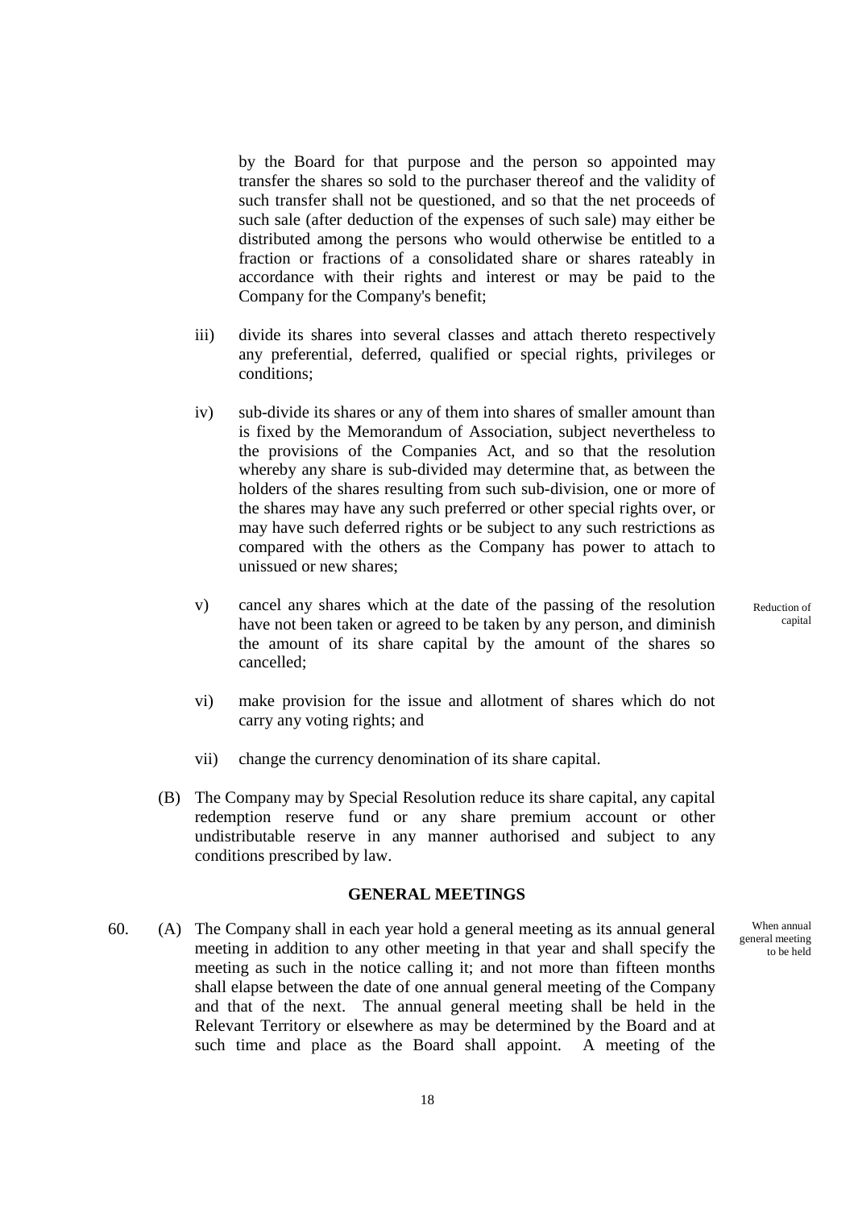by the Board for that purpose and the person so appointed may transfer the shares so sold to the purchaser thereof and the validity of such transfer shall not be questioned, and so that the net proceeds of such sale (after deduction of the expenses of such sale) may either be distributed among the persons who would otherwise be entitled to a fraction or fractions of a consolidated share or shares rateably in accordance with their rights and interest or may be paid to the Company for the Company's benefit;

iii) divide its shares into several classes and attach thereto respectively any preferential, deferred, qualified or special rights, privileges or conditions;

iv) sub-divide its shares or any of them into shares of smaller amount than is fixed by the Memorandum of Association, subject nevertheless to the provisions of the Companies Act, and so that the resolution whereby any share is sub-divided may determine that, as between the holders of the shares resulting from such sub-division, one or more of the shares may have any such preferred or other special rights over, or may have such deferred rights or be subject to any such restrictions as compared with the others as the Company has power to attach to unissued or new shares;

v) cancel any shares which at the date of the passing of the resolution have not been taken or agreed to be taken by any person, and diminish the amount of its share capital by the amount of the shares so cancelled;

vi) make provision for the issue and allotment of shares which do not carry any voting rights; and

vii) change the currency denomination of its share capital.

Reduction of capital

(B) The Company may by Special Resolution reduce its share capital, any capital redemption reserve fund or any share premium account or other undistributable reserve in any manner authorised and subject to any conditions prescribed by law.

## GENERAL MEETINGS

When annual general meeting to be held

60. (A) The Company shall in each year hold a general meeting as its annual general meeting in addition to any other meeting in that year and shall specify the meeting as such in the notice calling it; and not more than fifteen months shall elapse between the date of one annual general meeting of the Company and that of the next. The annual general meeting shall be held in the Relevant Territory or elsewhere as may be determined by the Board and at such time and place as the Board shall appoint. A meeting of the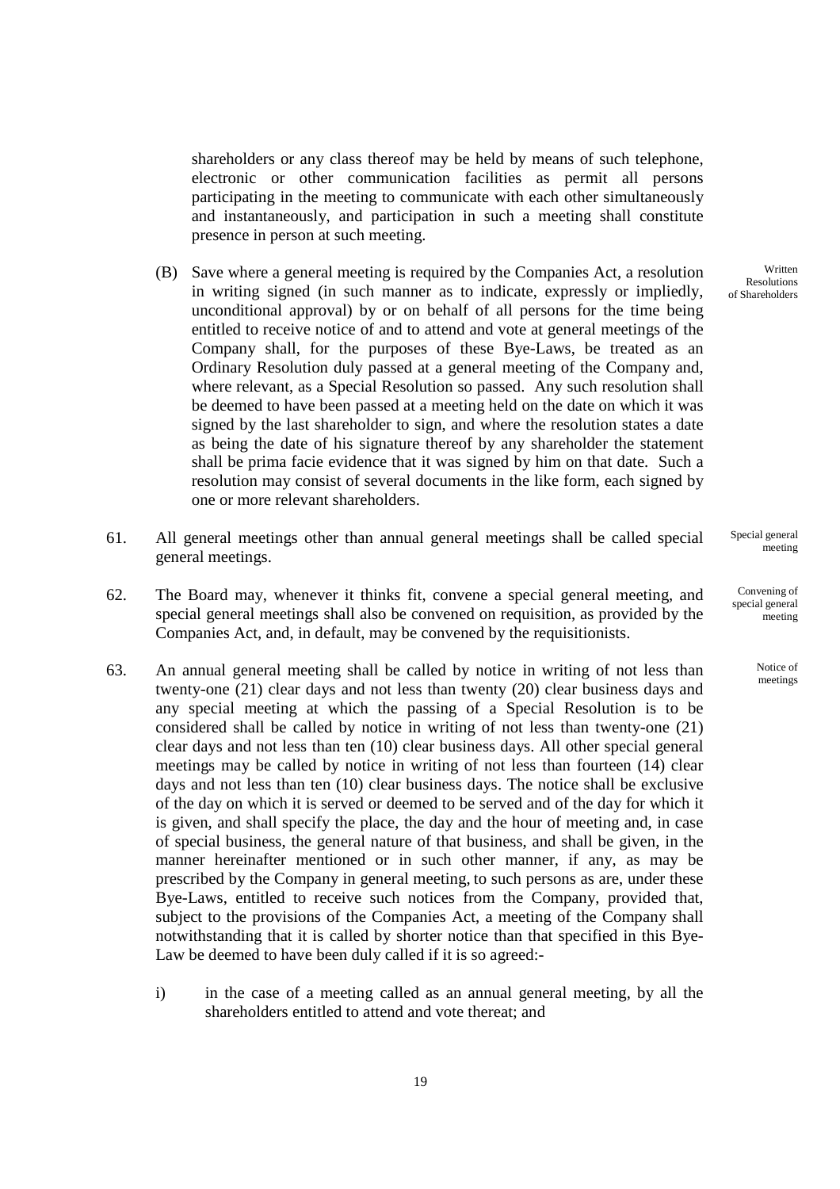shareholders or any class thereof may be held by means of such telephone, electronic or other communication facilities as permit all persons participating in the meeting to communicate with each other simultaneously and instantaneously, and participation in such a meeting shall constitute presence in person at such meeting.

(B) Save where a general meeting is required by the Companies Act, a resolution in writing signed (in such manner as to indicate, expressly or impliedly, unconditional approval) by or on behalf of all persons for the time being entitled to receive notice of and to attend and vote at general meetings of the Company shall, for the purposes of these Bye-Laws, be treated as an Ordinary Resolution duly passed at a general meeting of the Company and, where relevant, as a Special Resolution so passed. Any such resolution shall be deemed to have been passed at a meeting held on the date on which it was signed by the last shareholder to sign, and where the resolution states a date as being the date of his signature thereof by any shareholder the statement shall be prima facie evidence that it was signed by him on that date. Such a resolution may consist of several documents in the like form, each signed by one or more relevant shareholders.

Written Resolutions of Shareholders

61. All general meetings other than annual general meetings shall be called special general meetings.

Special general meeting

62. The Board may, whenever it thinks fit, convene a special general meeting, and special general meetings shall also be convened on requisition, as provided by the Companies Act, and, in default, may be convened by the requisitionists.

Convening of special general meeting

63. An annual general meeting shall be called by notice in writing of not less than twenty-one (21) clear days and not less than twenty (20) clear business days and any special meeting at which the passing of a Special Resolution is to be considered shall be called by notice in writing of not less than twenty-one (21) clear days and not less than ten (10) clear business days. All other special general meetings may be called by notice in writing of not less than fourteen (14) clear days and not less than ten (10) clear business days. The notice shall be exclusive of the day on which it is served or deemed to be served and of the day for which it is given, and shall specify the place, the day and the hour of meeting and, in case of special business, the general nature of that business, and shall be given, in the manner hereinafter mentioned or in such other manner, if any, as may be prescribed by the Company in general meeting, to such persons as are, under these Bye-Laws, entitled to receive such notices from the Company, provided that, subject to the provisions of the Companies Act, a meeting of the Company shall notwithstanding that it is called by shorter notice than that specified in this Bye-Law be deemed to have been duly called if it is so agreed:-

Notice of meetings

i) in the case of a meeting called as an annual general meeting, by all the shareholders entitled to attend and vote thereat; and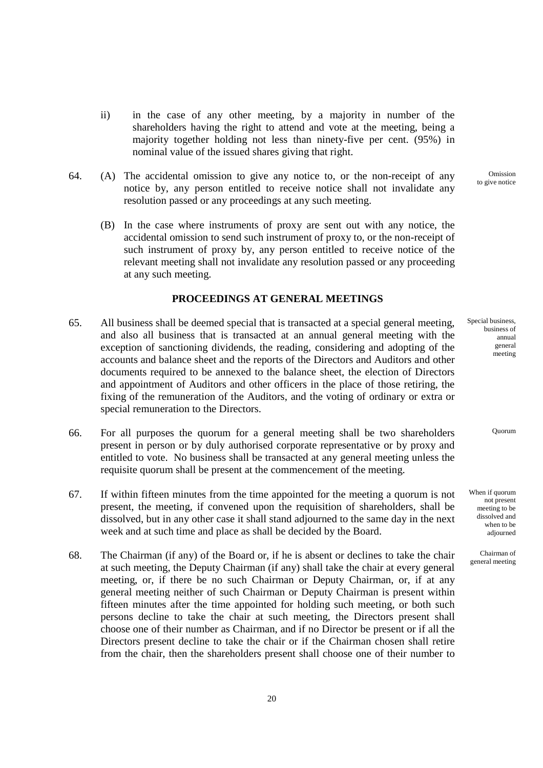ii) in the case of any other meeting, by a majority in number of the shareholders having the right to attend and vote at the meeting, being a majority together holding not less than ninety-five per cent. (95%) in nominal value of the issued shares giving that right.

64. *Omission to give notice*

(A) The accidental omission to give any notice to, or the non-receipt of any notice by, any person entitled to receive notice shall not invalidate any resolution passed or any proceedings at any such meeting.

(B) In the case where instruments of proxy are sent out with any notice, the accidental omission to send such instrument of proxy to, or the non-receipt of such instrument of proxy by, any person entitled to receive notice of the relevant meeting shall not invalidate any resolution passed or any proceeding at any such meeting.

## PROCEEDINGS AT GENERAL MEETINGS

65. *Special business, business of annual general meeting*

All business shall be deemed special that is transacted at a special general meeting, and also all business that is transacted at an annual general meeting with the exception of sanctioning dividends, the reading, considering and adopting of the accounts and balance sheet and the reports of the Directors and Auditors and other documents required to be annexed to the balance sheet, the election of Directors and appointment of Auditors and other officers in the place of those retiring, the fixing of the remuneration of the Auditors, and the voting of ordinary or extra or special remuneration to the Directors.

66. *Quorum*

For all purposes the quorum for a general meeting shall be two shareholders present in person or by duly authorised corporate representative or by proxy and entitled to vote. No business shall be transacted at any general meeting unless the requisite quorum shall be present at the commencement of the meeting.

67. *When if quorum not present meeting to be dissolved and when to be adjourned*

If within fifteen minutes from the time appointed for the meeting a quorum is not present, the meeting, if convened upon the requisition of shareholders, shall be dissolved, but in any other case it shall stand adjourned to the same day in the next week and at such time and place as shall be decided by the Board.

68. *Chairman of general meeting*

The Chairman (if any) of the Board or, if he is absent or declines to take the chair at such meeting, the Deputy Chairman (if any) shall take the chair at every general meeting, or, if there be no such Chairman or Deputy Chairman, or, if at any general meeting neither of such Chairman or Deputy Chairman is present within fifteen minutes after the time appointed for holding such meeting, or both such persons decline to take the chair at such meeting, the Directors present shall choose one of their number as Chairman, and if no Director be present or if all the Directors present decline to take the chair or if the Chairman chosen shall retire from the chair, then the shareholders present shall choose one of their number to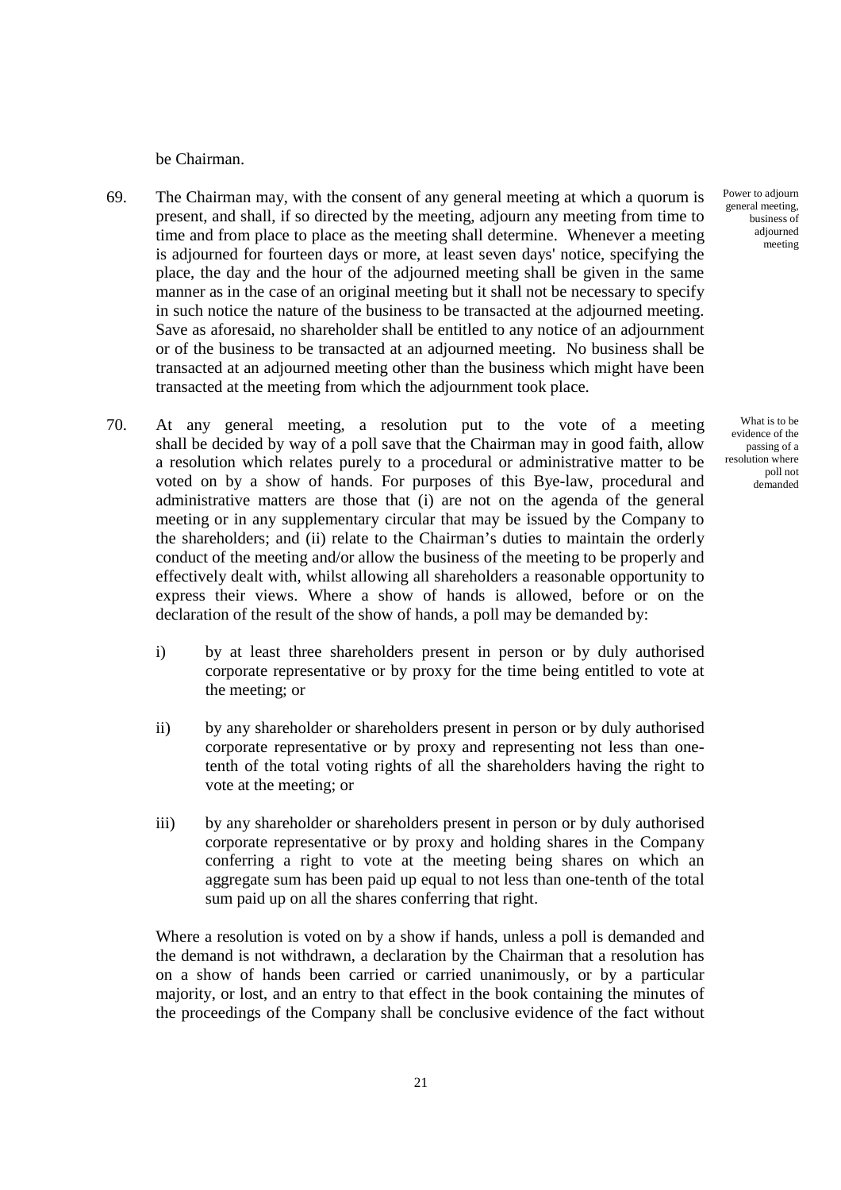be Chairman.

69. The Chairman may, with the consent of any general meeting at which a quorum is present, and shall, if so directed by the meeting, adjourn any meeting from time to time and from place to place as the meeting shall determine. Whenever a meeting is adjourned for fourteen days or more, at least seven days' notice, specifying the place, the day and the hour of the adjourned meeting shall be given in the same manner as in the case of an original meeting but it shall not be necessary to specify in such notice the nature of the business to be transacted at the adjourned meeting. Save as aforesaid, no shareholder shall be entitled to any notice of an adjournment or of the business to be transacted at an adjourned meeting. No business shall be transacted at an adjourned meeting other than the business which might have been transacted at the meeting from which the adjournment took place.

*Power to adjourn general meeting, business of adjourned meeting*

70. At any general meeting, a resolution put to the vote of a meeting shall be decided by way of a poll save that the Chairman may in good faith, allow a resolution which relates purely to a procedural or administrative matter to be voted on by a show of hands. For purposes of this Bye-law, procedural and administrative matters are those that (i) are not on the agenda of the general meeting or in any supplementary circular that may be issued by the Company to the shareholders; and (ii) relate to the Chairman's duties to maintain the orderly conduct of the meeting and/or allow the business of the meeting to be properly and effectively dealt with, whilst allowing all shareholders a reasonable opportunity to express their views. Where a show of hands is allowed, before or on the declaration of the result of the show of hands, a poll may be demanded by:

*What is to be evidence of the passing of a resolution where poll not demanded*

i) by at least three shareholders present in person or by duly authorised corporate representative or by proxy for the time being entitled to vote at the meeting; or

ii) by any shareholder or shareholders present in person or by duly authorised corporate representative or by proxy and representing not less than one-tenth of the total voting rights of all the shareholders having the right to vote at the meeting; or

iii) by any shareholder or shareholders present in person or by duly authorised corporate representative or by proxy and holding shares in the Company conferring a right to vote at the meeting being shares on which an aggregate sum has been paid up equal to not less than one-tenth of the total sum paid up on all the shares conferring that right.

Where a resolution is voted on by a show if hands, unless a poll is demanded and the demand is not withdrawn, a declaration by the Chairman that a resolution has on a show of hands been carried or carried unanimously, or by a particular majority, or lost, and an entry to that effect in the book containing the minutes of the proceedings of the Company shall be conclusive evidence of the fact without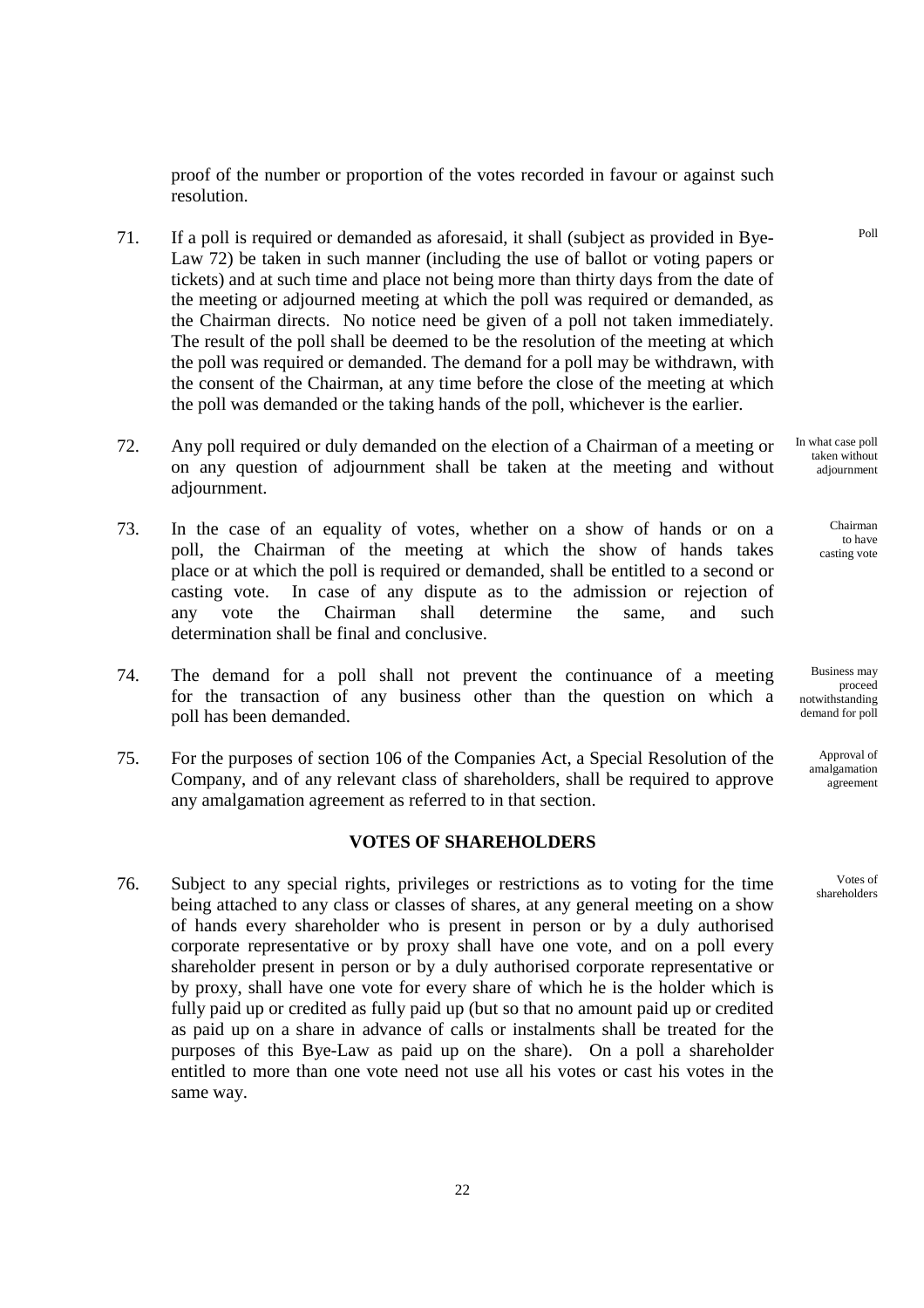proof of the number or proportion of the votes recorded in favour or against such resolution.

71. If a poll is required or demanded as aforesaid, it shall (subject as provided in Bye-Law 72) be taken in such manner (including the use of ballot or voting papers or tickets) and at such time and place not being more than thirty days from the date of the meeting or adjourned meeting at which the poll was required or demanded, as the Chairman directs. No notice need be given of a poll not taken immediately. The result of the poll shall be deemed to be the resolution of the meeting at which the poll was required or demanded. The demand for a poll may be withdrawn, with the consent of the Chairman, at any time before the close of the meeting at which the poll was demanded or the taking hands of the poll, whichever is the earlier.

Poll

72. Any poll required or duly demanded on the election of a Chairman of a meeting or on any question of adjournment shall be taken at the meeting and without adjournment.

In what case poll taken without adjournment

73. In the case of an equality of votes, whether on a show of hands or on a poll, the Chairman of the meeting at which the show of hands takes place or at which the poll is required or demanded, shall be entitled to a second or casting vote. In case of any dispute as to the admission or rejection of any vote the Chairman shall determine the same, and such determination shall be final and conclusive.

Chairman to have casting vote

74. The demand for a poll shall not prevent the continuance of a meeting for the transaction of any business other than the question on which a poll has been demanded.

Business may proceed notwithstanding demand for poll

75. For the purposes of section 106 of the Companies Act, a Special Resolution of the Company, and of any relevant class of shareholders, shall be required to approve any amalgamation agreement as referred to in that section.

Approval of amalgamation agreement

## VOTES OF SHAREHOLDERS

76. Subject to any special rights, privileges or restrictions as to voting for the time being attached to any class or classes of shares, at any general meeting on a show of hands every shareholder who is present in person or by a duly authorised corporate representative or by proxy shall have one vote, and on a poll every shareholder present in person or by a duly authorised corporate representative or by proxy, shall have one vote for every share of which he is the holder which is fully paid up or credited as fully paid up (but so that no amount paid up or credited as paid up on a share in advance of calls or instalments shall be treated for the purposes of this Bye-Law as paid up on the share). On a poll a shareholder entitled to more than one vote need not use all his votes or cast his votes in the same way.

Votes of shareholders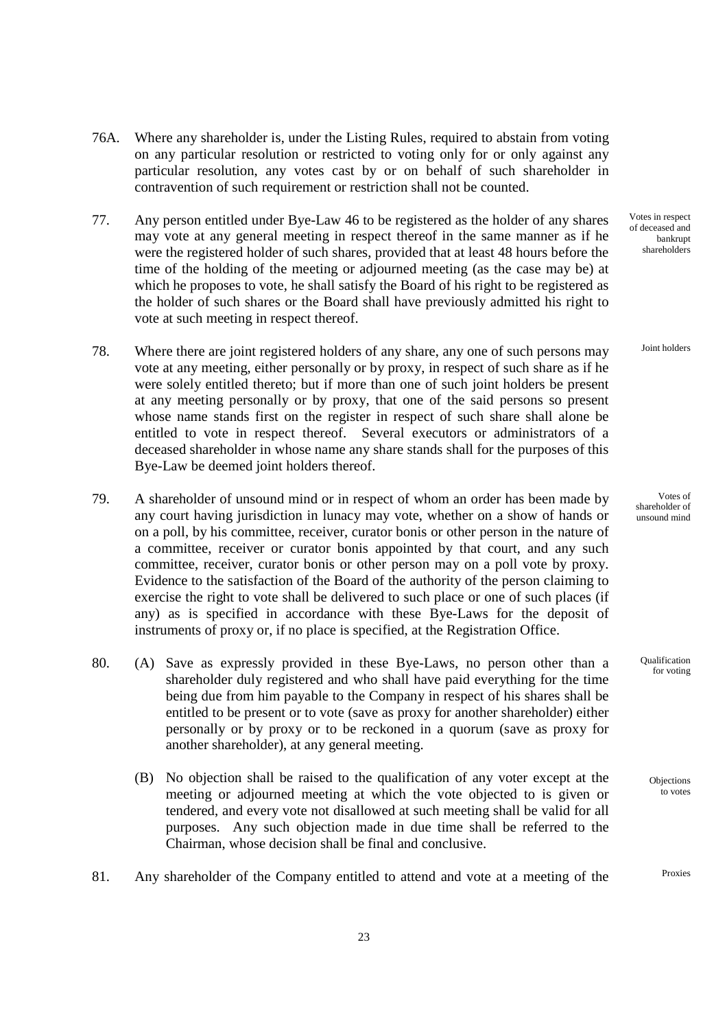76A. Where any shareholder is, under the Listing Rules, required to abstain from voting on any particular resolution or restricted to voting only for or only against any particular resolution, any votes cast by or on behalf of such shareholder in contravention of such requirement or restriction shall not be counted.

77. Any person entitled under Bye-Law 46 to be registered as the holder of any shares may vote at any general meeting in respect thereof in the same manner as if he were the registered holder of such shares, provided that at least 48 hours before the time of the holding of the meeting or adjourned meeting (as the case may be) at which he proposes to vote, he shall satisfy the Board of his right to be registered as the holder of such shares or the Board shall have previously admitted his right to vote at such meeting in respect thereof.

*Votes in respect of deceased and bankrupt shareholders*

78. Where there are joint registered holders of any share, any one of such persons may vote at any meeting, either personally or by proxy, in respect of such share as if he were solely entitled thereto; but if more than one of such joint holders be present at any meeting personally or by proxy, that one of the said persons so present whose name stands first on the register in respect of such share shall alone be entitled to vote in respect thereof. Several executors or administrators of a deceased shareholder in whose name any share stands shall for the purposes of this Bye-Law be deemed joint holders thereof.

*Joint holders*

79. A shareholder of unsound mind or in respect of whom an order has been made by any court having jurisdiction in lunacy may vote, whether on a show of hands or on a poll, by his committee, receiver, curator bonis or other person in the nature of a committee, receiver or curator bonis appointed by that court, and any such committee, receiver, curator bonis or other person may on a poll vote by proxy. Evidence to the satisfaction of the Board of the authority of the person claiming to exercise the right to vote shall be delivered to such place or one of such places (if any) as is specified in accordance with these Bye-Laws for the deposit of instruments of proxy or, if no place is specified, at the Registration Office.

*Votes of shareholder of unsound mind*

80. (A) Save as expressly provided in these Bye-Laws, no person other than a shareholder duly registered and who shall have paid everything for the time being due from him payable to the Company in respect of his shares shall be entitled to be present or to vote (save as proxy for another shareholder) either personally or by proxy or to be reckoned in a quorum (save as proxy for another shareholder), at any general meeting.

*Qualification for voting*

(B) No objection shall be raised to the qualification of any voter except at the meeting or adjourned meeting at which the vote objected to is given or tendered, and every vote not disallowed at such meeting shall be valid for all purposes. Any such objection made in due time shall be referred to the Chairman, whose decision shall be final and conclusive.

*Objections to votes*

81. Any shareholder of the Company entitled to attend and vote at a meeting of the

*Proxies*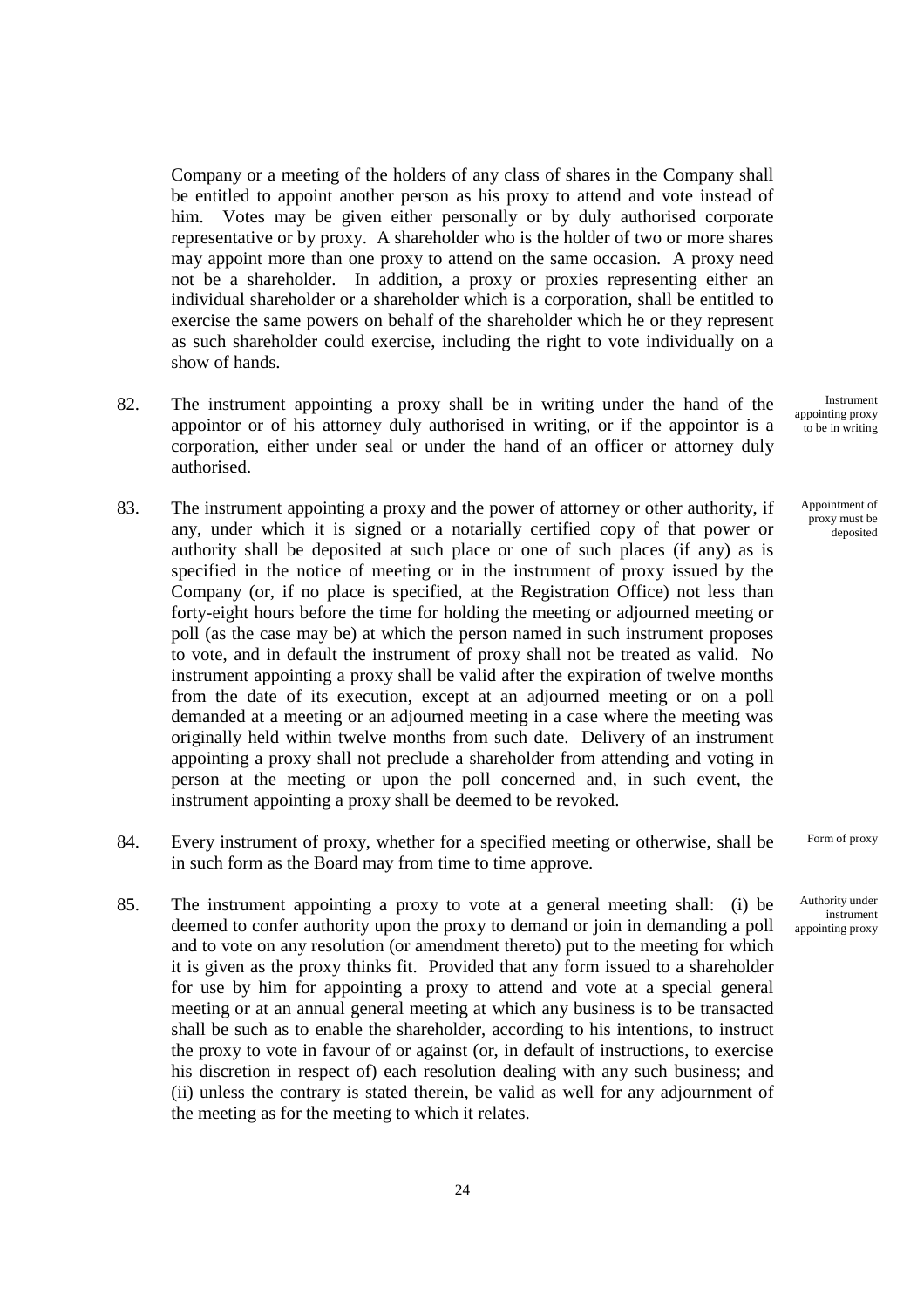Company or a meeting of the holders of any class of shares in the Company shall be entitled to appoint another person as his proxy to attend and vote instead of him. Votes may be given either personally or by duly authorised corporate representative or by proxy. A shareholder who is the holder of two or more shares may appoint more than one proxy to attend on the same occasion. A proxy need not be a shareholder. In addition, a proxy or proxies representing either an individual shareholder or a shareholder which is a corporation, shall be entitled to exercise the same powers on behalf of the shareholder which he or they represent as such shareholder could exercise, including the right to vote individually on a show of hands.

82. The instrument appointing a proxy shall be in writing under the hand of the appointor or of his attorney duly authorised in writing, or if the appointor is a corporation, either under seal or under the hand of an officer or attorney duly authorised.

*Instrument appointing proxy to be in writing*

83. The instrument appointing a proxy and the power of attorney or other authority, if any, under which it is signed or a notarially certified copy of that power or authority shall be deposited at such place or one of such places (if any) as is specified in the notice of meeting or in the instrument of proxy issued by the Company (or, if no place is specified, at the Registration Office) not less than forty-eight hours before the time for holding the meeting or adjourned meeting or poll (as the case may be) at which the person named in such instrument proposes to vote, and in default the instrument of proxy shall not be treated as valid. No instrument appointing a proxy shall be valid after the expiration of twelve months from the date of its execution, except at an adjourned meeting or on a poll demanded at a meeting or an adjourned meeting in a case where the meeting was originally held within twelve months from such date. Delivery of an instrument appointing a proxy shall not preclude a shareholder from attending and voting in person at the meeting or upon the poll concerned and, in such event, the instrument appointing a proxy shall be deemed to be revoked.

*Appointment of proxy must be deposited*

84. Every instrument of proxy, whether for a specified meeting or otherwise, shall be in such form as the Board may from time to time approve.

*Form of proxy*

85. The instrument appointing a proxy to vote at a general meeting shall: (i) be deemed to confer authority upon the proxy to demand or join in demanding a poll and to vote on any resolution (or amendment thereto) put to the meeting for which it is given as the proxy thinks fit. Provided that any form issued to a shareholder for use by him for appointing a proxy to attend and vote at a special general meeting or at an annual general meeting at which any business is to be transacted shall be such as to enable the shareholder, according to his intentions, to instruct the proxy to vote in favour of or against (or, in default of instructions, to exercise his discretion in respect of) each resolution dealing with any such business; and (ii) unless the contrary is stated therein, be valid as well for any adjournment of the meeting as for the meeting to which it relates.

*Authority under instrument appointing proxy*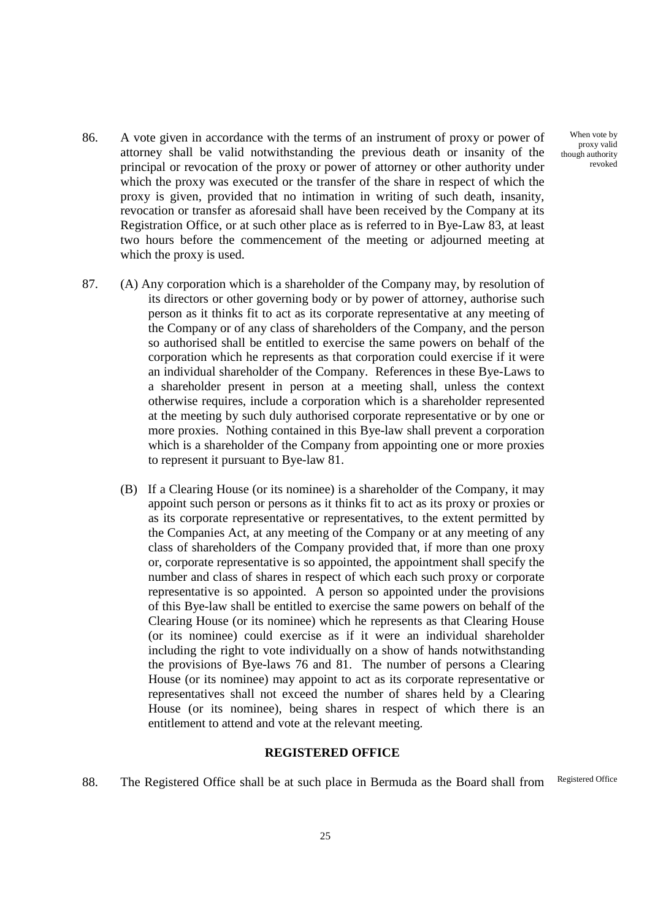86. A vote given in accordance with the terms of an instrument of proxy or power of attorney shall be valid notwithstanding the previous death or insanity of the principal or revocation of the proxy or power of attorney or other authority under which the proxy was executed or the transfer of the share in respect of which the proxy is given, provided that no intimation in writing of such death, insanity, revocation or transfer as aforesaid shall have been received by the Company at its Registration Office, or at such other place as is referred to in Bye-Law 83, at least two hours before the commencement of the meeting or adjourned meeting at which the proxy is used.

When vote by proxy valid though authority revoked

87. (A) Any corporation which is a shareholder of the Company may, by resolution of its directors or other governing body or by power of attorney, authorise such person as it thinks fit to act as its corporate representative at any meeting of the Company or of any class of shareholders of the Company, and the person so authorised shall be entitled to exercise the same powers on behalf of the corporation which he represents as that corporation could exercise if it were an individual shareholder of the Company. References in these Bye-Laws to a shareholder present in person at a meeting shall, unless the context otherwise requires, include a corporation which is a shareholder represented at the meeting by such duly authorised corporate representative or by one or more proxies. Nothing contained in this Bye-law shall prevent a corporation which is a shareholder of the Company from appointing one or more proxies to represent it pursuant to Bye-law 81.

(B) If a Clearing House (or its nominee) is a shareholder of the Company, it may appoint such person or persons as it thinks fit to act as its proxy or proxies or as its corporate representative or representatives, to the extent permitted by the Companies Act, at any meeting of the Company or at any meeting of any class of shareholders of the Company provided that, if more than one proxy or, corporate representative is so appointed, the appointment shall specify the number and class of shares in respect of which each such proxy or corporate representative is so appointed. A person so appointed under the provisions of this Bye-law shall be entitled to exercise the same powers on behalf of the Clearing House (or its nominee) which he represents as that Clearing House (or its nominee) could exercise as if it were an individual shareholder including the right to vote individually on a show of hands notwithstanding the provisions of Bye-laws 76 and 81. The number of persons a Clearing House (or its nominee) may appoint to act as its corporate representative or representatives shall not exceed the number of shares held by a Clearing House (or its nominee), being shares in respect of which there is an entitlement to attend and vote at the relevant meeting.

## REGISTERED OFFICE

88. The Registered Office shall be at such place in Bermuda as the Board shall from

Registered Office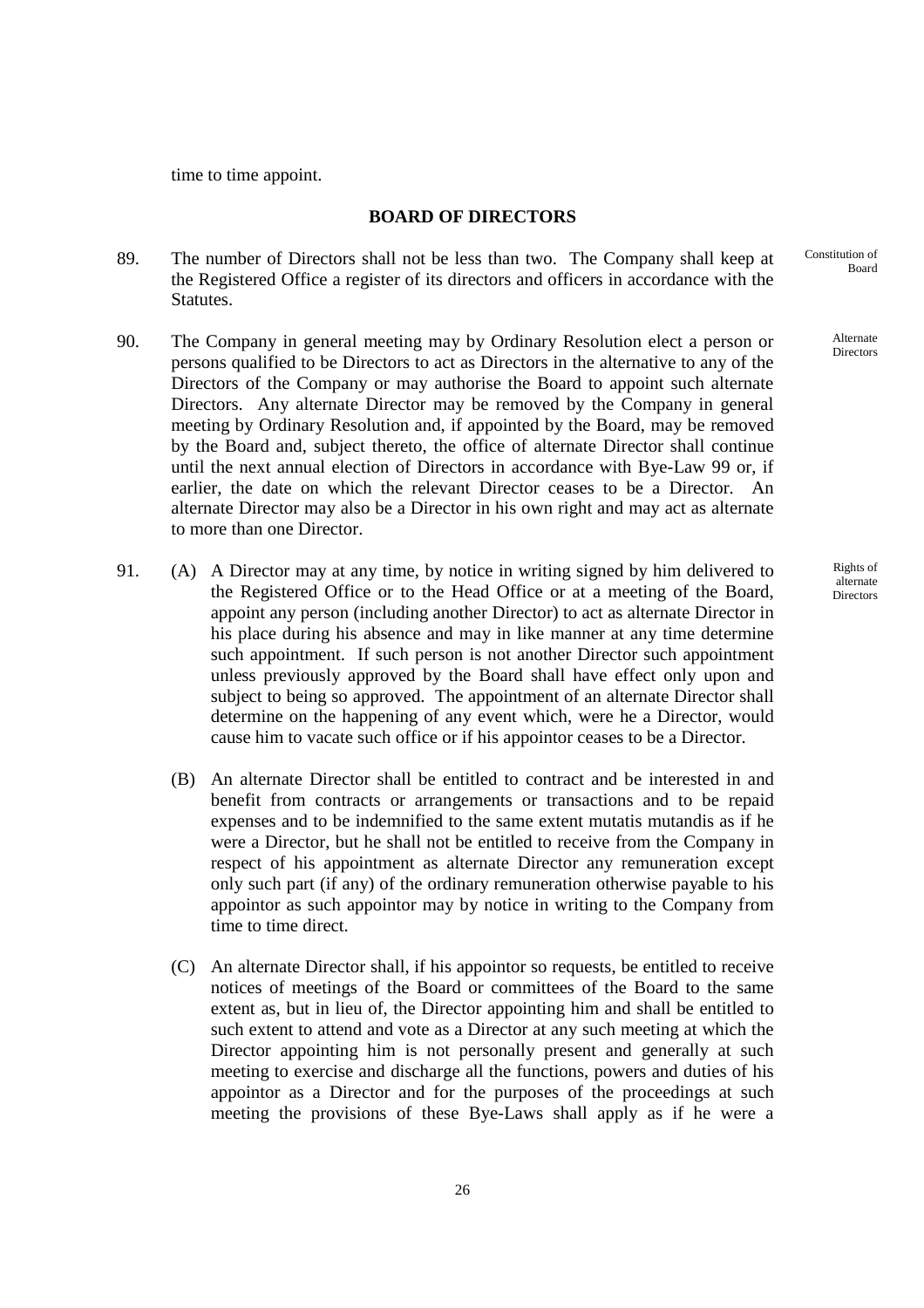time to time appoint.

## BOARD OF DIRECTORS

89. The number of Directors shall not be less than two. The Company shall keep at the Registered Office a register of its directors and officers in accordance with the Statutes.

Constitution of Board

90. The Company in general meeting may by Ordinary Resolution elect a person or persons qualified to be Directors to act as Directors in the alternative to any of the Directors of the Company or may authorise the Board to appoint such alternate Directors. Any alternate Director may be removed by the Company in general meeting by Ordinary Resolution and, if appointed by the Board, may be removed by the Board and, subject thereto, the office of alternate Director shall continue until the next annual election of Directors in accordance with Bye-Law 99 or, if earlier, the date on which the relevant Director ceases to be a Director. An alternate Director may also be a Director in his own right and may act as alternate to more than one Director.

Alternate Directors

91. (A) A Director may at any time, by notice in writing signed by him delivered to the Registered Office or to the Head Office or at a meeting of the Board, appoint any person (including another Director) to act as alternate Director in his place during his absence and may in like manner at any time determine such appointment. If such person is not another Director such appointment unless previously approved by the Board shall have effect only upon and subject to being so approved. The appointment of an alternate Director shall determine on the happening of any event which, were he a Director, would cause him to vacate such office or if his appointor ceases to be a Director.

Rights of alternate Directors

(B) An alternate Director shall be entitled to contract and be interested in and benefit from contracts or arrangements or transactions and to be repaid expenses and to be indemnified to the same extent mutatis mutandis as if he were a Director, but he shall not be entitled to receive from the Company in respect of his appointment as alternate Director any remuneration except only such part (if any) of the ordinary remuneration otherwise payable to his appointor as such appointor may by notice in writing to the Company from time to time direct.

(C) An alternate Director shall, if his appointor so requests, be entitled to receive notices of meetings of the Board or committees of the Board to the same extent as, but in lieu of, the Director appointing him and shall be entitled to such extent to attend and vote as a Director at any such meeting at which the Director appointing him is not personally present and generally at such meeting to exercise and discharge all the functions, powers and duties of his appointor as a Director and for the purposes of the proceedings at such meeting the provisions of these Bye-Laws shall apply as if he were a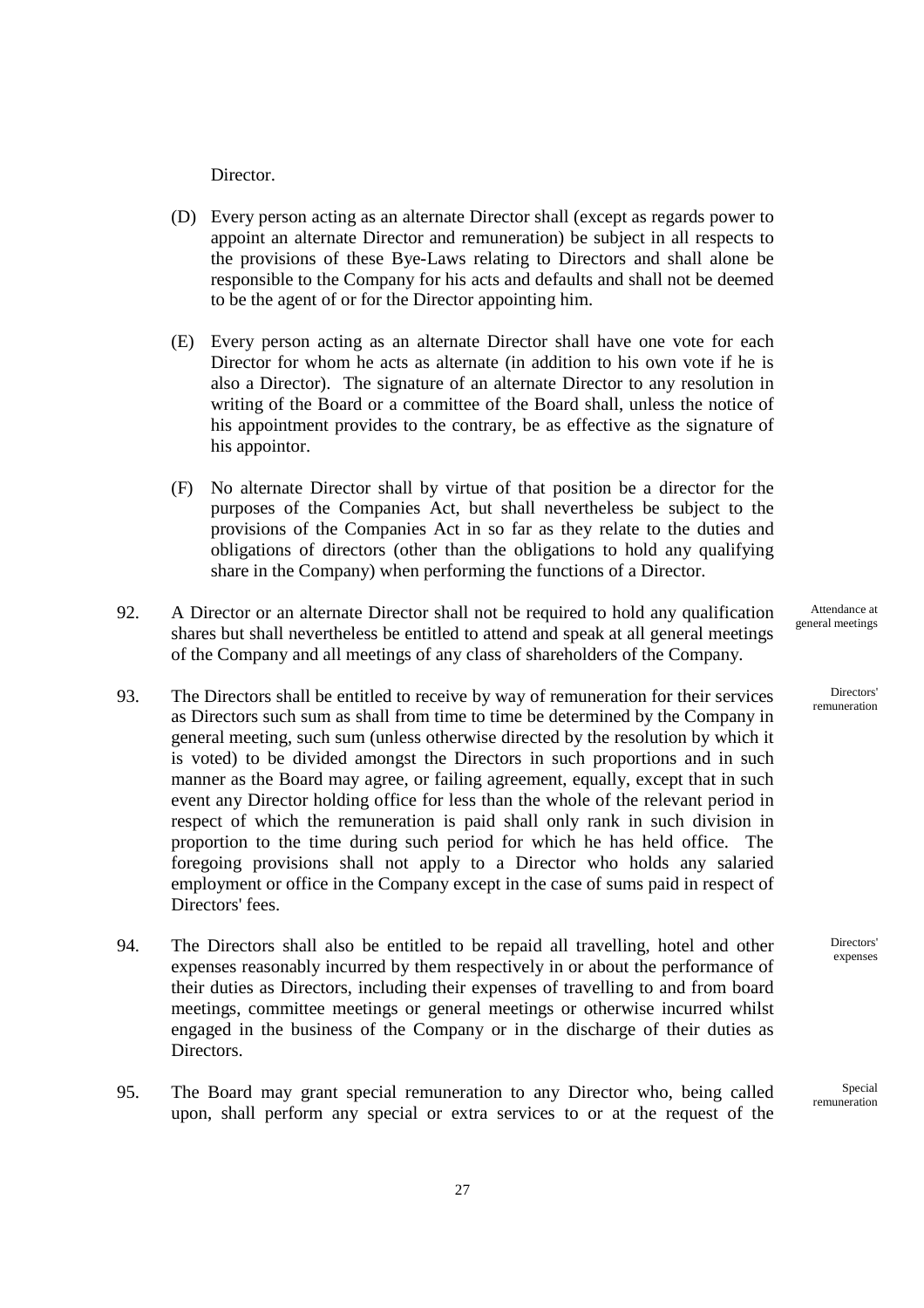Director.

(D) Every person acting as an alternate Director shall (except as regards power to appoint an alternate Director and remuneration) be subject in all respects to the provisions of these Bye-Laws relating to Directors and shall alone be responsible to the Company for his acts and defaults and shall not be deemed to be the agent of or for the Director appointing him.

(E) Every person acting as an alternate Director shall have one vote for each Director for whom he acts as alternate (in addition to his own vote if he is also a Director). The signature of an alternate Director to any resolution in writing of the Board or a committee of the Board shall, unless the notice of his appointment provides to the contrary, be as effective as the signature of his appointor.

(F) No alternate Director shall by virtue of that position be a director for the purposes of the Companies Act, but shall nevertheless be subject to the provisions of the Companies Act in so far as they relate to the duties and obligations of directors (other than the obligations to hold any qualifying share in the Company) when performing the functions of a Director.

92. A Director or an alternate Director shall not be required to hold any qualification shares but shall nevertheless be entitled to attend and speak at all general meetings of the Company and all meetings of any class of shareholders of the Company.

*Attendance at general meetings*

93. The Directors shall be entitled to receive by way of remuneration for their services as Directors such sum as shall from time to time be determined by the Company in general meeting, such sum (unless otherwise directed by the resolution by which it is voted) to be divided amongst the Directors in such proportions and in such manner as the Board may agree, or failing agreement, equally, except that in such event any Director holding office for less than the whole of the relevant period in respect of which the remuneration is paid shall only rank in such division in proportion to the time during such period for which he has held office. The foregoing provisions shall not apply to a Director who holds any salaried employment or office in the Company except in the case of sums paid in respect of Directors' fees.

*Directors' remuneration*

94. The Directors shall also be entitled to be repaid all travelling, hotel and other expenses reasonably incurred by them respectively in or about the performance of their duties as Directors, including their expenses of travelling to and from board meetings, committee meetings or general meetings or otherwise incurred whilst engaged in the business of the Company or in the discharge of their duties as Directors.

*Directors' expenses*

95. The Board may grant special remuneration to any Director who, being called upon, shall perform any special or extra services to or at the request of the

*Special remuneration*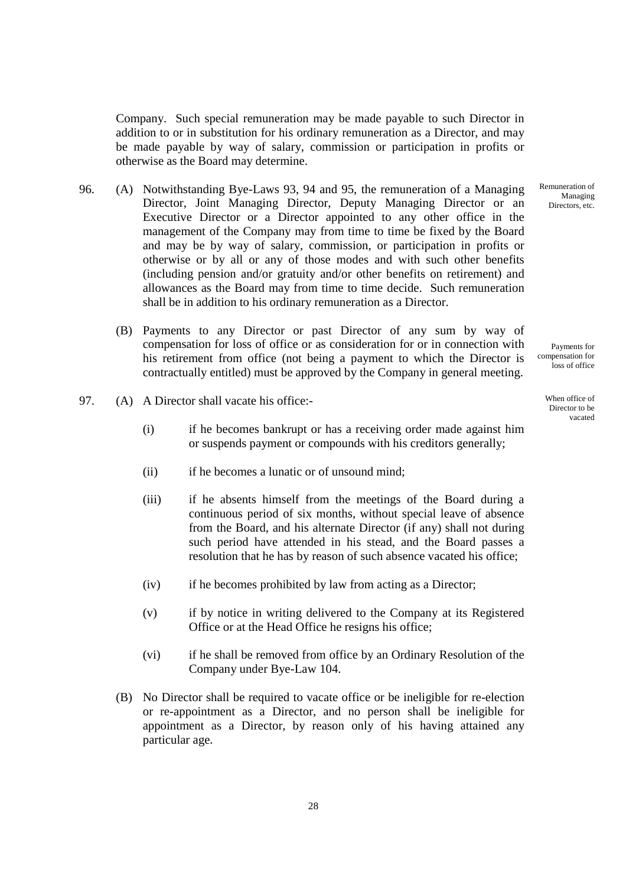Company. Such special remuneration may be made payable to such Director in addition to or in substitution for his ordinary remuneration as a Director, and may be made payable by way of salary, commission or participation in profits or otherwise as the Board may determine.

*Remuneration of Managing Directors, etc.*

96. (A) Notwithstanding Bye-Laws 93, 94 and 95, the remuneration of a Managing Director, Joint Managing Director, Deputy Managing Director or an Executive Director or a Director appointed to any other office in the management of the Company may from time to time be fixed by the Board and may be by way of salary, commission, or participation in profits or otherwise or by all or any of those modes and with such other benefits (including pension and/or gratuity and/or other benefits on retirement) and allowances as the Board may from time to time decide. Such remuneration shall be in addition to his ordinary remuneration as a Director.

*Payments for compensation for loss of office*

(B) Payments to any Director or past Director of any sum by way of compensation for loss of office or as consideration for or in connection with his retirement from office (not being a payment to which the Director is contractually entitled) must be approved by the Company in general meeting.

*When office of Director to be vacated*

97. (A) A Director shall vacate his office:-

(i) if he becomes bankrupt or has a receiving order made against him or suspends payment or compounds with his creditors generally;

(ii) if he becomes a lunatic or of unsound mind;

(iii) if he absents himself from the meetings of the Board during a continuous period of six months, without special leave of absence from the Board, and his alternate Director (if any) shall not during such period have attended in his stead, and the Board passes a resolution that he has by reason of such absence vacated his office;

(iv) if he becomes prohibited by law from acting as a Director;

(v) if by notice in writing delivered to the Company at its Registered Office or at the Head Office he resigns his office;

(vi) if he shall be removed from office by an Ordinary Resolution of the Company under Bye-Law 104.

(B) No Director shall be required to vacate office or be ineligible for re-election or re-appointment as a Director, and no person shall be ineligible for appointment as a Director, by reason only of his having attained any particular age.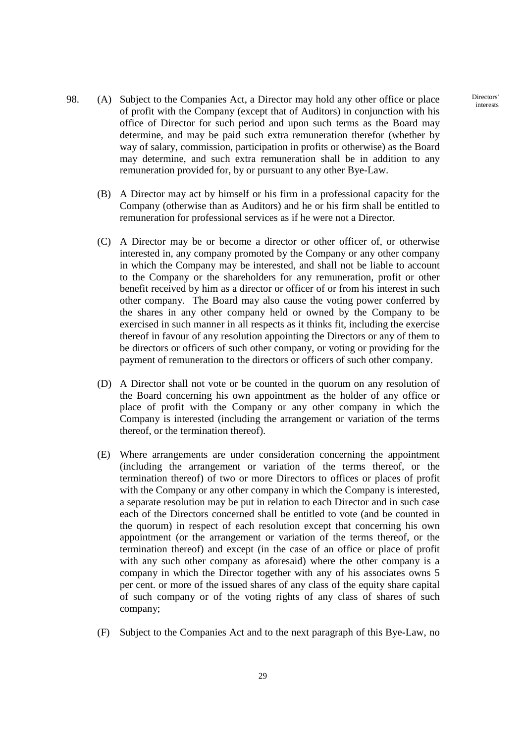98. (A) Subject to the Companies Act, a Director may hold any other office or place of profit with the Company (except that of Auditors) in conjunction with his office of Director for such period and upon such terms as the Board may determine, and may be paid such extra remuneration therefor (whether by way of salary, commission, participation in profits or otherwise) as the Board may determine, and such extra remuneration shall be in addition to any remuneration provided for, by or pursuant to any other Bye-Law.

Directors' interests

(B) A Director may act by himself or his firm in a professional capacity for the Company (otherwise than as Auditors) and he or his firm shall be entitled to remuneration for professional services as if he were not a Director.

(C) A Director may be or become a director or other officer of, or otherwise interested in, any company promoted by the Company or any other company in which the Company may be interested, and shall not be liable to account to the Company or the shareholders for any remuneration, profit or other benefit received by him as a director or officer of or from his interest in such other company. The Board may also cause the voting power conferred by the shares in any other company held or owned by the Company to be exercised in such manner in all respects as it thinks fit, including the exercise thereof in favour of any resolution appointing the Directors or any of them to be directors or officers of such other company, or voting or providing for the payment of remuneration to the directors or officers of such other company.

(D) A Director shall not vote or be counted in the quorum on any resolution of the Board concerning his own appointment as the holder of any office or place of profit with the Company or any other company in which the Company is interested (including the arrangement or variation of the terms thereof, or the termination thereof).

(E) Where arrangements are under consideration concerning the appointment (including the arrangement or variation of the terms thereof, or the termination thereof) of two or more Directors to offices or places of profit with the Company or any other company in which the Company is interested, a separate resolution may be put in relation to each Director and in such case each of the Directors concerned shall be entitled to vote (and be counted in the quorum) in respect of each resolution except that concerning his own appointment (or the arrangement or variation of the terms thereof, or the termination thereof) and except (in the case of an office or place of profit with any such other company as aforesaid) where the other company is a company in which the Director together with any of his associates owns 5 per cent. or more of the issued shares of any class of the equity share capital of such company or of the voting rights of any class of shares of such company;

(F) Subject to the Companies Act and to the next paragraph of this Bye-Law, no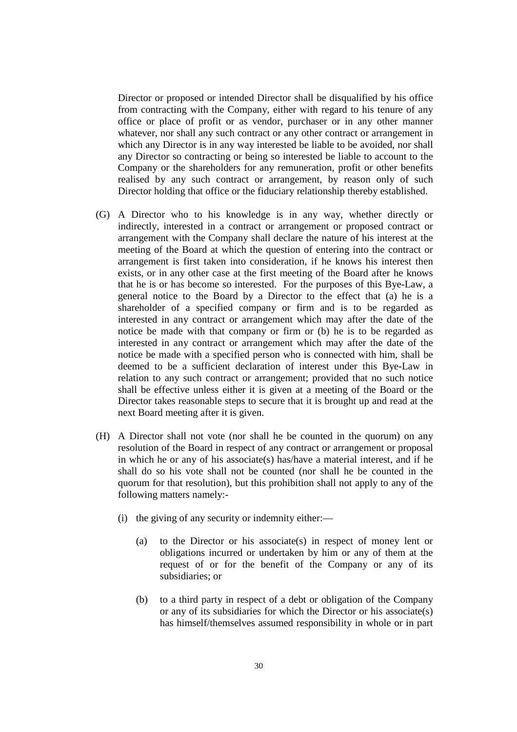Director or proposed or intended Director shall be disqualified by his office from contracting with the Company, either with regard to his tenure of any office or place of profit or as vendor, purchaser or in any other manner whatever, nor shall any such contract or any other contract or arrangement in which any Director is in any way interested be liable to be avoided, nor shall any Director so contracting or being so interested be liable to account to the Company or the shareholders for any remuneration, profit or other benefits realised by any such contract or arrangement, by reason only of such Director holding that office or the fiduciary relationship thereby established.

(G) A Director who to his knowledge is in any way, whether directly or indirectly, interested in a contract or arrangement or proposed contract or arrangement with the Company shall declare the nature of his interest at the meeting of the Board at which the question of entering into the contract or arrangement is first taken into consideration, if he knows his interest then exists, or in any other case at the first meeting of the Board after he knows that he is or has become so interested. For the purposes of this Bye-Law, a general notice to the Board by a Director to the effect that (a) he is a shareholder of a specified company or firm and is to be regarded as interested in any contract or arrangement which may after the date of the notice be made with that company or firm or (b) he is to be regarded as interested in any contract or arrangement which may after the date of the notice be made with a specified person who is connected with him, shall be deemed to be a sufficient declaration of interest under this Bye-Law in relation to any such contract or arrangement; provided that no such notice shall be effective unless either it is given at a meeting of the Board or the Director takes reasonable steps to secure that it is brought up and read at the next Board meeting after it is given.

(H) A Director shall not vote (nor shall he be counted in the quorum) on any resolution of the Board in respect of any contract or arrangement or proposal in which he or any of his associate(s) has/have a material interest, and if he shall do so his vote shall not be counted (nor shall he be counted in the quorum for that resolution), but this prohibition shall not apply to any of the following matters namely:-

(i) the giving of any security or indemnity either:—

(a) to the Director or his associate(s) in respect of money lent or obligations incurred or undertaken by him or any of them at the request of or for the benefit of the Company or any of its subsidiaries; or

(b) to a third party in respect of a debt or obligation of the Company or any of its subsidiaries for which the Director or his associate(s) has himself/themselves assumed responsibility in whole or in part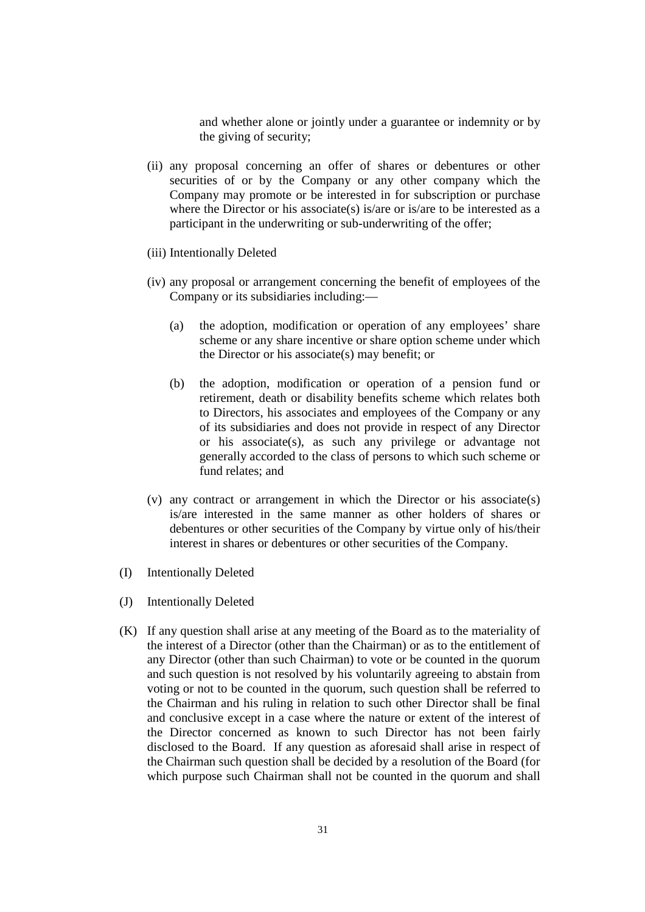and whether alone or jointly under a guarantee or indemnity or by the giving of security;

(ii) any proposal concerning an offer of shares or debentures or other securities of or by the Company or any other company which the Company may promote or be interested in for subscription or purchase where the Director or his associate(s) is/are or is/are to be interested as a participant in the underwriting or sub-underwriting of the offer;

(iii) Intentionally Deleted

(iv) any proposal or arrangement concerning the benefit of employees of the Company or its subsidiaries including:—

(a) the adoption, modification or operation of any employees' share scheme or any share incentive or share option scheme under which the Director or his associate(s) may benefit; or

(b) the adoption, modification or operation of a pension fund or retirement, death or disability benefits scheme which relates both to Directors, his associates and employees of the Company or any of its subsidiaries and does not provide in respect of any Director or his associate(s), as such any privilege or advantage not generally accorded to the class of persons to which such scheme or fund relates; and

(v) any contract or arrangement in which the Director or his associate(s) is/are interested in the same manner as other holders of shares or debentures or other securities of the Company by virtue only of his/their interest in shares or debentures or other securities of the Company.

(I) Intentionally Deleted

(J) Intentionally Deleted

(K) If any question shall arise at any meeting of the Board as to the materiality of the interest of a Director (other than the Chairman) or as to the entitlement of any Director (other than such Chairman) to vote or be counted in the quorum and such question is not resolved by his voluntarily agreeing to abstain from voting or not to be counted in the quorum, such question shall be referred to the Chairman and his ruling in relation to such other Director shall be final and conclusive except in a case where the nature or extent of the interest of the Director concerned as known to such Director has not been fairly disclosed to the Board. If any question as aforesaid shall arise in respect of the Chairman such question shall be decided by a resolution of the Board (for which purpose such Chairman shall not be counted in the quorum and shall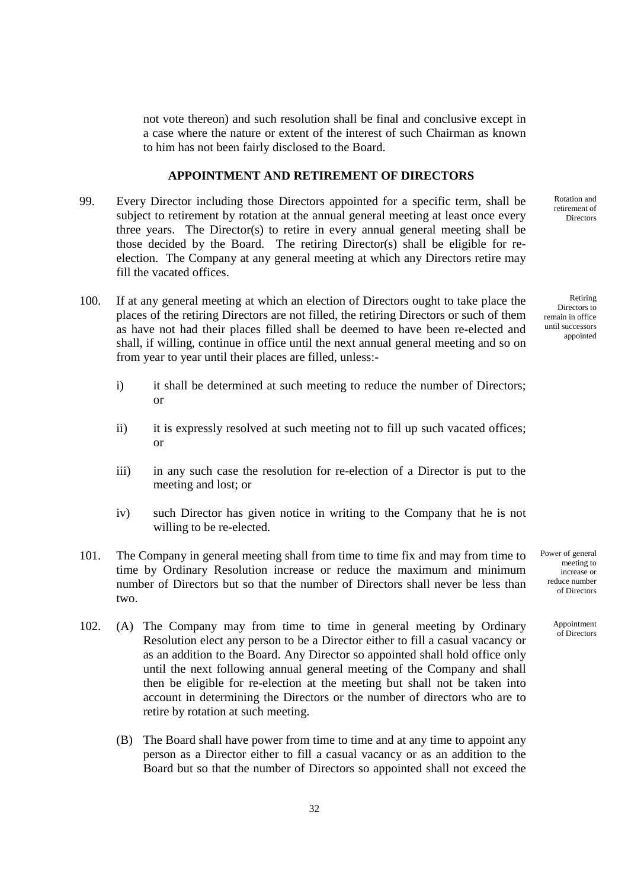not vote thereon) and such resolution shall be final and conclusive except in a case where the nature or extent of the interest of such Chairman as known to him has not been fairly disclosed to the Board.

## APPOINTMENT AND RETIREMENT OF DIRECTORS

99. Every Director including those Directors appointed for a specific term, shall be subject to retirement by rotation at the annual general meeting at least once every three years. The Director(s) to retire in every annual general meeting shall be those decided by the Board. The retiring Director(s) shall be eligible for re-election. The Company at any general meeting at which any Directors retire may fill the vacated offices.

*Rotation and retirement of Directors*

100. If at any general meeting at which an election of Directors ought to take place the places of the retiring Directors are not filled, the retiring Directors or such of them as have not had their places filled shall be deemed to have been re-elected and shall, if willing, continue in office until the next annual general meeting and so on from year to year until their places are filled, unless:-

*Retiring Directors to remain in office until successors appointed*

   i) it shall be determined at such meeting to reduce the number of Directors; or

   ii) it is expressly resolved at such meeting not to fill up such vacated offices; or

   iii) in any such case the resolution for re-election of a Director is put to the meeting and lost; or

   iv) such Director has given notice in writing to the Company that he is not willing to be re-elected.

101. The Company in general meeting shall from time to time fix and may from time to time by Ordinary Resolution increase or reduce the maximum and minimum number of Directors but so that the number of Directors shall never be less than two.

*Power of general meeting to increase or reduce number of Directors*

102. (A) The Company may from time to time in general meeting by Ordinary Resolution elect any person to be a Director either to fill a casual vacancy or as an addition to the Board. Any Director so appointed shall hold office only until the next following annual general meeting of the Company and shall then be eligible for re-election at the meeting but shall not be taken into account in determining the Directors or the number of directors who are to retire by rotation at such meeting.

*Appointment of Directors*

   (B) The Board shall have power from time to time and at any time to appoint any person as a Director either to fill a casual vacancy or as an addition to the Board but so that the number of Directors so appointed shall not exceed the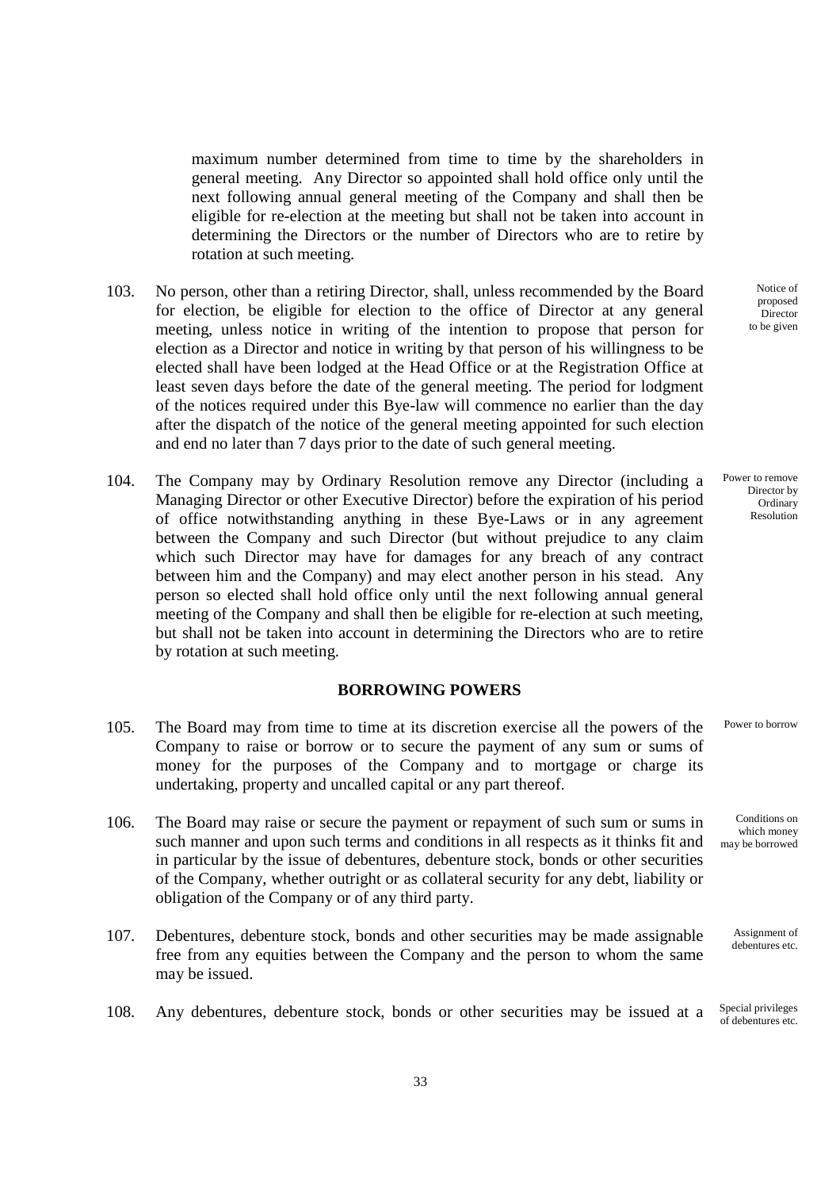maximum number determined from time to time by the shareholders in general meeting. Any Director so appointed shall hold office only until the next following annual general meeting of the Company and shall then be eligible for re-election at the meeting but shall not be taken into account in determining the Directors or the number of Directors who are to retire by rotation at such meeting.

103. No person, other than a retiring Director, shall, unless recommended by the Board for election, be eligible for election to the office of Director at any general meeting, unless notice in writing of the intention to propose that person for election as a Director and notice in writing by that person of his willingness to be elected shall have been lodged at the Head Office or at the Registration Office at least seven days before the date of the general meeting. The period for lodgment of the notices required under this Bye-law will commence no earlier than the day after the dispatch of the notice of the general meeting appointed for such election and end no later than 7 days prior to the date of such general meeting.

*Notice of proposed Director to be given*

104. The Company may by Ordinary Resolution remove any Director (including a Managing Director or other Executive Director) before the expiration of his period of office notwithstanding anything in these Bye-Laws or in any agreement between the Company and such Director (but without prejudice to any claim which such Director may have for damages for any breach of any contract between him and the Company) and may elect another person in his stead. Any person so elected shall hold office only until the next following annual general meeting of the Company and shall then be eligible for re-election at such meeting, but shall not be taken into account in determining the Directors who are to retire by rotation at such meeting.

*Power to remove Director by Ordinary Resolution*

## BORROWING POWERS

105. The Board may from time to time at its discretion exercise all the powers of the Company to raise or borrow or to secure the payment of any sum or sums of money for the purposes of the Company and to mortgage or charge its undertaking, property and uncalled capital or any part thereof.

*Power to borrow*

106. The Board may raise or secure the payment or repayment of such sum or sums in such manner and upon such terms and conditions in all respects as it thinks fit and in particular by the issue of debentures, debenture stock, bonds or other securities of the Company, whether outright or as collateral security for any debt, liability or obligation of the Company or of any third party.

*Conditions on which money may be borrowed*

107. Debentures, debenture stock, bonds and other securities may be made assignable free from any equities between the Company and the person to whom the same may be issued.

*Assignment of debentures etc.*

108. Any debentures, debenture stock, bonds or other securities may be issued at a

*Special privileges of debentures etc.*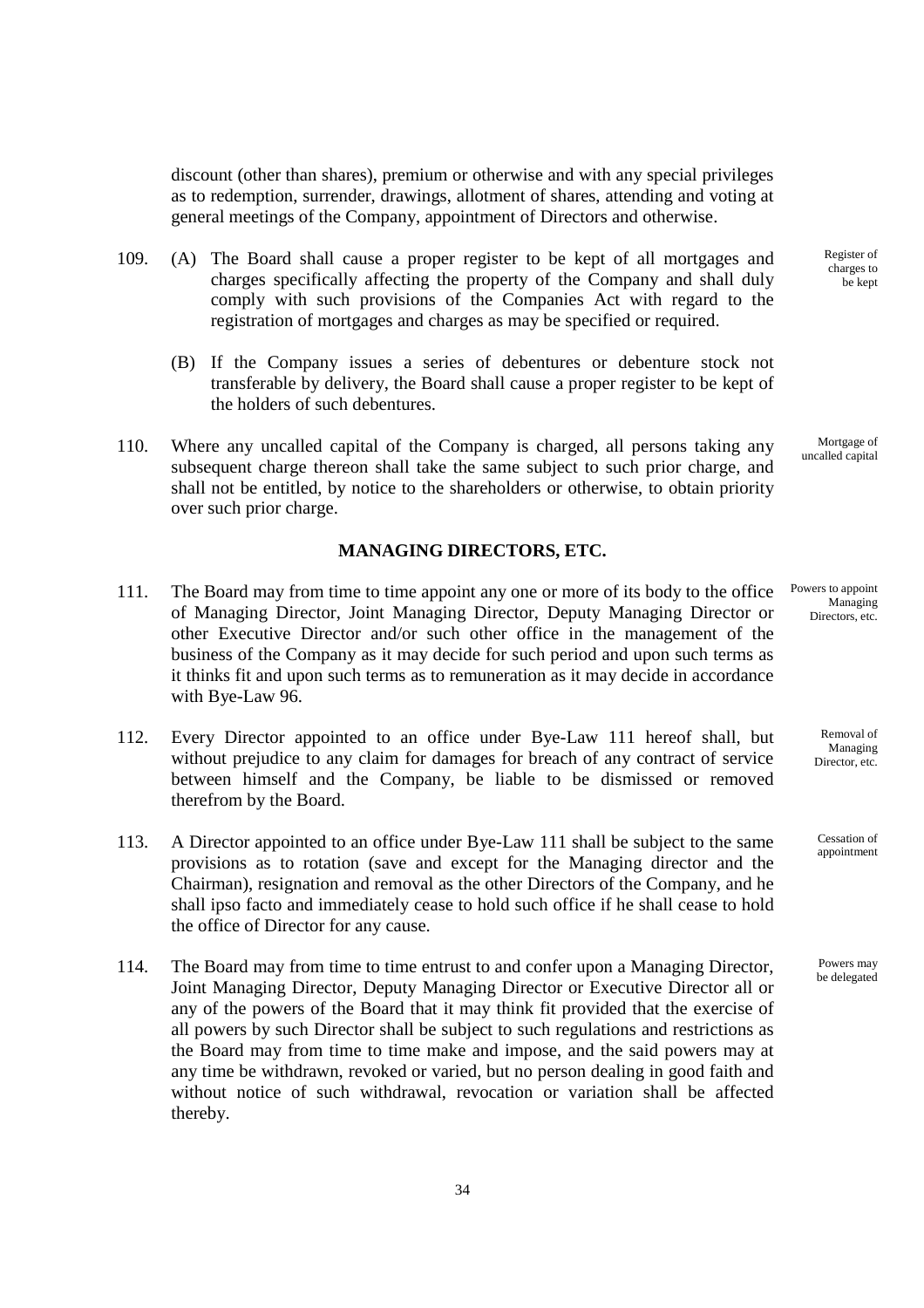discount (other than shares), premium or otherwise and with any special privileges as to redemption, surrender, drawings, allotment of shares, attending and voting at general meetings of the Company, appointment of Directors and otherwise.

109. (A) The Board shall cause a proper register to be kept of all mortgages and charges specifically affecting the property of the Company and shall duly comply with such provisions of the Companies Act with regard to the registration of mortgages and charges as may be specified or required. *Register of charges to be kept*

(B) If the Company issues a series of debentures or debenture stock not transferable by delivery, the Board shall cause a proper register to be kept of the holders of such debentures.

110. Where any uncalled capital of the Company is charged, all persons taking any subsequent charge thereon shall take the same subject to such prior charge, and shall not be entitled, by notice to the shareholders or otherwise, to obtain priority over such prior charge. *Mortgage of uncalled capital*

## MANAGING DIRECTORS, ETC.

111. The Board may from time to time appoint any one or more of its body to the office of Managing Director, Joint Managing Director, Deputy Managing Director or other Executive Director and/or such other office in the management of the business of the Company as it may decide for such period and upon such terms as it thinks fit and upon such terms as to remuneration as it may decide in accordance with Bye-Law 96. *Powers to appoint Managing Directors, etc.*

112. Every Director appointed to an office under Bye-Law 111 hereof shall, but without prejudice to any claim for damages for breach of any contract of service between himself and the Company, be liable to be dismissed or removed therefrom by the Board. *Removal of Managing Director, etc.*

113. A Director appointed to an office under Bye-Law 111 shall be subject to the same provisions as to rotation (save and except for the Managing director and the Chairman), resignation and removal as the other Directors of the Company, and he shall ipso facto and immediately cease to hold such office if he shall cease to hold the office of Director for any cause. *Cessation of appointment*

114. The Board may from time to time entrust to and confer upon a Managing Director, Joint Managing Director, Deputy Managing Director or Executive Director all or any of the powers of the Board that it may think fit provided that the exercise of all powers by such Director shall be subject to such regulations and restrictions as the Board may from time to time make and impose, and the said powers may at any time be withdrawn, revoked or varied, but no person dealing in good faith and without notice of such withdrawal, revocation or variation shall be affected thereby. *Powers may be delegated*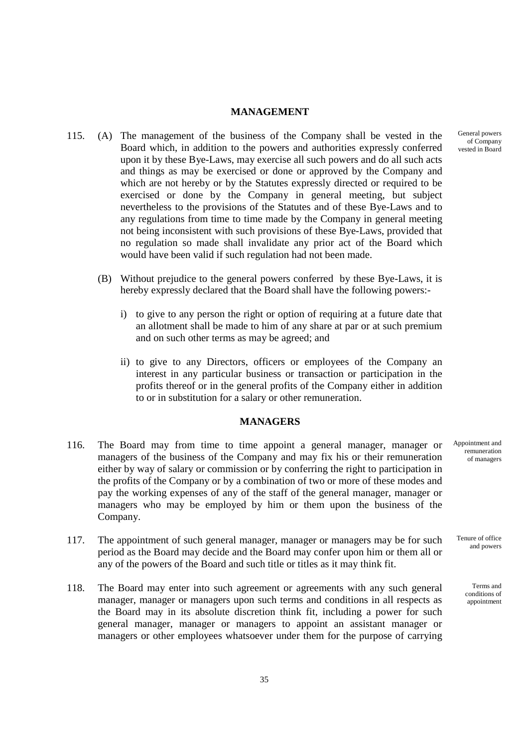## MANAGEMENT

115. (A) The management of the business of the Company shall be vested in the Board which, in addition to the powers and authorities expressly conferred upon it by these Bye-Laws, may exercise all such powers and do all such acts and things as may be exercised or done or approved by the Company and which are not hereby or by the Statutes expressly directed or required to be exercised or done by the Company in general meeting, but subject nevertheless to the provisions of the Statutes and of these Bye-Laws and to any regulations from time to time made by the Company in general meeting not being inconsistent with such provisions of these Bye-Laws, provided that no regulation so made shall invalidate any prior act of the Board which would have been valid if such regulation had not been made.

*General powers of Company vested in Board*

(B) Without prejudice to the general powers conferred by these Bye-Laws, it is hereby expressly declared that the Board shall have the following powers:-

i) to give to any person the right or option of requiring at a future date that an allotment shall be made to him of any share at par or at such premium and on such other terms as may be agreed; and

ii) to give to any Directors, officers or employees of the Company an interest in any particular business or transaction or participation in the profits thereof or in the general profits of the Company either in addition to or in substitution for a salary or other remuneration.

## MANAGERS

116. The Board may from time to time appoint a general manager, manager or managers of the business of the Company and may fix his or their remuneration either by way of salary or commission or by conferring the right to participation in the profits of the Company or by a combination of two or more of these modes and pay the working expenses of any of the staff of the general manager, manager or managers who may be employed by him or them upon the business of the Company.

*Appointment and remuneration of managers*

117. The appointment of such general manager, manager or managers may be for such period as the Board may decide and the Board may confer upon him or them all or any of the powers of the Board and such title or titles as it may think fit.

*Tenure of office and powers*

118. The Board may enter into such agreement or agreements with any such general manager, manager or managers upon such terms and conditions in all respects as the Board may in its absolute discretion think fit, including a power for such general manager, manager or managers to appoint an assistant manager or managers or other employees whatsoever under them for the purpose of carrying

*Terms and conditions of appointment*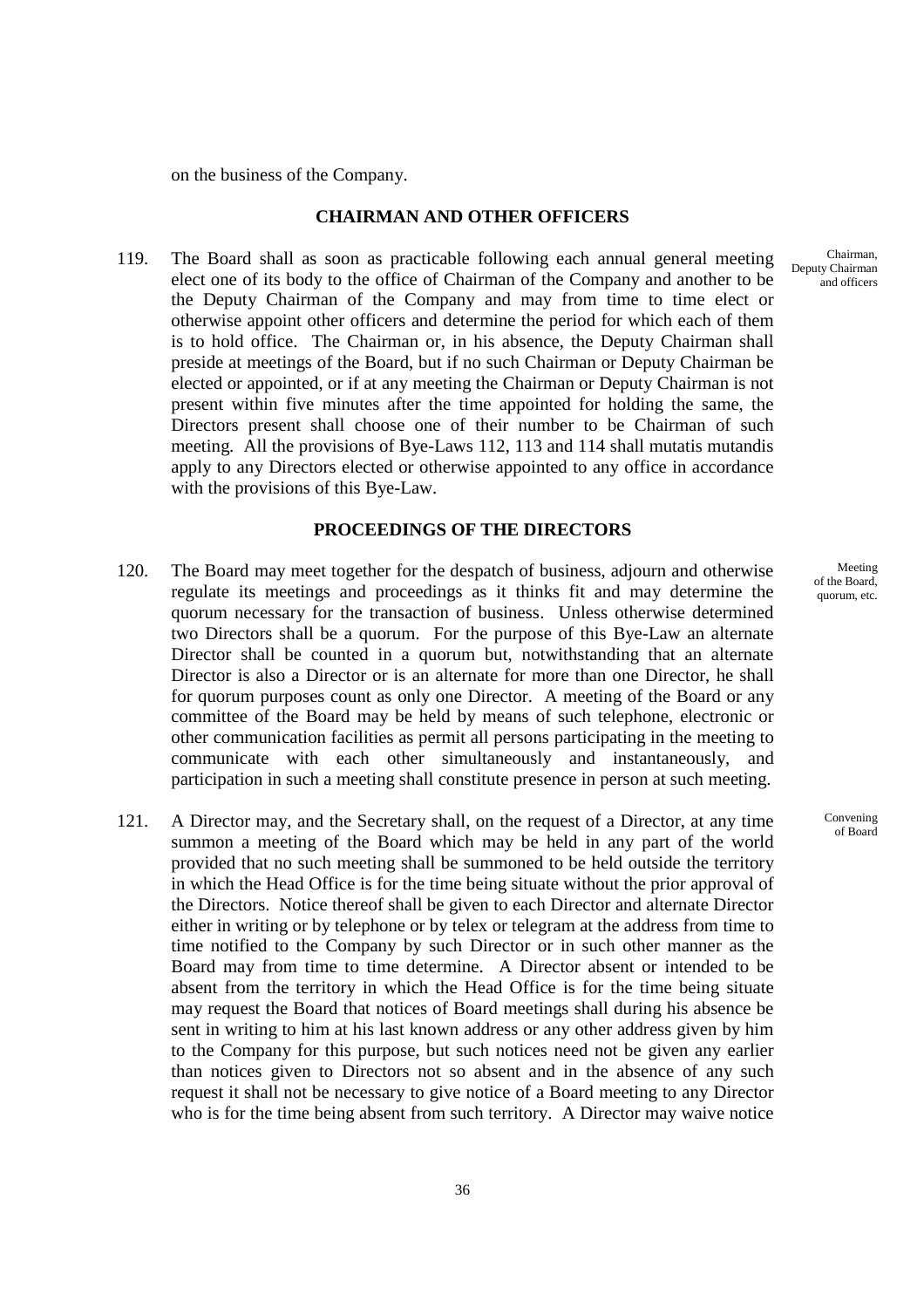on the business of the Company.

## CHAIRMAN AND OTHER OFFICERS

119. The Board shall as soon as practicable following each annual general meeting elect one of its body to the office of Chairman of the Company and another to be the Deputy Chairman of the Company and may from time to time elect or otherwise appoint other officers and determine the period for which each of them is to hold office. The Chairman or, in his absence, the Deputy Chairman shall preside at meetings of the Board, but if no such Chairman or Deputy Chairman be elected or appointed, or if at any meeting the Chairman or Deputy Chairman is not present within five minutes after the time appointed for holding the same, the Directors present shall choose one of their number to be Chairman of such meeting. All the provisions of Bye-Laws 112, 113 and 114 shall mutatis mutandis apply to any Directors elected or otherwise appointed to any office in accordance with the provisions of this Bye-Law.

Chairman, Deputy Chairman and officers

## PROCEEDINGS OF THE DIRECTORS

120. The Board may meet together for the despatch of business, adjourn and otherwise regulate its meetings and proceedings as it thinks fit and may determine the quorum necessary for the transaction of business. Unless otherwise determined two Directors shall be a quorum. For the purpose of this Bye-Law an alternate Director shall be counted in a quorum but, notwithstanding that an alternate Director is also a Director or is an alternate for more than one Director, he shall for quorum purposes count as only one Director. A meeting of the Board or any committee of the Board may be held by means of such telephone, electronic or other communication facilities as permit all persons participating in the meeting to communicate with each other simultaneously and instantaneously, and participation in such a meeting shall constitute presence in person at such meeting.

Meeting of the Board, quorum, etc.

121. A Director may, and the Secretary shall, on the request of a Director, at any time summon a meeting of the Board which may be held in any part of the world provided that no such meeting shall be summoned to be held outside the territory in which the Head Office is for the time being situate without the prior approval of the Directors. Notice thereof shall be given to each Director and alternate Director either in writing or by telephone or by telex or telegram at the address from time to time notified to the Company by such Director or in such other manner as the Board may from time to time determine. A Director absent or intended to be absent from the territory in which the Head Office is for the time being situate may request the Board that notices of Board meetings shall during his absence be sent in writing to him at his last known address or any other address given by him to the Company for this purpose, but such notices need not be given any earlier than notices given to Directors not so absent and in the absence of any such request it shall not be necessary to give notice of a Board meeting to any Director who is for the time being absent from such territory. A Director may waive notice

Convening of Board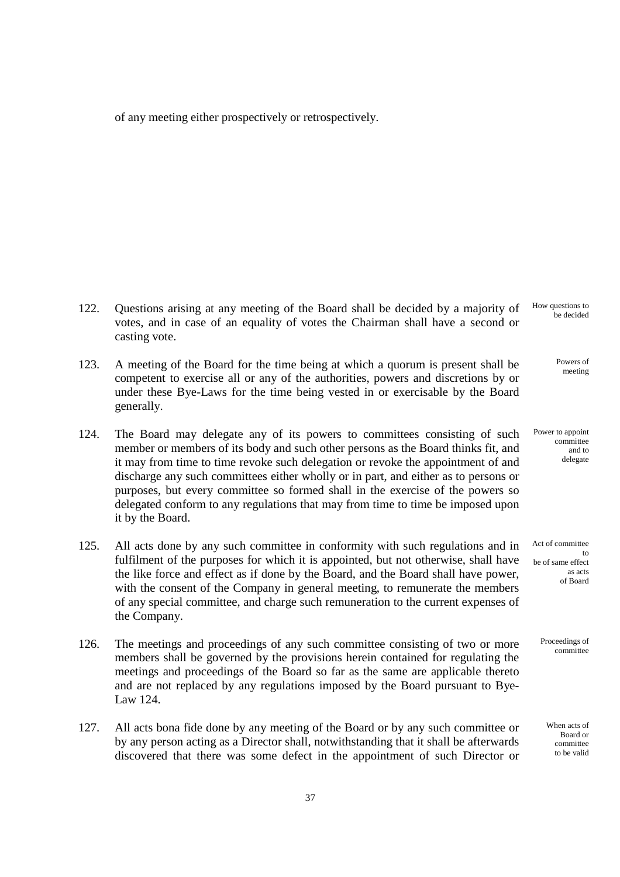of any meeting either prospectively or retrospectively.

122. Questions arising at any meeting of the Board shall be decided by a majority of votes, and in case of an equality of votes the Chairman shall have a second or casting vote. *How questions to be decided*

123. A meeting of the Board for the time being at which a quorum is present shall be competent to exercise all or any of the authorities, powers and discretions by or under these Bye-Laws for the time being vested in or exercisable by the Board generally. *Powers of meeting*

124. The Board may delegate any of its powers to committees consisting of such member or members of its body and such other persons as the Board thinks fit, and it may from time to time revoke such delegation or revoke the appointment of and discharge any such committees either wholly or in part, and either as to persons or purposes, but every committee so formed shall in the exercise of the powers so delegated conform to any regulations that may from time to time be imposed upon it by the Board. *Power to appoint committee and to delegate*

125. All acts done by any such committee in conformity with such regulations and in fulfilment of the purposes for which it is appointed, but not otherwise, shall have the like force and effect as if done by the Board, and the Board shall have power, with the consent of the Company in general meeting, to remunerate the members of any special committee, and charge such remuneration to the current expenses of the Company. *Act of committee to be of same effect as acts of Board*

126. The meetings and proceedings of any such committee consisting of two or more members shall be governed by the provisions herein contained for regulating the meetings and proceedings of the Board so far as the same are applicable thereto and are not replaced by any regulations imposed by the Board pursuant to Bye-Law 124. *Proceedings of committee*

127. All acts bona fide done by any meeting of the Board or by any such committee or by any person acting as a Director shall, notwithstanding that it shall be afterwards discovered that there was some defect in the appointment of such Director or *When acts of Board or committee to be valid*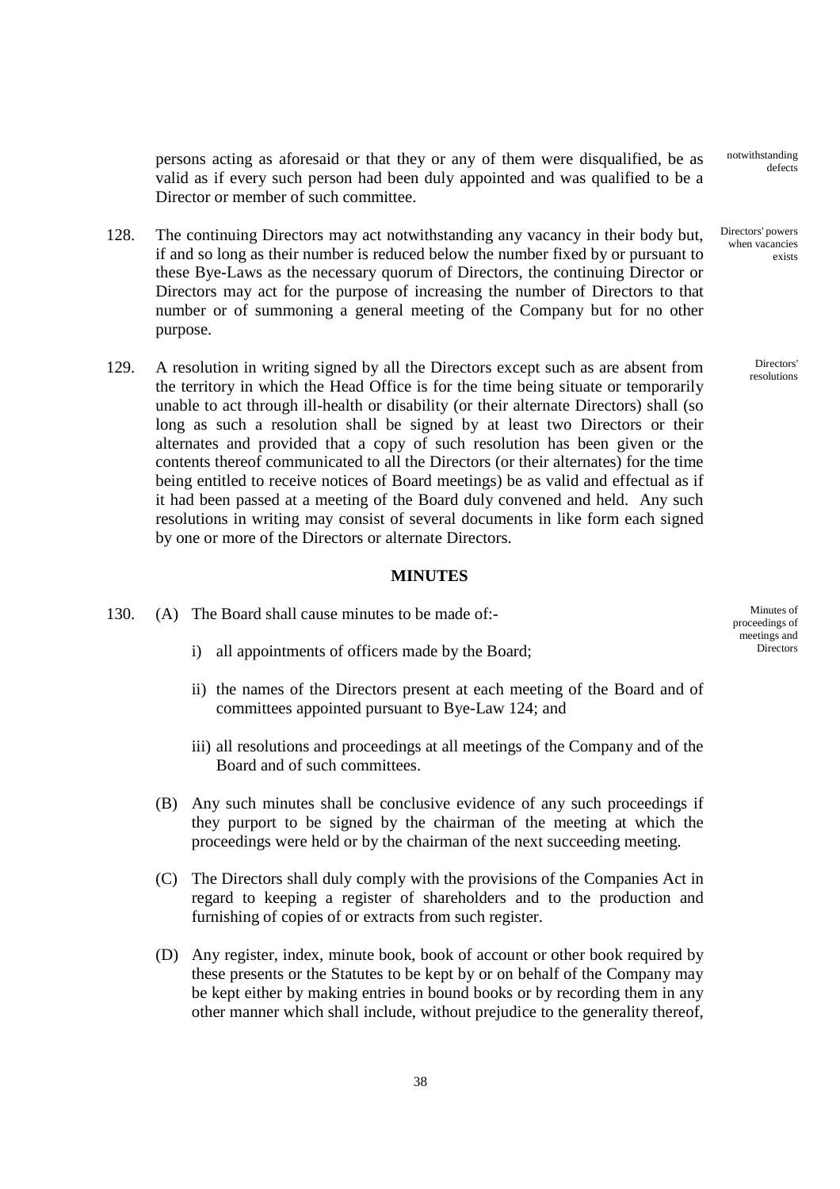persons acting as aforesaid or that they or any of them were disqualified, be as valid as if every such person had been duly appointed and was qualified to be a Director or member of such committee.

notwithstanding defects

128. The continuing Directors may act notwithstanding any vacancy in their body but, if and so long as their number is reduced below the number fixed by or pursuant to these Bye-Laws as the necessary quorum of Directors, the continuing Director or Directors may act for the purpose of increasing the number of Directors to that number or of summoning a general meeting of the Company but for no other purpose.

Directors' powers when vacancies exists

129. A resolution in writing signed by all the Directors except such as are absent from the territory in which the Head Office is for the time being situate or temporarily unable to act through ill-health or disability (or their alternate Directors) shall (so long as such a resolution shall be signed by at least two Directors or their alternates and provided that a copy of such resolution has been given or the contents thereof communicated to all the Directors (or their alternates) for the time being entitled to receive notices of Board meetings) be as valid and effectual as if it had been passed at a meeting of the Board duly convened and held. Any such resolutions in writing may consist of several documents in like form each signed by one or more of the Directors or alternate Directors.

Directors' resolutions

## MINUTES

130. (A) The Board shall cause minutes to be made of:-

Minutes of proceedings of meetings and Directors

i) all appointments of officers made by the Board;

ii) the names of the Directors present at each meeting of the Board and of committees appointed pursuant to Bye-Law 124; and

iii) all resolutions and proceedings at all meetings of the Company and of the Board and of such committees.

(B) Any such minutes shall be conclusive evidence of any such proceedings if they purport to be signed by the chairman of the meeting at which the proceedings were held or by the chairman of the next succeeding meeting.

(C) The Directors shall duly comply with the provisions of the Companies Act in regard to keeping a register of shareholders and to the production and furnishing of copies of or extracts from such register.

(D) Any register, index, minute book, book of account or other book required by these presents or the Statutes to be kept by or on behalf of the Company may be kept either by making entries in bound books or by recording them in any other manner which shall include, without prejudice to the generality thereof,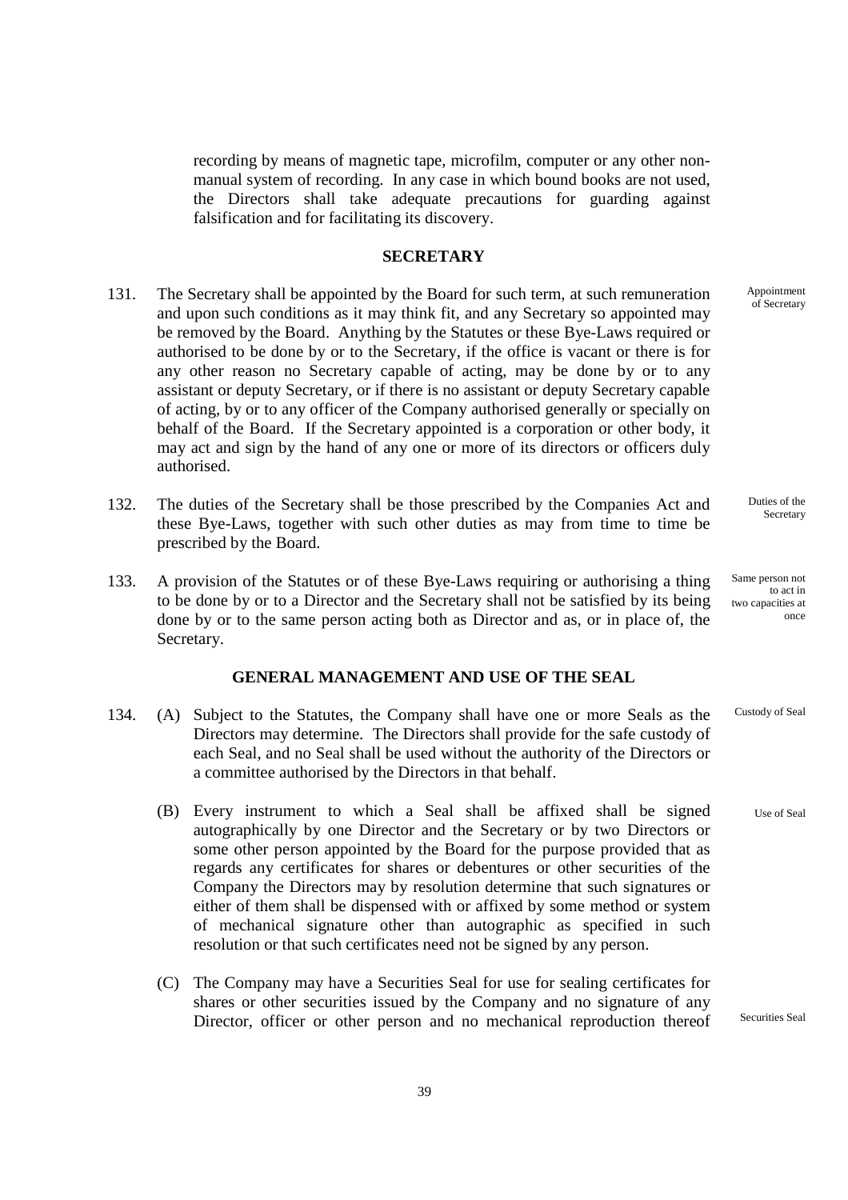recording by means of magnetic tape, microfilm, computer or any other non-manual system of recording. In any case in which bound books are not used, the Directors shall take adequate precautions for guarding against falsification and for facilitating its discovery.

## SECRETARY

131. The Secretary shall be appointed by the Board for such term, at such remuneration and upon such conditions as it may think fit, and any Secretary so appointed may be removed by the Board. Anything by the Statutes or these Bye-Laws required or authorised to be done by or to the Secretary, if the office is vacant or there is for any other reason no Secretary capable of acting, may be done by or to any assistant or deputy Secretary, or if there is no assistant or deputy Secretary capable of acting, by or to any officer of the Company authorised generally or specially on behalf of the Board. If the Secretary appointed is a corporation or other body, it may act and sign by the hand of any one or more of its directors or officers duly authorised. *Appointment of Secretary*

132. The duties of the Secretary shall be those prescribed by the Companies Act and these Bye-Laws, together with such other duties as may from time to time be prescribed by the Board. *Duties of the Secretary*

133. A provision of the Statutes or of these Bye-Laws requiring or authorising a thing to be done by or to a Director and the Secretary shall not be satisfied by its being done by or to the same person acting both as Director and as, or in place of, the Secretary. *Same person not to act in two capacities at once*

## GENERAL MANAGEMENT AND USE OF THE SEAL

134. (A) Subject to the Statutes, the Company shall have one or more Seals as the Directors may determine. The Directors shall provide for the safe custody of each Seal, and no Seal shall be used without the authority of the Directors or a committee authorised by the Directors in that behalf. *Custody of Seal*

(B) Every instrument to which a Seal shall be affixed shall be signed autographically by one Director and the Secretary or by two Directors or some other person appointed by the Board for the purpose provided that as regards any certificates for shares or debentures or other securities of the Company the Directors may by resolution determine that such signatures or either of them shall be dispensed with or affixed by some method or system of mechanical signature other than autographic as specified in such resolution or that such certificates need not be signed by any person. *Use of Seal*

(C) The Company may have a Securities Seal for use for sealing certificates for shares or other securities issued by the Company and no signature of any Director, officer or other person and no mechanical reproduction thereof *Securities Seal*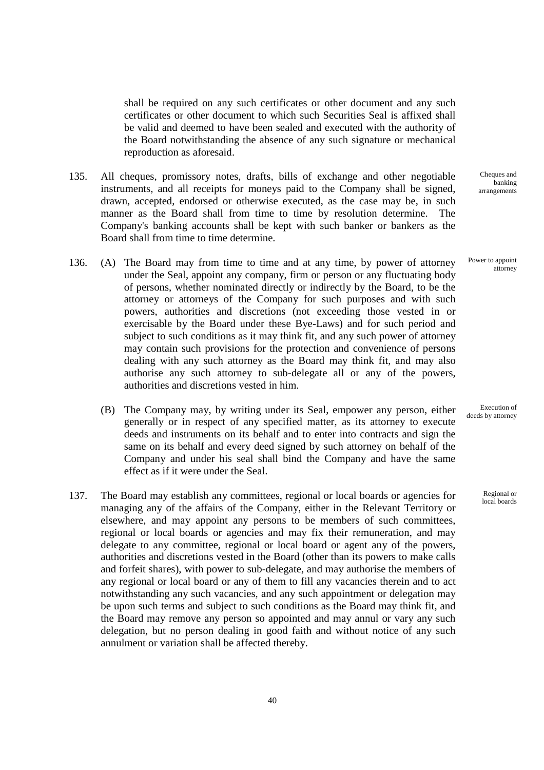shall be required on any such certificates or other document and any such certificates or other document to which such Securities Seal is affixed shall be valid and deemed to have been sealed and executed with the authority of the Board notwithstanding the absence of any such signature or mechanical reproduction as aforesaid.

135. All cheques, promissory notes, drafts, bills of exchange and other negotiable instruments, and all receipts for moneys paid to the Company shall be signed, drawn, accepted, endorsed or otherwise executed, as the case may be, in such manner as the Board shall from time to time by resolution determine. The Company's banking accounts shall be kept with such banker or bankers as the Board shall from time to time determine.

*Cheques and banking arrangements*

136. (A) The Board may from time to time and at any time, by power of attorney under the Seal, appoint any company, firm or person or any fluctuating body of persons, whether nominated directly or indirectly by the Board, to be the attorney or attorneys of the Company for such purposes and with such powers, authorities and discretions (not exceeding those vested in or exercisable by the Board under these Bye-Laws) and for such period and subject to such conditions as it may think fit, and any such power of attorney may contain such provisions for the protection and convenience of persons dealing with any such attorney as the Board may think fit, and may also authorise any such attorney to sub-delegate all or any of the powers, authorities and discretions vested in him.

*Power to appoint attorney*

(B) The Company may, by writing under its Seal, empower any person, either generally or in respect of any specified matter, as its attorney to execute deeds and instruments on its behalf and to enter into contracts and sign the same on its behalf and every deed signed by such attorney on behalf of the Company and under his seal shall bind the Company and have the same effect as if it were under the Seal.

*Execution of deeds by attorney*

137. The Board may establish any committees, regional or local boards or agencies for managing any of the affairs of the Company, either in the Relevant Territory or elsewhere, and may appoint any persons to be members of such committees, regional or local boards or agencies and may fix their remuneration, and may delegate to any committee, regional or local board or agent any of the powers, authorities and discretions vested in the Board (other than its powers to make calls and forfeit shares), with power to sub-delegate, and may authorise the members of any regional or local board or any of them to fill any vacancies therein and to act notwithstanding any such vacancies, and any such appointment or delegation may be upon such terms and subject to such conditions as the Board may think fit, and the Board may remove any person so appointed and may annul or vary any such delegation, but no person dealing in good faith and without notice of any such annulment or variation shall be affected thereby.

*Regional or local boards*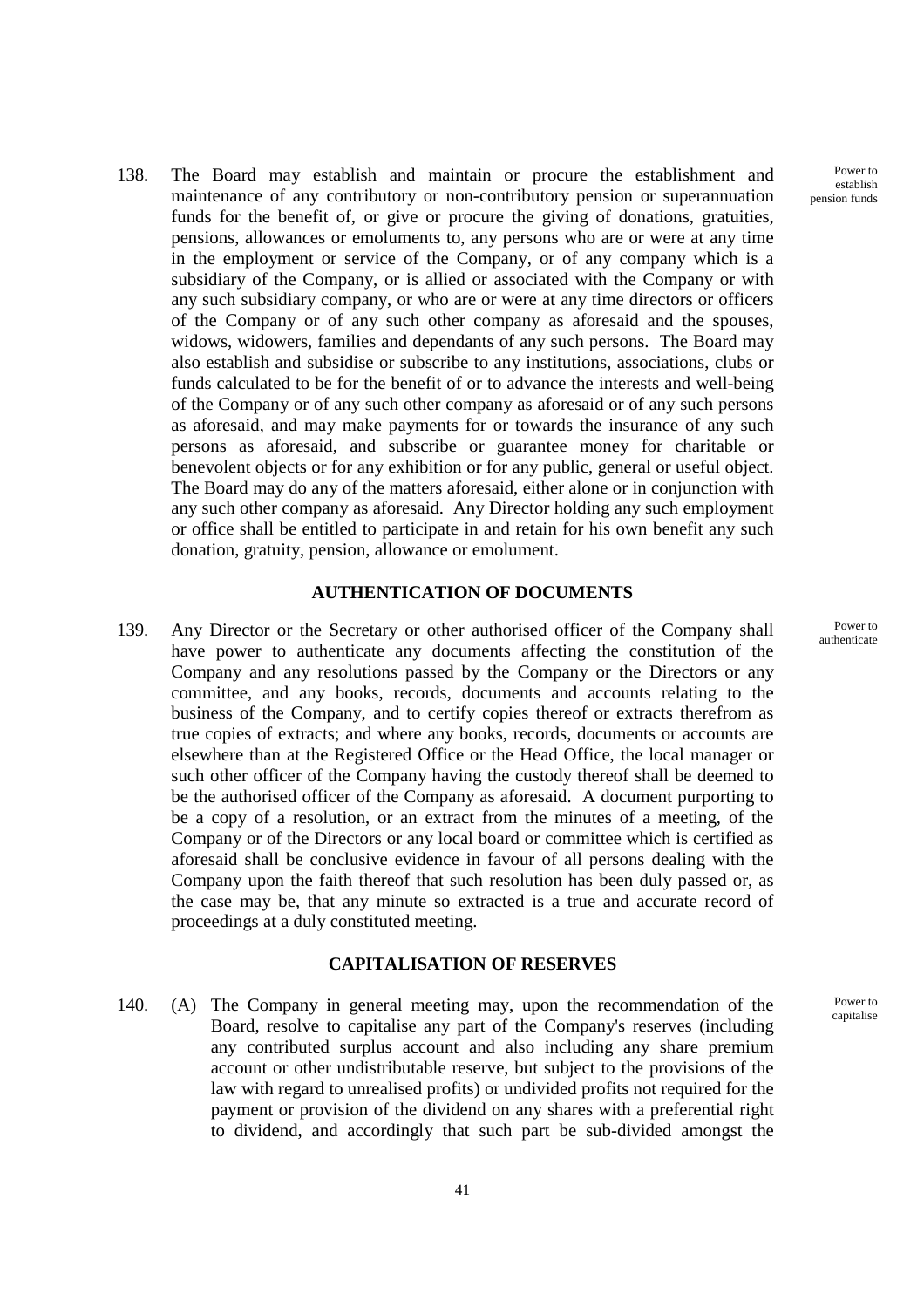138. The Board may establish and maintain or procure the establishment and maintenance of any contributory or non-contributory pension or superannuation funds for the benefit of, or give or procure the giving of donations, gratuities, pensions, allowances or emoluments to, any persons who are or were at any time in the employment or service of the Company, or of any company which is a subsidiary of the Company, or is allied or associated with the Company or with any such subsidiary company, or who are or were at any time directors or officers of the Company or of any such other company as aforesaid and the spouses, widows, widowers, families and dependants of any such persons. The Board may also establish and subsidise or subscribe to any institutions, associations, clubs or funds calculated to be for the benefit of or to advance the interests and well-being of the Company or of any such other company as aforesaid or of any such persons as aforesaid, and may make payments for or towards the insurance of any such persons as aforesaid, and subscribe or guarantee money for charitable or benevolent objects or for any exhibition or for any public, general or useful object. The Board may do any of the matters aforesaid, either alone or in conjunction with any such other company as aforesaid. Any Director holding any such employment or office shall be entitled to participate in and retain for his own benefit any such donation, gratuity, pension, allowance or emolument.

*Power to establish pension funds*

## AUTHENTICATION OF DOCUMENTS

139. Any Director or the Secretary or other authorised officer of the Company shall have power to authenticate any documents affecting the constitution of the Company and any resolutions passed by the Company or the Directors or any committee, and any books, records, documents and accounts relating to the business of the Company, and to certify copies thereof or extracts therefrom as true copies of extracts; and where any books, records, documents or accounts are elsewhere than at the Registered Office or the Head Office, the local manager or such other officer of the Company having the custody thereof shall be deemed to be the authorised officer of the Company as aforesaid. A document purporting to be a copy of a resolution, or an extract from the minutes of a meeting, of the Company or of the Directors or any local board or committee which is certified as aforesaid shall be conclusive evidence in favour of all persons dealing with the Company upon the faith thereof that such resolution has been duly passed or, as the case may be, that any minute so extracted is a true and accurate record of proceedings at a duly constituted meeting.

*Power to authenticate*

## CAPITALISATION OF RESERVES

140. (A) The Company in general meeting may, upon the recommendation of the Board, resolve to capitalise any part of the Company's reserves (including any contributed surplus account and also including any share premium account or other undistributable reserve, but subject to the provisions of the law with regard to unrealised profits) or undivided profits not required for the payment or provision of the dividend on any shares with a preferential right to dividend, and accordingly that such part be sub-divided amongst the

*Power to capitalise*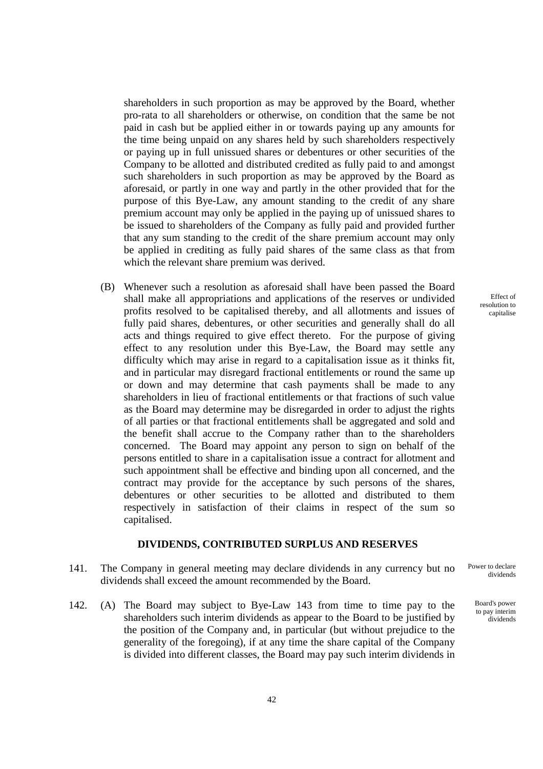shareholders in such proportion as may be approved by the Board, whether pro-rata to all shareholders or otherwise, on condition that the same be not paid in cash but be applied either in or towards paying up any amounts for the time being unpaid on any shares held by such shareholders respectively or paying up in full unissued shares or debentures or other securities of the Company to be allotted and distributed credited as fully paid to and amongst such shareholders in such proportion as may be approved by the Board as aforesaid, or partly in one way and partly in the other provided that for the purpose of this Bye-Law, any amount standing to the credit of any share premium account may only be applied in the paying up of unissued shares to be issued to shareholders of the Company as fully paid and provided further that any sum standing to the credit of the share premium account may only be applied in crediting as fully paid shares of the same class as that from which the relevant share premium was derived.

(B) Whenever such a resolution as aforesaid shall have been passed the Board shall make all appropriations and applications of the reserves or undivided profits resolved to be capitalised thereby, and all allotments and issues of fully paid shares, debentures, or other securities and generally shall do all acts and things required to give effect thereto. For the purpose of giving effect to any resolution under this Bye-Law, the Board may settle any difficulty which may arise in regard to a capitalisation issue as it thinks fit, and in particular may disregard fractional entitlements or round the same up or down and may determine that cash payments shall be made to any shareholders in lieu of fractional entitlements or that fractions of such value as the Board may determine may be disregarded in order to adjust the rights of all parties or that fractional entitlements shall be aggregated and sold and the benefit shall accrue to the Company rather than to the shareholders concerned. The Board may appoint any person to sign on behalf of the persons entitled to share in a capitalisation issue a contract for allotment and such appointment shall be effective and binding upon all concerned, and the contract may provide for the acceptance by such persons of the shares, debentures or other securities to be allotted and distributed to them respectively in satisfaction of their claims in respect of the sum so capitalised.

*Effect of resolution to capitalise*

## DIVIDENDS, CONTRIBUTED SURPLUS AND RESERVES

141. The Company in general meeting may declare dividends in any currency but no dividends shall exceed the amount recommended by the Board.

*Power to declare dividends*

142. (A) The Board may subject to Bye-Law 143 from time to time pay to the shareholders such interim dividends as appear to the Board to be justified by the position of the Company and, in particular (but without prejudice to the generality of the foregoing), if at any time the share capital of the Company is divided into different classes, the Board may pay such interim dividends in

*Board's power to pay interim dividends*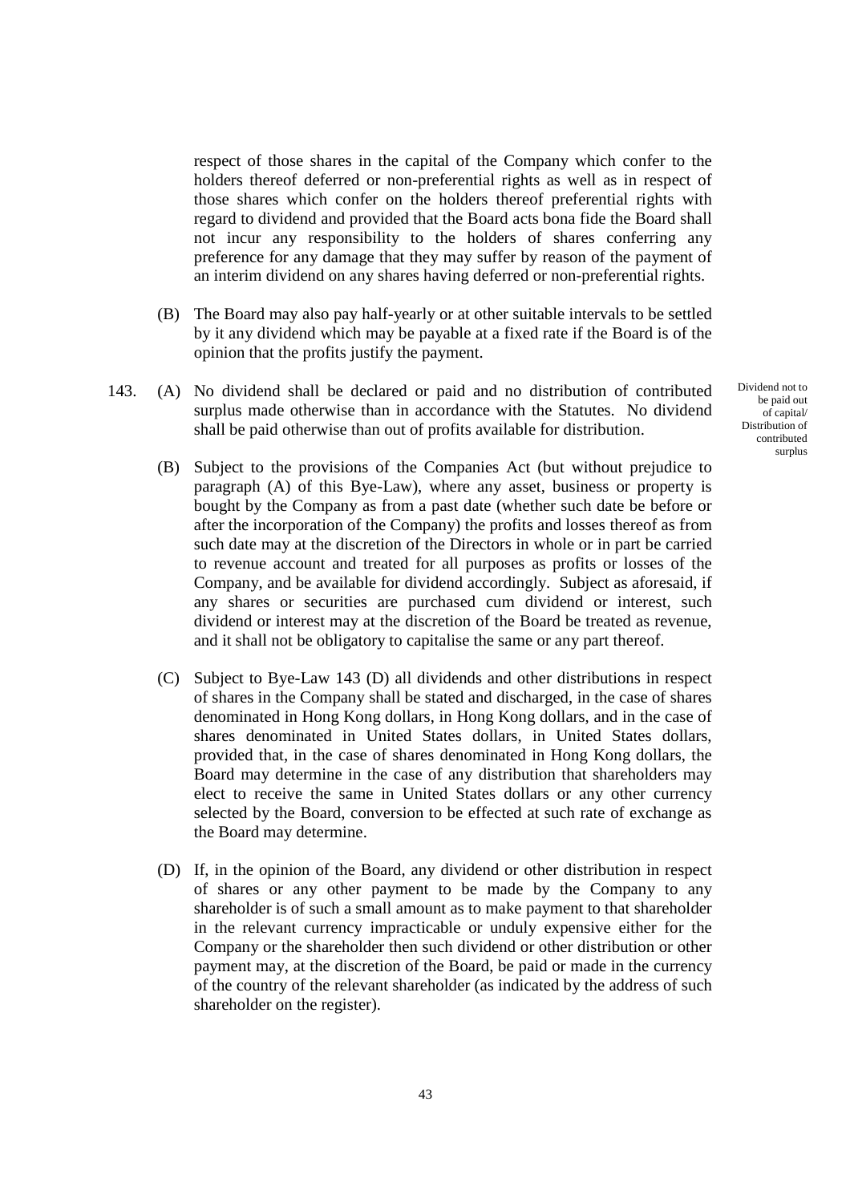respect of those shares in the capital of the Company which confer to the holders thereof deferred or non-preferential rights as well as in respect of those shares which confer on the holders thereof preferential rights with regard to dividend and provided that the Board acts bona fide the Board shall not incur any responsibility to the holders of shares conferring any preference for any damage that they may suffer by reason of the payment of an interim dividend on any shares having deferred or non-preferential rights.

(B) The Board may also pay half-yearly or at other suitable intervals to be settled by it any dividend which may be payable at a fixed rate if the Board is of the opinion that the profits justify the payment.

*Dividend not to be paid out of capital/ Distribution of contributed surplus*

143. (A) No dividend shall be declared or paid and no distribution of contributed surplus made otherwise than in accordance with the Statutes. No dividend shall be paid otherwise than out of profits available for distribution.

(B) Subject to the provisions of the Companies Act (but without prejudice to paragraph (A) of this Bye-Law), where any asset, business or property is bought by the Company as from a past date (whether such date be before or after the incorporation of the Company) the profits and losses thereof as from such date may at the discretion of the Directors in whole or in part be carried to revenue account and treated for all purposes as profits or losses of the Company, and be available for dividend accordingly. Subject as aforesaid, if any shares or securities are purchased cum dividend or interest, such dividend or interest may at the discretion of the Board be treated as revenue, and it shall not be obligatory to capitalise the same or any part thereof.

(C) Subject to Bye-Law 143 (D) all dividends and other distributions in respect of shares in the Company shall be stated and discharged, in the case of shares denominated in Hong Kong dollars, in Hong Kong dollars, and in the case of shares denominated in United States dollars, in United States dollars, provided that, in the case of shares denominated in Hong Kong dollars, the Board may determine in the case of any distribution that shareholders may elect to receive the same in United States dollars or any other currency selected by the Board, conversion to be effected at such rate of exchange as the Board may determine.

(D) If, in the opinion of the Board, any dividend or other distribution in respect of shares or any other payment to be made by the Company to any shareholder is of such a small amount as to make payment to that shareholder in the relevant currency impracticable or unduly expensive either for the Company or the shareholder then such dividend or other distribution or other payment may, at the discretion of the Board, be paid or made in the currency of the country of the relevant shareholder (as indicated by the address of such shareholder on the register).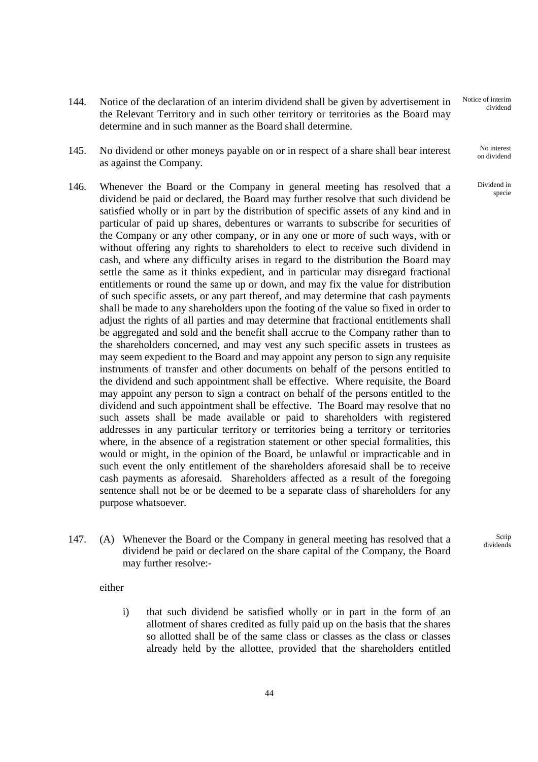144. Notice of the declaration of an interim dividend shall be given by advertisement in the Relevant Territory and in such other territory or territories as the Board may determine and in such manner as the Board shall determine.

Notice of interim dividend

145. No dividend or other moneys payable on or in respect of a share shall bear interest as against the Company.

No interest on dividend

146. Whenever the Board or the Company in general meeting has resolved that a dividend be paid or declared, the Board may further resolve that such dividend be satisfied wholly or in part by the distribution of specific assets of any kind and in particular of paid up shares, debentures or warrants to subscribe for securities of the Company or any other company, or in any one or more of such ways, with or without offering any rights to shareholders to elect to receive such dividend in cash, and where any difficulty arises in regard to the distribution the Board may settle the same as it thinks expedient, and in particular may disregard fractional entitlements or round the same up or down, and may fix the value for distribution of such specific assets, or any part thereof, and may determine that cash payments shall be made to any shareholders upon the footing of the value so fixed in order to adjust the rights of all parties and may determine that fractional entitlements shall be aggregated and sold and the benefit shall accrue to the Company rather than to the shareholders concerned, and may vest any such specific assets in trustees as may seem expedient to the Board and may appoint any person to sign any requisite instruments of transfer and other documents on behalf of the persons entitled to the dividend and such appointment shall be effective. Where requisite, the Board may appoint any person to sign a contract on behalf of the persons entitled to the dividend and such appointment shall be effective. The Board may resolve that no such assets shall be made available or paid to shareholders with registered addresses in any particular territory or territories being a territory or territories where, in the absence of a registration statement or other special formalities, this would or might, in the opinion of the Board, be unlawful or impracticable and in such event the only entitlement of the shareholders aforesaid shall be to receive cash payments as aforesaid. Shareholders affected as a result of the foregoing sentence shall not be or be deemed to be a separate class of shareholders for any purpose whatsoever.

Dividend in specie

147. (A) Whenever the Board or the Company in general meeting has resolved that a dividend be paid or declared on the share capital of the Company, the Board may further resolve:-

Scrip dividends

either

i) that such dividend be satisfied wholly or in part in the form of an allotment of shares credited as fully paid up on the basis that the shares so allotted shall be of the same class or classes as the class or classes already held by the allottee, provided that the shareholders entitled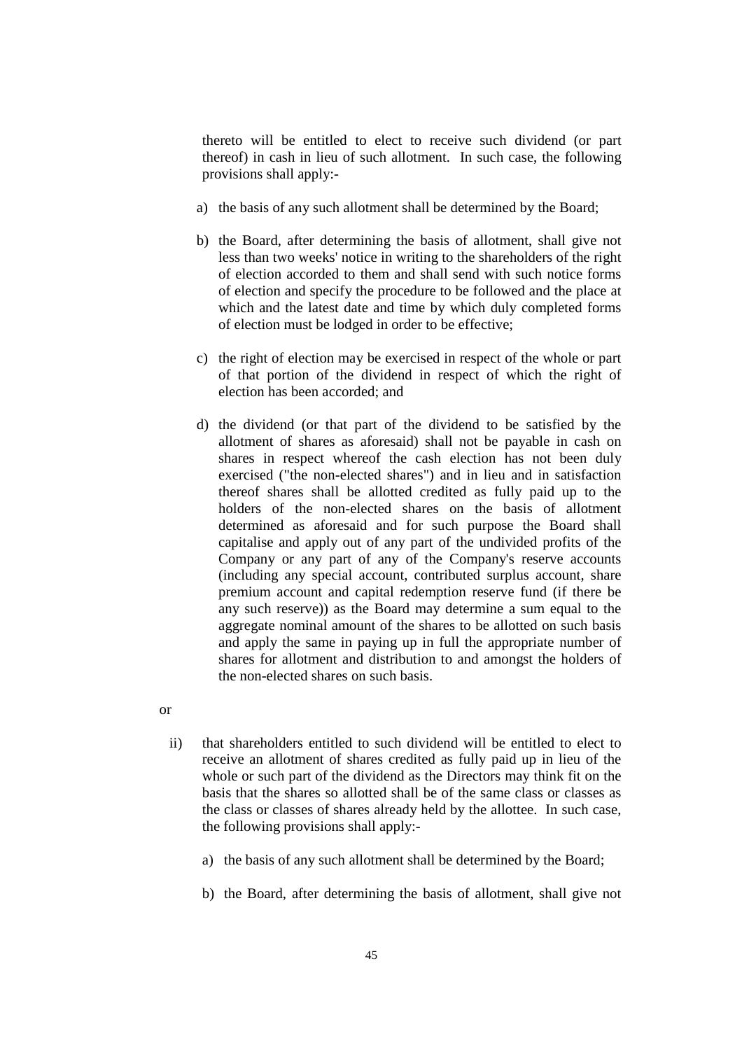thereto will be entitled to elect to receive such dividend (or part thereof) in cash in lieu of such allotment. In such case, the following provisions shall apply:-

a) the basis of any such allotment shall be determined by the Board;

b) the Board, after determining the basis of allotment, shall give not less than two weeks' notice in writing to the shareholders of the right of election accorded to them and shall send with such notice forms of election and specify the procedure to be followed and the place at which and the latest date and time by which duly completed forms of election must be lodged in order to be effective;

c) the right of election may be exercised in respect of the whole or part of that portion of the dividend in respect of which the right of election has been accorded; and

d) the dividend (or that part of the dividend to be satisfied by the allotment of shares as aforesaid) shall not be payable in cash on shares in respect whereof the cash election has not been duly exercised ("the non-elected shares") and in lieu and in satisfaction thereof shares shall be allotted credited as fully paid up to the holders of the non-elected shares on the basis of allotment determined as aforesaid and for such purpose the Board shall capitalise and apply out of any part of the undivided profits of the Company or any part of any of the Company's reserve accounts (including any special account, contributed surplus account, share premium account and capital redemption reserve fund (if there be any such reserve)) as the Board may determine a sum equal to the aggregate nominal amount of the shares to be allotted on such basis and apply the same in paying up in full the appropriate number of shares for allotment and distribution to and amongst the holders of the non-elected shares on such basis.

or

ii) that shareholders entitled to such dividend will be entitled to elect to receive an allotment of shares credited as fully paid up in lieu of the whole or such part of the dividend as the Directors may think fit on the basis that the shares so allotted shall be of the same class or classes as the class or classes of shares already held by the allottee. In such case, the following provisions shall apply:-

a) the basis of any such allotment shall be determined by the Board;

b) the Board, after determining the basis of allotment, shall give not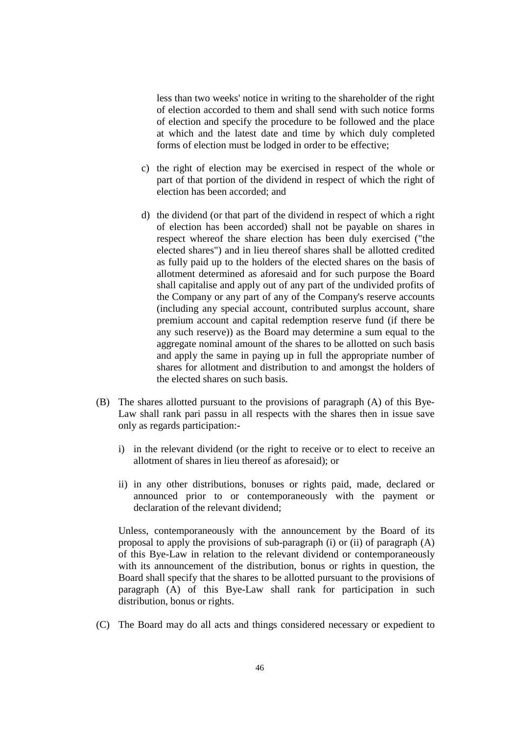less than two weeks' notice in writing to the shareholder of the right of election accorded to them and shall send with such notice forms of election and specify the procedure to be followed and the place at which and the latest date and time by which duly completed forms of election must be lodged in order to be effective;

c) the right of election may be exercised in respect of the whole or part of that portion of the dividend in respect of which the right of election has been accorded; and

d) the dividend (or that part of the dividend in respect of which a right of election has been accorded) shall not be payable on shares in respect whereof the share election has been duly exercised ("the elected shares") and in lieu thereof shares shall be allotted credited as fully paid up to the holders of the elected shares on the basis of allotment determined as aforesaid and for such purpose the Board shall capitalise and apply out of any part of the undivided profits of the Company or any part of any of the Company's reserve accounts (including any special account, contributed surplus account, share premium account and capital redemption reserve fund (if there be any such reserve)) as the Board may determine a sum equal to the aggregate nominal amount of the shares to be allotted on such basis and apply the same in paying up in full the appropriate number of shares for allotment and distribution to and amongst the holders of the elected shares on such basis.

(B) The shares allotted pursuant to the provisions of paragraph (A) of this Bye-Law shall rank pari passu in all respects with the shares then in issue save only as regards participation:-

i) in the relevant dividend (or the right to receive or to elect to receive an allotment of shares in lieu thereof as aforesaid); or

ii) in any other distributions, bonuses or rights paid, made, declared or announced prior to or contemporaneously with the payment or declaration of the relevant dividend;

Unless, contemporaneously with the announcement by the Board of its proposal to apply the provisions of sub-paragraph (i) or (ii) of paragraph (A) of this Bye-Law in relation to the relevant dividend or contemporaneously with its announcement of the distribution, bonus or rights in question, the Board shall specify that the shares to be allotted pursuant to the provisions of paragraph (A) of this Bye-Law shall rank for participation in such distribution, bonus or rights.

(C) The Board may do all acts and things considered necessary or expedient to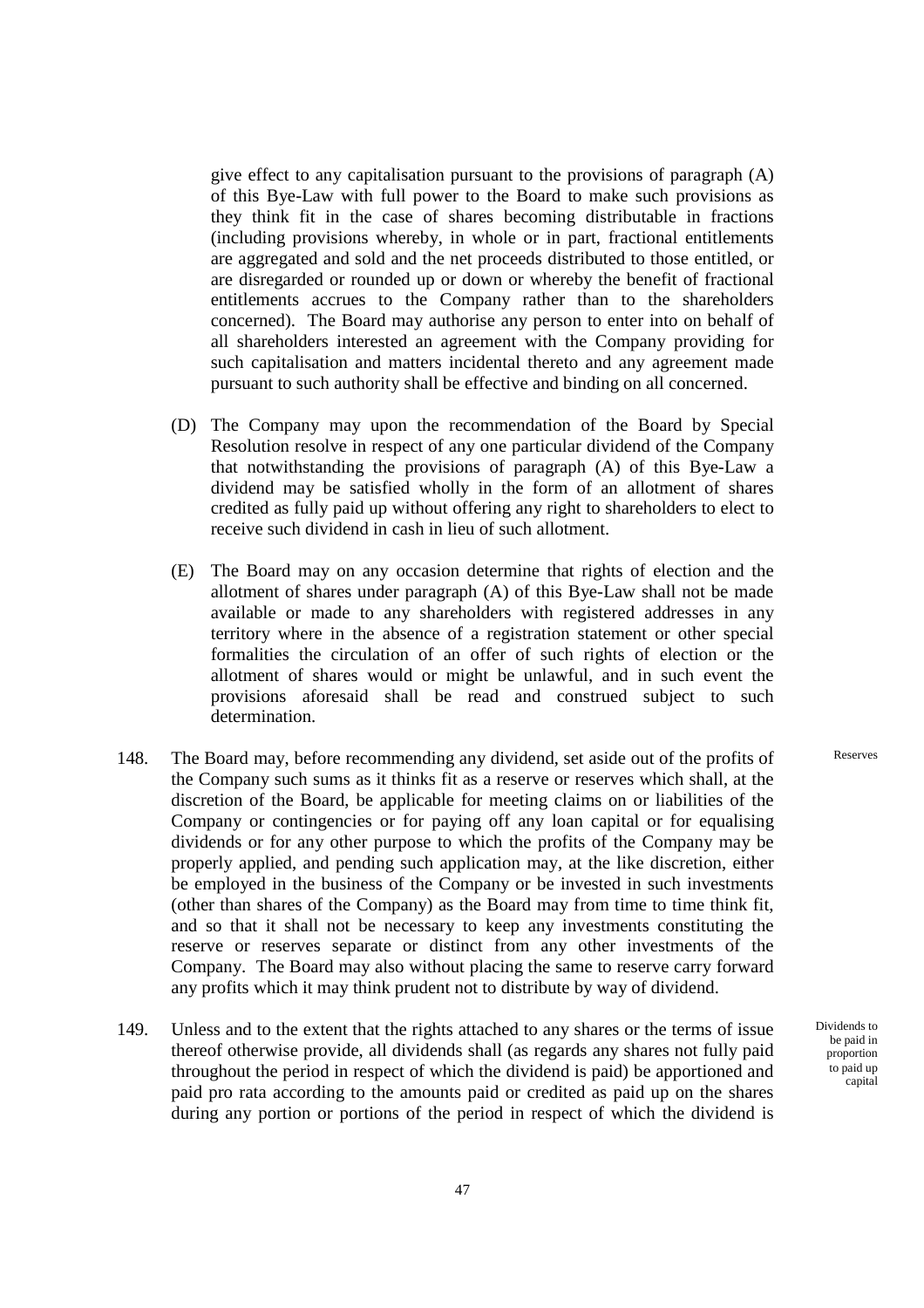give effect to any capitalisation pursuant to the provisions of paragraph (A) of this Bye-Law with full power to the Board to make such provisions as they think fit in the case of shares becoming distributable in fractions (including provisions whereby, in whole or in part, fractional entitlements are aggregated and sold and the net proceeds distributed to those entitled, or are disregarded or rounded up or down or whereby the benefit of fractional entitlements accrues to the Company rather than to the shareholders concerned). The Board may authorise any person to enter into on behalf of all shareholders interested an agreement with the Company providing for such capitalisation and matters incidental thereto and any agreement made pursuant to such authority shall be effective and binding on all concerned.

(D) The Company may upon the recommendation of the Board by Special Resolution resolve in respect of any one particular dividend of the Company that notwithstanding the provisions of paragraph (A) of this Bye-Law a dividend may be satisfied wholly in the form of an allotment of shares credited as fully paid up without offering any right to shareholders to elect to receive such dividend in cash in lieu of such allotment.

(E) The Board may on any occasion determine that rights of election and the allotment of shares under paragraph (A) of this Bye-Law shall not be made available or made to any shareholders with registered addresses in any territory where in the absence of a registration statement or other special formalities the circulation of an offer of such rights of election or the allotment of shares would or might be unlawful, and in such event the provisions aforesaid shall be read and construed subject to such determination.

148. *Reserves* The Board may, before recommending any dividend, set aside out of the profits of the Company such sums as it thinks fit as a reserve or reserves which shall, at the discretion of the Board, be applicable for meeting claims on or liabilities of the Company or contingencies or for paying off any loan capital or for equalising dividends or for any other purpose to which the profits of the Company may be properly applied, and pending such application may, at the like discretion, either be employed in the business of the Company or be invested in such investments (other than shares of the Company) as the Board may from time to time think fit, and so that it shall not be necessary to keep any investments constituting the reserve or reserves separate or distinct from any other investments of the Company. The Board may also without placing the same to reserve carry forward any profits which it may think prudent not to distribute by way of dividend.

149. *Dividends to be paid in proportion to paid up capital* Unless and to the extent that the rights attached to any shares or the terms of issue thereof otherwise provide, all dividends shall (as regards any shares not fully paid throughout the period in respect of which the dividend is paid) be apportioned and paid pro rata according to the amounts paid or credited as paid up on the shares during any portion or portions of the period in respect of which the dividend is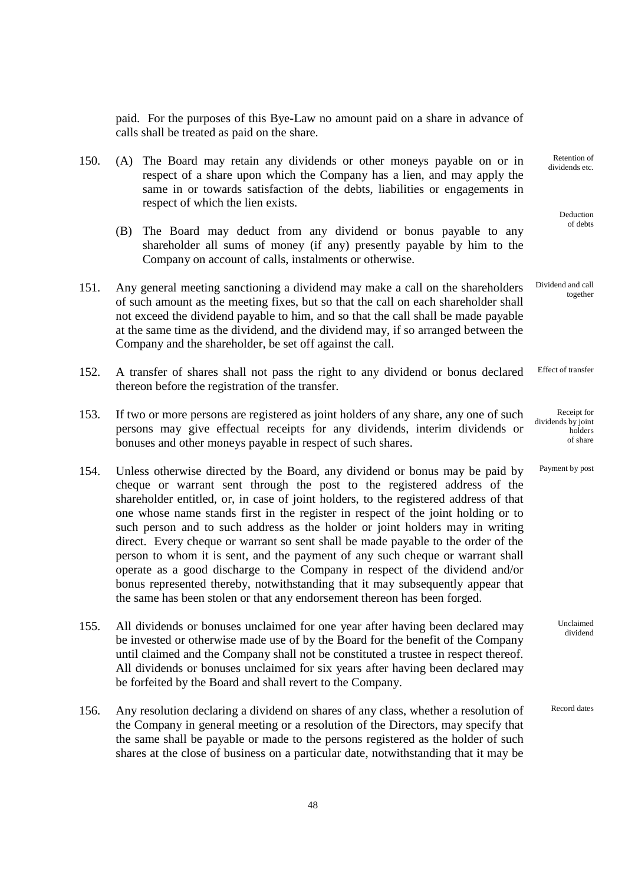paid. For the purposes of this Bye-Law no amount paid on a share in advance of calls shall be treated as paid on the share.

150. (A) The Board may retain any dividends or other moneys payable on or in respect of a share upon which the Company has a lien, and may apply the same in or towards satisfaction of the debts, liabilities or engagements in respect of which the lien exists. *Retention of dividends etc.*

(B) The Board may deduct from any dividend or bonus payable to any shareholder all sums of money (if any) presently payable by him to the Company on account of calls, instalments or otherwise. *Deduction of debts*

151. Any general meeting sanctioning a dividend may make a call on the shareholders of such amount as the meeting fixes, but so that the call on each shareholder shall not exceed the dividend payable to him, and so that the call shall be made payable at the same time as the dividend, and the dividend may, if so arranged between the Company and the shareholder, be set off against the call. *Dividend and call together*

152. A transfer of shares shall not pass the right to any dividend or bonus declared thereon before the registration of the transfer. *Effect of transfer*

153. If two or more persons are registered as joint holders of any share, any one of such persons may give effectual receipts for any dividends, interim dividends or bonuses and other moneys payable in respect of such shares. *Receipt for dividends by joint holders of share*

154. Unless otherwise directed by the Board, any dividend or bonus may be paid by cheque or warrant sent through the post to the registered address of the shareholder entitled, or, in case of joint holders, to the registered address of that one whose name stands first in the register in respect of the joint holding or to such person and to such address as the holder or joint holders may in writing direct. Every cheque or warrant so sent shall be made payable to the order of the person to whom it is sent, and the payment of any such cheque or warrant shall operate as a good discharge to the Company in respect of the dividend and/or bonus represented thereby, notwithstanding that it may subsequently appear that the same has been stolen or that any endorsement thereon has been forged. *Payment by post*

155. All dividends or bonuses unclaimed for one year after having been declared may be invested or otherwise made use of by the Board for the benefit of the Company until claimed and the Company shall not be constituted a trustee in respect thereof. All dividends or bonuses unclaimed for six years after having been declared may be forfeited by the Board and shall revert to the Company. *Unclaimed dividend*

156. Any resolution declaring a dividend on shares of any class, whether a resolution of the Company in general meeting or a resolution of the Directors, may specify that the same shall be payable or made to the persons registered as the holder of such shares at the close of business on a particular date, notwithstanding that it may be *Record dates*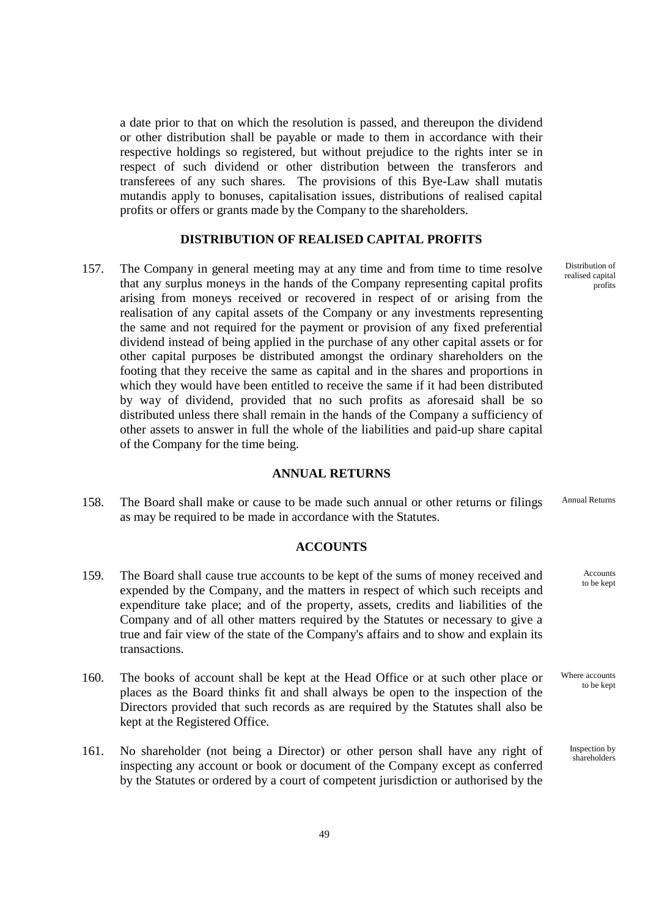a date prior to that on which the resolution is passed, and thereupon the dividend or other distribution shall be payable or made to them in accordance with their respective holdings so registered, but without prejudice to the rights inter se in respect of such dividend or other distribution between the transferors and transferees of any such shares. The provisions of this Bye-Law shall mutatis mutandis apply to bonuses, capitalisation issues, distributions of realised capital profits or offers or grants made by the Company to the shareholders.

## DISTRIBUTION OF REALISED CAPITAL PROFITS

157. The Company in general meeting may at any time and from time to time resolve that any surplus moneys in the hands of the Company representing capital profits arising from moneys received or recovered in respect of or arising from the realisation of any capital assets of the Company or any investments representing the same and not required for the payment or provision of any fixed preferential dividend instead of being applied in the purchase of any other capital assets or for other capital purposes be distributed amongst the ordinary shareholders on the footing that they receive the same as capital and in the shares and proportions in which they would have been entitled to receive the same if it had been distributed by way of dividend, provided that no such profits as aforesaid shall be so distributed unless there shall remain in the hands of the Company a sufficiency of other assets to answer in full the whole of the liabilities and paid-up share capital of the Company for the time being. *Distribution of realised capital profits*

## ANNUAL RETURNS

158. The Board shall make or cause to be made such annual or other returns or filings as may be required to be made in accordance with the Statutes. *Annual Returns*

## ACCOUNTS

159. The Board shall cause true accounts to be kept of the sums of money received and expended by the Company, and the matters in respect of which such receipts and expenditure take place; and of the property, assets, credits and liabilities of the Company and of all other matters required by the Statutes or necessary to give a true and fair view of the state of the Company's affairs and to show and explain its transactions. *Accounts to be kept*

160. The books of account shall be kept at the Head Office or at such other place or places as the Board thinks fit and shall always be open to the inspection of the Directors provided that such records as are required by the Statutes shall also be kept at the Registered Office. *Where accounts to be kept*

161. No shareholder (not being a Director) or other person shall have any right of inspecting any account or book or document of the Company except as conferred by the Statutes or ordered by a court of competent jurisdiction or authorised by the *Inspection by shareholders*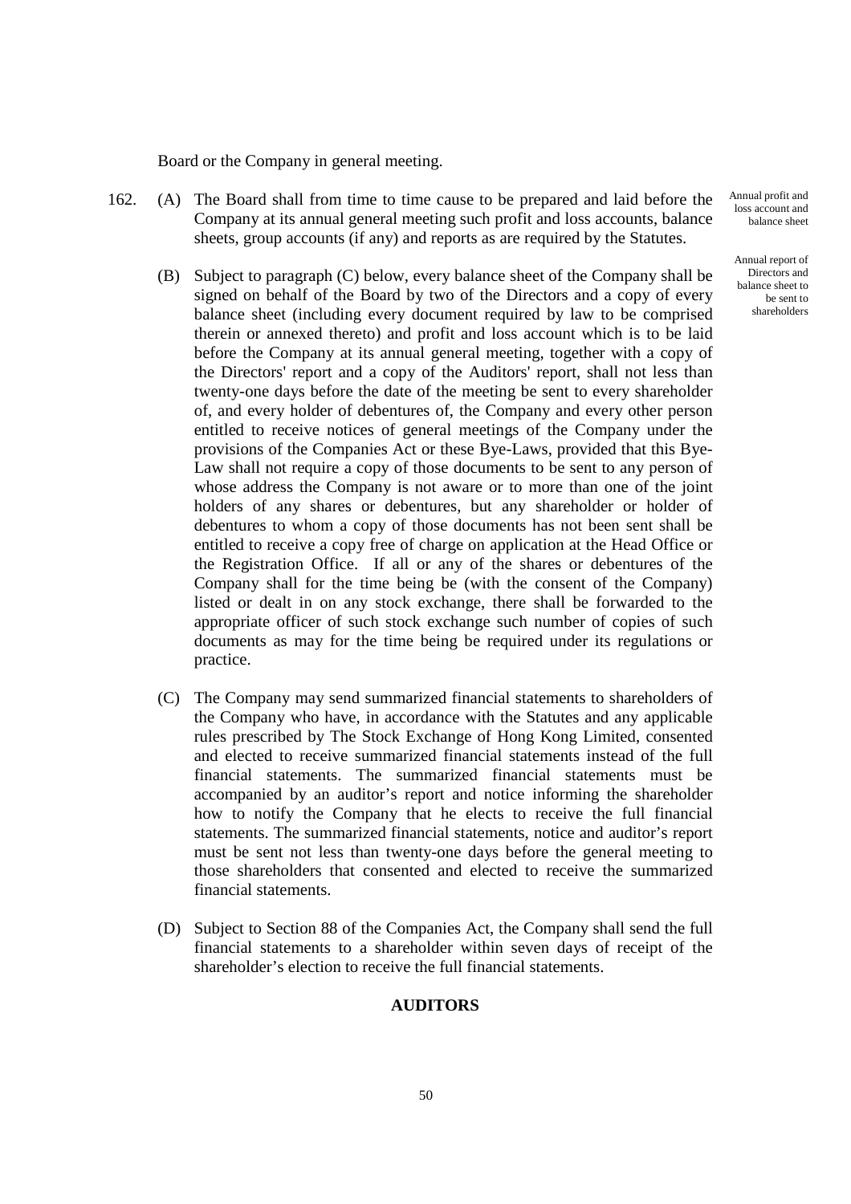Board or the Company in general meeting.

162. (A) The Board shall from time to time cause to be prepared and laid before the Company at its annual general meeting such profit and loss accounts, balance sheets, group accounts (if any) and reports as are required by the Statutes.

Annual profit and loss account and balance sheet

Annual report of Directors and balance sheet to be sent to shareholders

(B) Subject to paragraph (C) below, every balance sheet of the Company shall be signed on behalf of the Board by two of the Directors and a copy of every balance sheet (including every document required by law to be comprised therein or annexed thereto) and profit and loss account which is to be laid before the Company at its annual general meeting, together with a copy of the Directors' report and a copy of the Auditors' report, shall not less than twenty-one days before the date of the meeting be sent to every shareholder of, and every holder of debentures of, the Company and every other person entitled to receive notices of general meetings of the Company under the provisions of the Companies Act or these Bye-Laws, provided that this Bye-Law shall not require a copy of those documents to be sent to any person of whose address the Company is not aware or to more than one of the joint holders of any shares or debentures, but any shareholder or holder of debentures to whom a copy of those documents has not been sent shall be entitled to receive a copy free of charge on application at the Head Office or the Registration Office. If all or any of the shares or debentures of the Company shall for the time being be (with the consent of the Company) listed or dealt in on any stock exchange, there shall be forwarded to the appropriate officer of such stock exchange such number of copies of such documents as may for the time being be required under its regulations or practice.

(C) The Company may send summarized financial statements to shareholders of the Company who have, in accordance with the Statutes and any applicable rules prescribed by The Stock Exchange of Hong Kong Limited, consented and elected to receive summarized financial statements instead of the full financial statements. The summarized financial statements must be accompanied by an auditor's report and notice informing the shareholder how to notify the Company that he elects to receive the full financial statements. The summarized financial statements, notice and auditor's report must be sent not less than twenty-one days before the general meeting to those shareholders that consented and elected to receive the summarized financial statements.

(D) Subject to Section 88 of the Companies Act, the Company shall send the full financial statements to a shareholder within seven days of receipt of the shareholder's election to receive the full financial statements.

## AUDITORS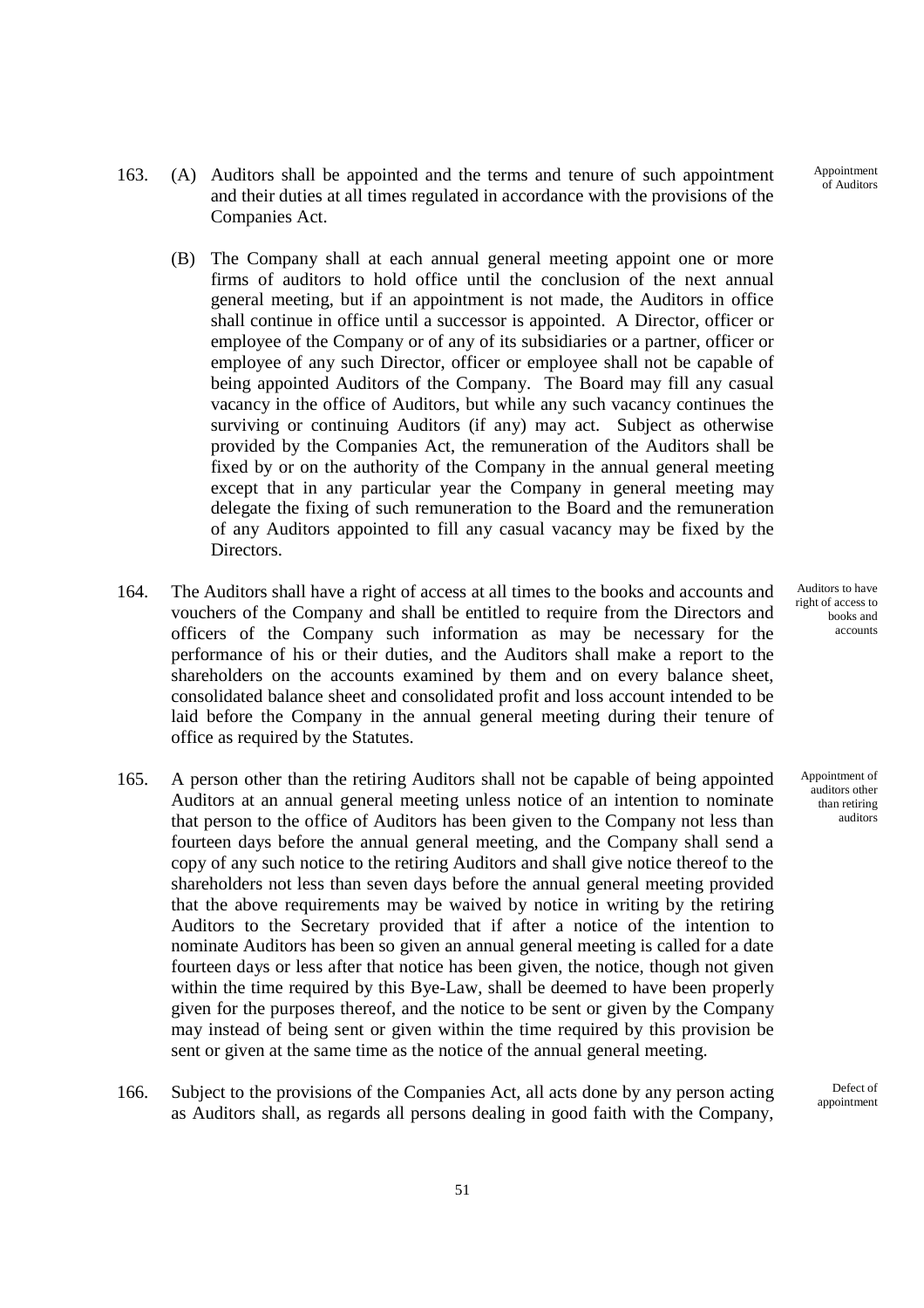163. (A) Auditors shall be appointed and the terms and tenure of such appointment and their duties at all times regulated in accordance with the provisions of the Companies Act.

Appointment of Auditors

(B) The Company shall at each annual general meeting appoint one or more firms of auditors to hold office until the conclusion of the next annual general meeting, but if an appointment is not made, the Auditors in office shall continue in office until a successor is appointed. A Director, officer or employee of the Company or of any of its subsidiaries or a partner, officer or employee of any such Director, officer or employee shall not be capable of being appointed Auditors of the Company. The Board may fill any casual vacancy in the office of Auditors, but while any such vacancy continues the surviving or continuing Auditors (if any) may act. Subject as otherwise provided by the Companies Act, the remuneration of the Auditors shall be fixed by or on the authority of the Company in the annual general meeting except that in any particular year the Company in general meeting may delegate the fixing of such remuneration to the Board and the remuneration of any Auditors appointed to fill any casual vacancy may be fixed by the Directors.

164. The Auditors shall have a right of access at all times to the books and accounts and vouchers of the Company and shall be entitled to require from the Directors and officers of the Company such information as may be necessary for the performance of his or their duties, and the Auditors shall make a report to the shareholders on the accounts examined by them and on every balance sheet, consolidated balance sheet and consolidated profit and loss account intended to be laid before the Company in the annual general meeting during their tenure of office as required by the Statutes.

Auditors to have right of access to books and accounts

165. A person other than the retiring Auditors shall not be capable of being appointed Auditors at an annual general meeting unless notice of an intention to nominate that person to the office of Auditors has been given to the Company not less than fourteen days before the annual general meeting, and the Company shall send a copy of any such notice to the retiring Auditors and shall give notice thereof to the shareholders not less than seven days before the annual general meeting provided that the above requirements may be waived by notice in writing by the retiring Auditors to the Secretary provided that if after a notice of the intention to nominate Auditors has been so given an annual general meeting is called for a date fourteen days or less after that notice has been given, the notice, though not given within the time required by this Bye-Law, shall be deemed to have been properly given for the purposes thereof, and the notice to be sent or given by the Company may instead of being sent or given within the time required by this provision be sent or given at the same time as the notice of the annual general meeting.

Appointment of auditors other than retiring auditors

166. Subject to the provisions of the Companies Act, all acts done by any person acting as Auditors shall, as regards all persons dealing in good faith with the Company,

Defect of appointment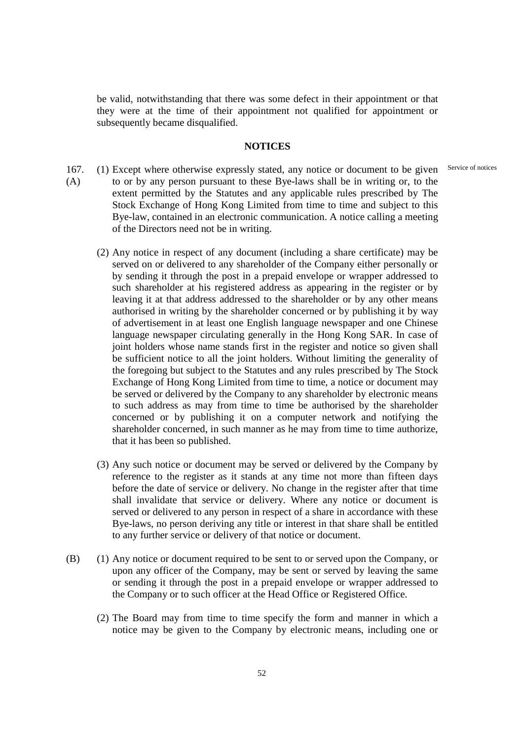be valid, notwithstanding that there was some defect in their appointment or that they were at the time of their appointment not qualified for appointment or subsequently became disqualified.

## NOTICES

Service of notices

167. (A) (1) Except where otherwise expressly stated, any notice or document to be given to or by any person pursuant to these Bye-laws shall be in writing or, to the extent permitted by the Statutes and any applicable rules prescribed by The Stock Exchange of Hong Kong Limited from time to time and subject to this Bye-law, contained in an electronic communication. A notice calling a meeting of the Directors need not be in writing.

(2) Any notice in respect of any document (including a share certificate) may be served on or delivered to any shareholder of the Company either personally or by sending it through the post in a prepaid envelope or wrapper addressed to such shareholder at his registered address as appearing in the register or by leaving it at that address addressed to the shareholder or by any other means authorised in writing by the shareholder concerned or by publishing it by way of advertisement in at least one English language newspaper and one Chinese language newspaper circulating generally in the Hong Kong SAR. In case of joint holders whose name stands first in the register and notice so given shall be sufficient notice to all the joint holders. Without limiting the generality of the foregoing but subject to the Statutes and any rules prescribed by The Stock Exchange of Hong Kong Limited from time to time, a notice or document may be served or delivered by the Company to any shareholder by electronic means to such address as may from time to time be authorised by the shareholder concerned or by publishing it on a computer network and notifying the shareholder concerned, in such manner as he may from time to time authorize, that it has been so published.

(3) Any such notice or document may be served or delivered by the Company by reference to the register as it stands at any time not more than fifteen days before the date of service or delivery. No change in the register after that time shall invalidate that service or delivery. Where any notice or document is served or delivered to any person in respect of a share in accordance with these Bye-laws, no person deriving any title or interest in that share shall be entitled to any further service or delivery of that notice or document.

(B) (1) Any notice or document required to be sent to or served upon the Company, or upon any officer of the Company, may be sent or served by leaving the same or sending it through the post in a prepaid envelope or wrapper addressed to the Company or to such officer at the Head Office or Registered Office.

(2) The Board may from time to time specify the form and manner in which a notice may be given to the Company by electronic means, including one or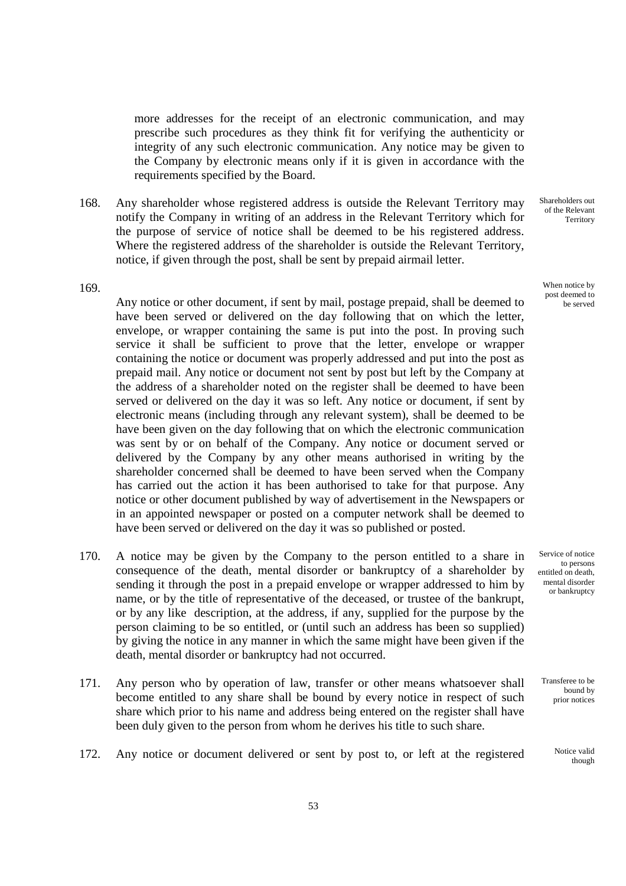more addresses for the receipt of an electronic communication, and may prescribe such procedures as they think fit for verifying the authenticity or integrity of any such electronic communication. Any notice may be given to the Company by electronic means only if it is given in accordance with the requirements specified by the Board.

168. Any shareholder whose registered address is outside the Relevant Territory may notify the Company in writing of an address in the Relevant Territory which for the purpose of service of notice shall be deemed to be his registered address. Where the registered address of the shareholder is outside the Relevant Territory, notice, if given through the post, shall be sent by prepaid airmail letter.

*Shareholders out of the Relevant Territory*

169. Any notice or other document, if sent by mail, postage prepaid, shall be deemed to have been served or delivered on the day following that on which the letter, envelope, or wrapper containing the same is put into the post. In proving such service it shall be sufficient to prove that the letter, envelope or wrapper containing the notice or document was properly addressed and put into the post as prepaid mail. Any notice or document not sent by post but left by the Company at the address of a shareholder noted on the register shall be deemed to have been served or delivered on the day it was so left. Any notice or document, if sent by electronic means (including through any relevant system), shall be deemed to be have been given on the day following that on which the electronic communication was sent by or on behalf of the Company. Any notice or document served or delivered by the Company by any other means authorised in writing by the shareholder concerned shall be deemed to have been served when the Company has carried out the action it has been authorised to take for that purpose. Any notice or other document published by way of advertisement in the Newspapers or in an appointed newspaper or posted on a computer network shall be deemed to have been served or delivered on the day it was so published or posted.

*When notice by post deemed to be served*

170. A notice may be given by the Company to the person entitled to a share in consequence of the death, mental disorder or bankruptcy of a shareholder by sending it through the post in a prepaid envelope or wrapper addressed to him by name, or by the title of representative of the deceased, or trustee of the bankrupt, or by any like description, at the address, if any, supplied for the purpose by the person claiming to be so entitled, or (until such an address has been so supplied) by giving the notice in any manner in which the same might have been given if the death, mental disorder or bankruptcy had not occurred.

*Service of notice to persons entitled on death, mental disorder or bankruptcy*

171. Any person who by operation of law, transfer or other means whatsoever shall become entitled to any share shall be bound by every notice in respect of such share which prior to his name and address being entered on the register shall have been duly given to the person from whom he derives his title to such share.

*Transferee to be bound by prior notices*

172. Any notice or document delivered or sent by post to, or left at the registered

*Notice valid though*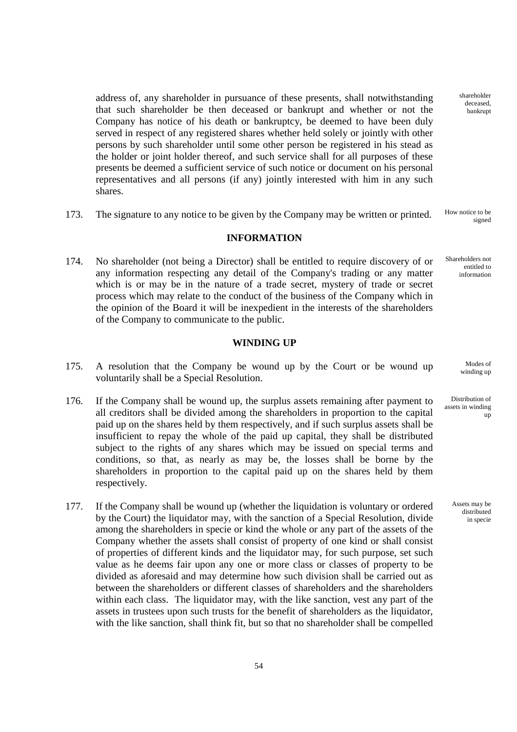address of, any shareholder in pursuance of these presents, shall notwithstanding that such shareholder be then deceased or bankrupt and whether or not the Company has notice of his death or bankruptcy, be deemed to have been duly served in respect of any registered shares whether held solely or jointly with other persons by such shareholder until some other person be registered in his stead as the holder or joint holder thereof, and such service shall for all purposes of these presents be deemed a sufficient service of such notice or document on his personal representatives and all persons (if any) jointly interested with him in any such shares.

shareholder deceased, bankrupt

173. The signature to any notice to be given by the Company may be written or printed.

How notice to be signed

## INFORMATION

174. No shareholder (not being a Director) shall be entitled to require discovery of or any information respecting any detail of the Company's trading or any matter which is or may be in the nature of a trade secret, mystery of trade or secret process which may relate to the conduct of the business of the Company which in the opinion of the Board it will be inexpedient in the interests of the shareholders of the Company to communicate to the public.

Shareholders not entitled to information

## WINDING UP

175. A resolution that the Company be wound up by the Court or be wound up voluntarily shall be a Special Resolution.

Modes of winding up

176. If the Company shall be wound up, the surplus assets remaining after payment to all creditors shall be divided among the shareholders in proportion to the capital paid up on the shares held by them respectively, and if such surplus assets shall be insufficient to repay the whole of the paid up capital, they shall be distributed subject to the rights of any shares which may be issued on special terms and conditions, so that, as nearly as may be, the losses shall be borne by the shareholders in proportion to the capital paid up on the shares held by them respectively.

Distribution of assets in winding up

177. If the Company shall be wound up (whether the liquidation is voluntary or ordered by the Court) the liquidator may, with the sanction of a Special Resolution, divide among the shareholders in specie or kind the whole or any part of the assets of the Company whether the assets shall consist of property of one kind or shall consist of properties of different kinds and the liquidator may, for such purpose, set such value as he deems fair upon any one or more class or classes of property to be divided as aforesaid and may determine how such division shall be carried out as between the shareholders or different classes of shareholders and the shareholders within each class. The liquidator may, with the like sanction, vest any part of the assets in trustees upon such trusts for the benefit of shareholders as the liquidator, with the like sanction, shall think fit, but so that no shareholder shall be compelled

Assets may be distributed in specie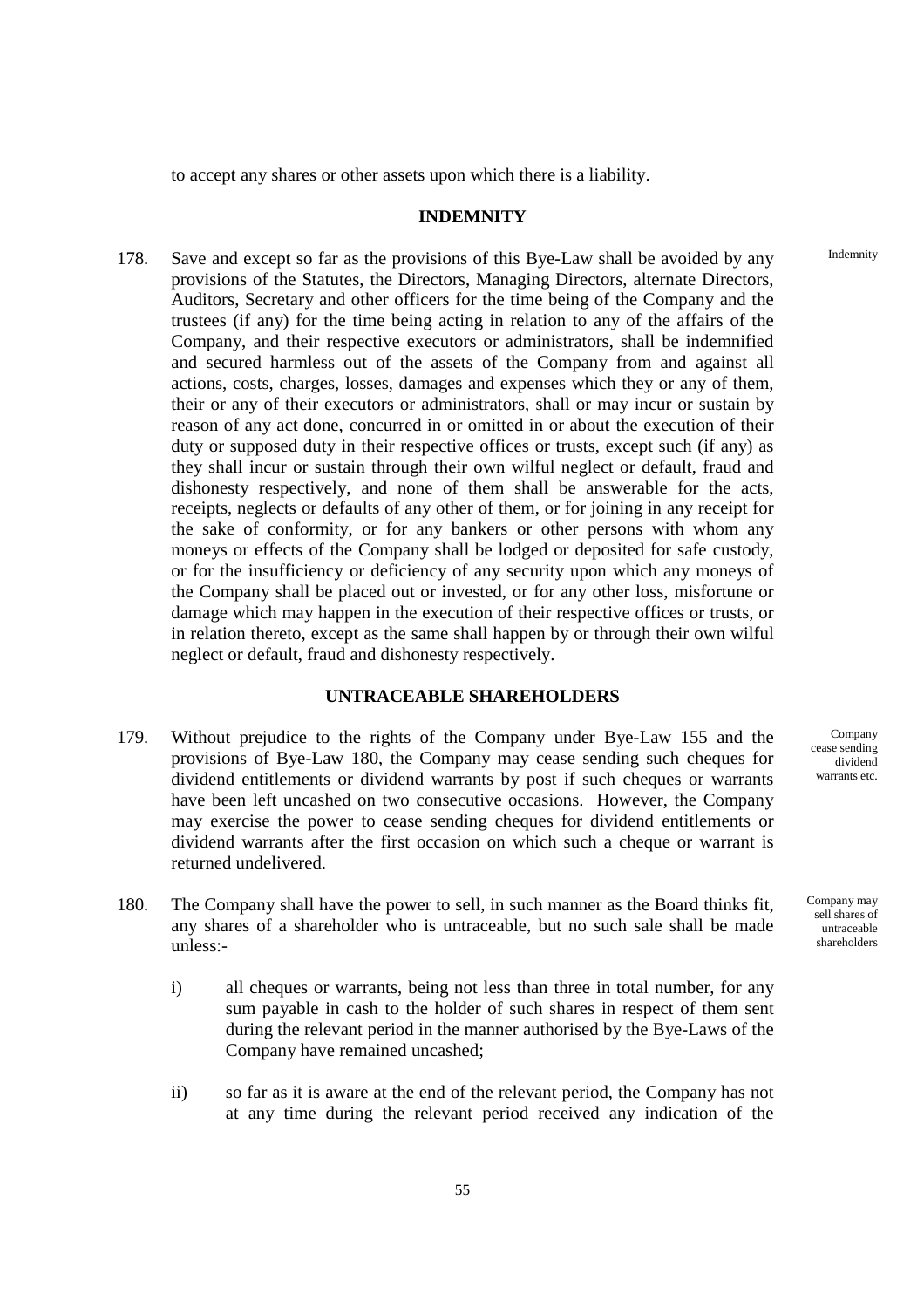to accept any shares or other assets upon which there is a liability.

## INDEMNITY

178. Save and except so far as the provisions of this Bye-Law shall be avoided by any provisions of the Statutes, the Directors, Managing Directors, alternate Directors, Auditors, Secretary and other officers for the time being of the Company and the trustees (if any) for the time being acting in relation to any of the affairs of the Company, and their respective executors or administrators, shall be indemnified and secured harmless out of the assets of the Company from and against all actions, costs, charges, losses, damages and expenses which they or any of them, their or any of their executors or administrators, shall or may incur or sustain by reason of any act done, concurred in or omitted in or about the execution of their duty or supposed duty in their respective offices or trusts, except such (if any) as they shall incur or sustain through their own wilful neglect or default, fraud and dishonesty respectively, and none of them shall be answerable for the acts, receipts, neglects or defaults of any other of them, or for joining in any receipt for the sake of conformity, or for any bankers or other persons with whom any moneys or effects of the Company shall be lodged or deposited for safe custody, or for the insufficiency or deficiency of any security upon which any moneys of the Company shall be placed out or invested, or for any other loss, misfortune or damage which may happen in the execution of their respective offices or trusts, or in relation thereto, except as the same shall happen by or through their own wilful neglect or default, fraud and dishonesty respectively.

Indemnity

## UNTRACEABLE SHAREHOLDERS

179. Without prejudice to the rights of the Company under Bye-Law 155 and the provisions of Bye-Law 180, the Company may cease sending such cheques for dividend entitlements or dividend warrants by post if such cheques or warrants have been left uncashed on two consecutive occasions. However, the Company may exercise the power to cease sending cheques for dividend entitlements or dividend warrants after the first occasion on which such a cheque or warrant is returned undelivered.

Company cease sending dividend warrants etc.

180. The Company shall have the power to sell, in such manner as the Board thinks fit, any shares of a shareholder who is untraceable, but no such sale shall be made unless:-

Company may sell shares of untraceable shareholders

i) all cheques or warrants, being not less than three in total number, for any sum payable in cash to the holder of such shares in respect of them sent during the relevant period in the manner authorised by the Bye-Laws of the Company have remained uncashed;

ii) so far as it is aware at the end of the relevant period, the Company has not at any time during the relevant period received any indication of the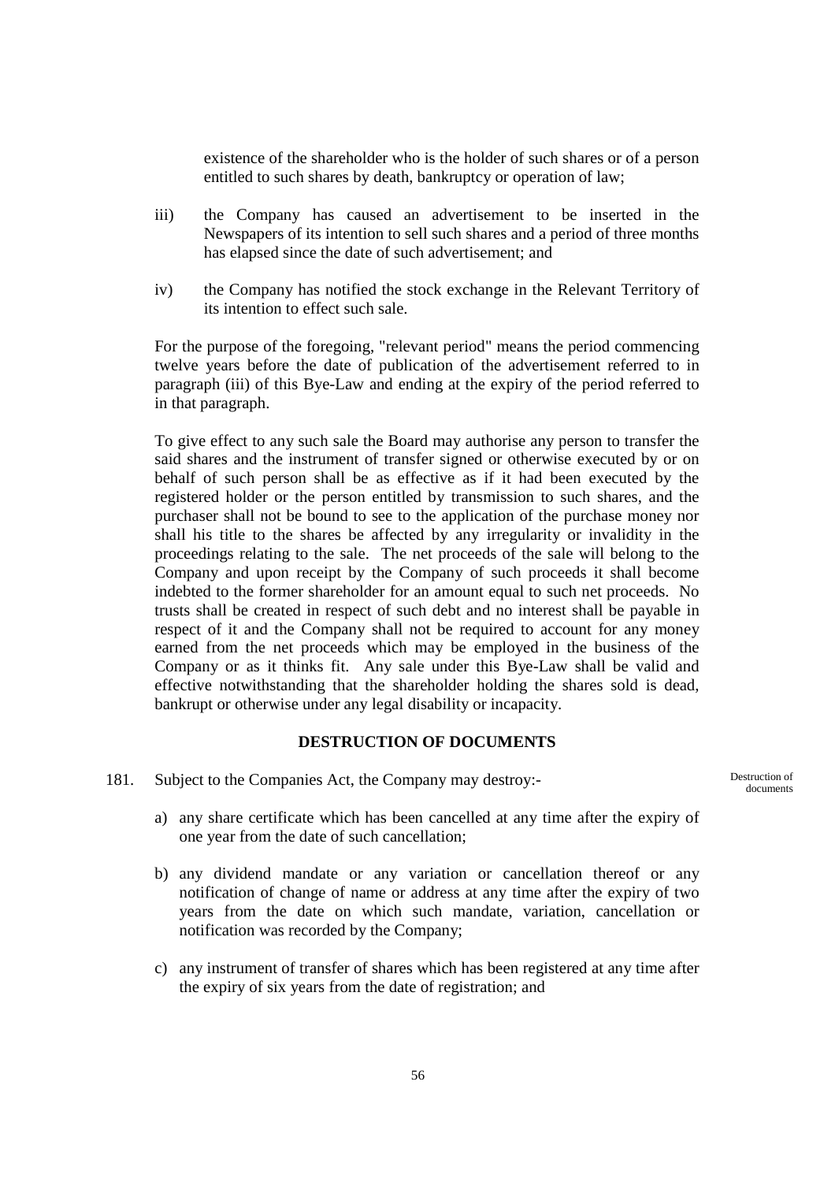existence of the shareholder who is the holder of such shares or of a person entitled to such shares by death, bankruptcy or operation of law;

iii) the Company has caused an advertisement to be inserted in the Newspapers of its intention to sell such shares and a period of three months has elapsed since the date of such advertisement; and

iv) the Company has notified the stock exchange in the Relevant Territory of its intention to effect such sale.

For the purpose of the foregoing, "relevant period" means the period commencing twelve years before the date of publication of the advertisement referred to in paragraph (iii) of this Bye-Law and ending at the expiry of the period referred to in that paragraph.

To give effect to any such sale the Board may authorise any person to transfer the said shares and the instrument of transfer signed or otherwise executed by or on behalf of such person shall be as effective as if it had been executed by the registered holder or the person entitled by transmission to such shares, and the purchaser shall not be bound to see to the application of the purchase money nor shall his title to the shares be affected by any irregularity or invalidity in the proceedings relating to the sale. The net proceeds of the sale will belong to the Company and upon receipt by the Company of such proceeds it shall become indebted to the former shareholder for an amount equal to such net proceeds. No trusts shall be created in respect of such debt and no interest shall be payable in respect of it and the Company shall not be required to account for any money earned from the net proceeds which may be employed in the business of the Company or as it thinks fit. Any sale under this Bye-Law shall be valid and effective notwithstanding that the shareholder holding the shares sold is dead, bankrupt or otherwise under any legal disability or incapacity.

## DESTRUCTION OF DOCUMENTS

181. Subject to the Companies Act, the Company may destroy:- *Destruction of documents*

a) any share certificate which has been cancelled at any time after the expiry of one year from the date of such cancellation;

b) any dividend mandate or any variation or cancellation thereof or any notification of change of name or address at any time after the expiry of two years from the date on which such mandate, variation, cancellation or notification was recorded by the Company;

c) any instrument of transfer of shares which has been registered at any time after the expiry of six years from the date of registration; and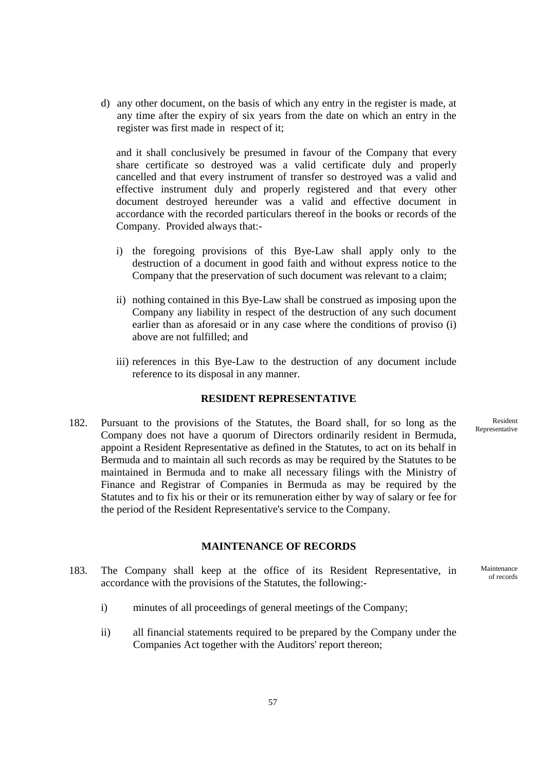d) any other document, on the basis of which any entry in the register is made, at any time after the expiry of six years from the date on which an entry in the register was first made in respect of it;

and it shall conclusively be presumed in favour of the Company that every share certificate so destroyed was a valid certificate duly and properly cancelled and that every instrument of transfer so destroyed was a valid and effective instrument duly and properly registered and that every other document destroyed hereunder was a valid and effective document in accordance with the recorded particulars thereof in the books or records of the Company. Provided always that:-

i) the foregoing provisions of this Bye-Law shall apply only to the destruction of a document in good faith and without express notice to the Company that the preservation of such document was relevant to a claim;

ii) nothing contained in this Bye-Law shall be construed as imposing upon the Company any liability in respect of the destruction of any such document earlier than as aforesaid or in any case where the conditions of proviso (i) above are not fulfilled; and

iii) references in this Bye-Law to the destruction of any document include reference to its disposal in any manner.

## RESIDENT REPRESENTATIVE

182. Pursuant to the provisions of the Statutes, the Board shall, for so long as the Company does not have a quorum of Directors ordinarily resident in Bermuda, appoint a Resident Representative as defined in the Statutes, to act on its behalf in Bermuda and to maintain all such records as may be required by the Statutes to be maintained in Bermuda and to make all necessary filings with the Ministry of Finance and Registrar of Companies in Bermuda as may be required by the Statutes and to fix his or their or its remuneration either by way of salary or fee for the period of the Resident Representative's service to the Company.

Resident Representative

## MAINTENANCE OF RECORDS

183. The Company shall keep at the office of its Resident Representative, in accordance with the provisions of the Statutes, the following:-

Maintenance of records

i) minutes of all proceedings of general meetings of the Company;

ii) all financial statements required to be prepared by the Company under the Companies Act together with the Auditors' report thereon;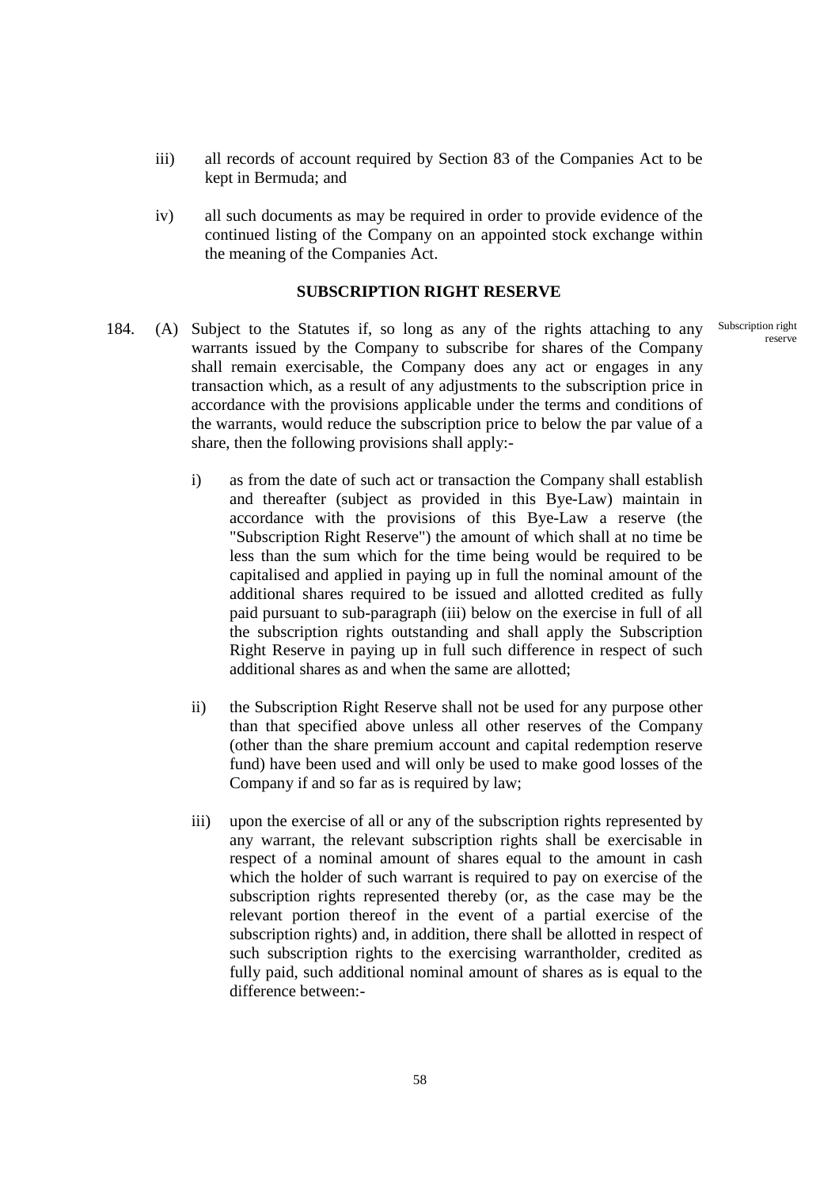iii) all records of account required by Section 83 of the Companies Act to be kept in Bermuda; and

iv) all such documents as may be required in order to provide evidence of the continued listing of the Company on an appointed stock exchange within the meaning of the Companies Act.

## SUBSCRIPTION RIGHT RESERVE

184. (A) Subject to the Statutes if, so long as any of the rights attaching to any warrants issued by the Company to subscribe for shares of the Company shall remain exercisable, the Company does any act or engages in any transaction which, as a result of any adjustments to the subscription price in accordance with the provisions applicable under the terms and conditions of the warrants, would reduce the subscription price to below the par value of a share, then the following provisions shall apply:-

Subscription right reserve

i) as from the date of such act or transaction the Company shall establish and thereafter (subject as provided in this Bye-Law) maintain in accordance with the provisions of this Bye-Law a reserve (the "Subscription Right Reserve") the amount of which shall at no time be less than the sum which for the time being would be required to be capitalised and applied in paying up in full the nominal amount of the additional shares required to be issued and allotted credited as fully paid pursuant to sub-paragraph (iii) below on the exercise in full of all the subscription rights outstanding and shall apply the Subscription Right Reserve in paying up in full such difference in respect of such additional shares as and when the same are allotted;

ii) the Subscription Right Reserve shall not be used for any purpose other than that specified above unless all other reserves of the Company (other than the share premium account and capital redemption reserve fund) have been used and will only be used to make good losses of the Company if and so far as is required by law;

iii) upon the exercise of all or any of the subscription rights represented by any warrant, the relevant subscription rights shall be exercisable in respect of a nominal amount of shares equal to the amount in cash which the holder of such warrant is required to pay on exercise of the subscription rights represented thereby (or, as the case may be the relevant portion thereof in the event of a partial exercise of the subscription rights) and, in addition, there shall be allotted in respect of such subscription rights to the exercising warrantholder, credited as fully paid, such additional nominal amount of shares as is equal to the difference between:-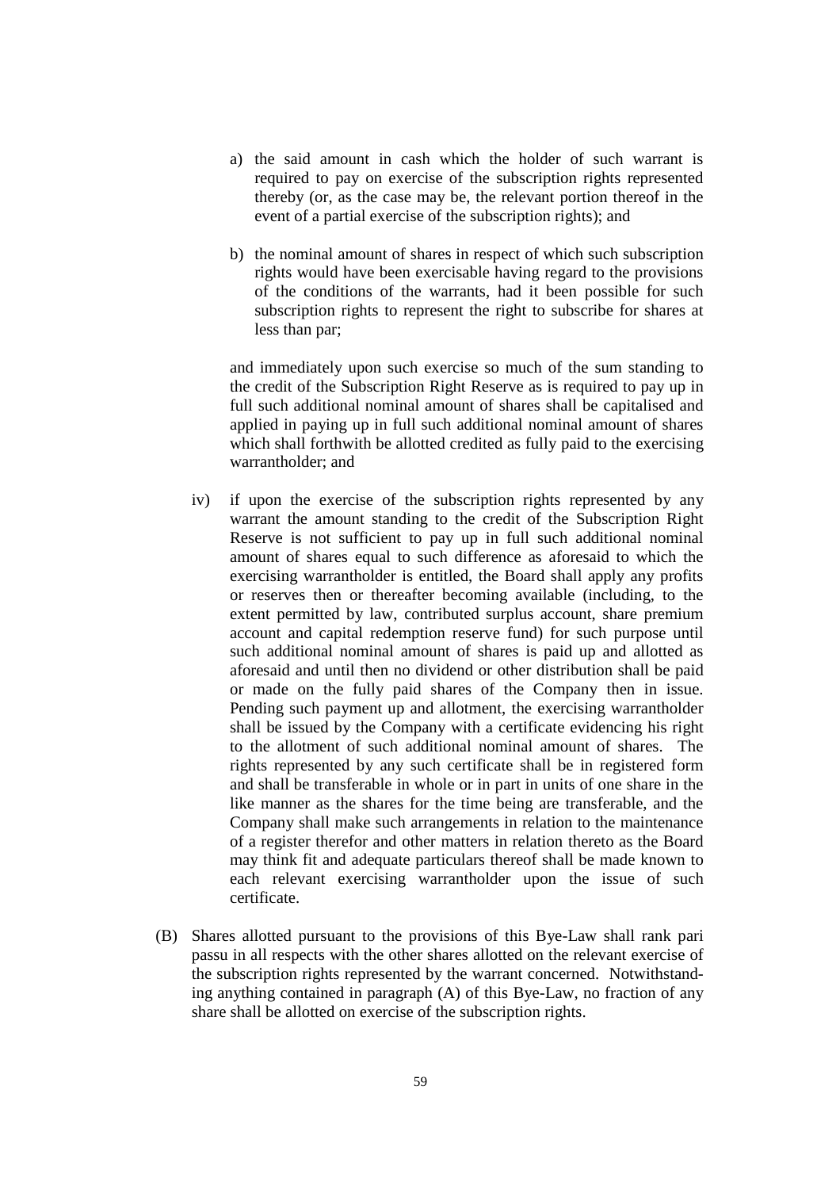a) the said amount in cash which the holder of such warrant is required to pay on exercise of the subscription rights represented thereby (or, as the case may be, the relevant portion thereof in the event of a partial exercise of the subscription rights); and

b) the nominal amount of shares in respect of which such subscription rights would have been exercisable having regard to the provisions of the conditions of the warrants, had it been possible for such subscription rights to represent the right to subscribe for shares at less than par;

and immediately upon such exercise so much of the sum standing to the credit of the Subscription Right Reserve as is required to pay up in full such additional nominal amount of shares shall be capitalised and applied in paying up in full such additional nominal amount of shares which shall forthwith be allotted credited as fully paid to the exercising warrantholder; and

iv) if upon the exercise of the subscription rights represented by any warrant the amount standing to the credit of the Subscription Right Reserve is not sufficient to pay up in full such additional nominal amount of shares equal to such difference as aforesaid to which the exercising warrantholder is entitled, the Board shall apply any profits or reserves then or thereafter becoming available (including, to the extent permitted by law, contributed surplus account, share premium account and capital redemption reserve fund) for such purpose until such additional nominal amount of shares is paid up and allotted as aforesaid and until then no dividend or other distribution shall be paid or made on the fully paid shares of the Company then in issue. Pending such payment up and allotment, the exercising warrantholder shall be issued by the Company with a certificate evidencing his right to the allotment of such additional nominal amount of shares. The rights represented by any such certificate shall be in registered form and shall be transferable in whole or in part in units of one share in the like manner as the shares for the time being are transferable, and the Company shall make such arrangements in relation to the maintenance of a register therefor and other matters in relation thereto as the Board may think fit and adequate particulars thereof shall be made known to each relevant exercising warrantholder upon the issue of such certificate.

(B) Shares allotted pursuant to the provisions of this Bye-Law shall rank pari passu in all respects with the other shares allotted on the relevant exercise of the subscription rights represented by the warrant concerned. Notwithstanding anything contained in paragraph (A) of this Bye-Law, no fraction of any share shall be allotted on exercise of the subscription rights.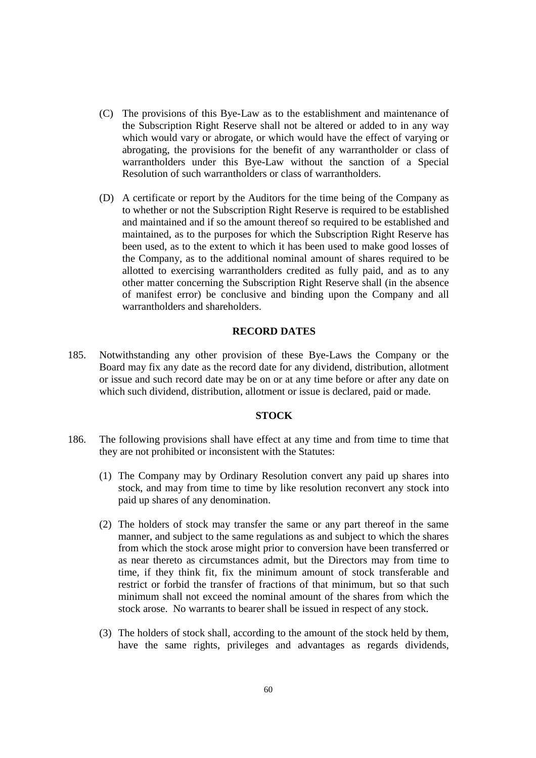(C) The provisions of this Bye-Law as to the establishment and maintenance of the Subscription Right Reserve shall not be altered or added to in any way which would vary or abrogate, or which would have the effect of varying or abrogating, the provisions for the benefit of any warrantholder or class of warrantholders under this Bye-Law without the sanction of a Special Resolution of such warrantholders or class of warrantholders.

(D) A certificate or report by the Auditors for the time being of the Company as to whether or not the Subscription Right Reserve is required to be established and maintained and if so the amount thereof so required to be established and maintained, as to the purposes for which the Subscription Right Reserve has been used, as to the extent to which it has been used to make good losses of the Company, as to the additional nominal amount of shares required to be allotted to exercising warrantholders credited as fully paid, and as to any other matter concerning the Subscription Right Reserve shall (in the absence of manifest error) be conclusive and binding upon the Company and all warrantholders and shareholders.

## RECORD DATES

185. Notwithstanding any other provision of these Bye-Laws the Company or the Board may fix any date as the record date for any dividend, distribution, allotment or issue and such record date may be on or at any time before or after any date on which such dividend, distribution, allotment or issue is declared, paid or made.

## STOCK

186. The following provisions shall have effect at any time and from time to time that they are not prohibited or inconsistent with the Statutes:

(1) The Company may by Ordinary Resolution convert any paid up shares into stock, and may from time to time by like resolution reconvert any stock into paid up shares of any denomination.

(2) The holders of stock may transfer the same or any part thereof in the same manner, and subject to the same regulations as and subject to which the shares from which the stock arose might prior to conversion have been transferred or as near thereto as circumstances admit, but the Directors may from time to time, if they think fit, fix the minimum amount of stock transferable and restrict or forbid the transfer of fractions of that minimum, but so that such minimum shall not exceed the nominal amount of the shares from which the stock arose. No warrants to bearer shall be issued in respect of any stock.

(3) The holders of stock shall, according to the amount of the stock held by them, have the same rights, privileges and advantages as regards dividends,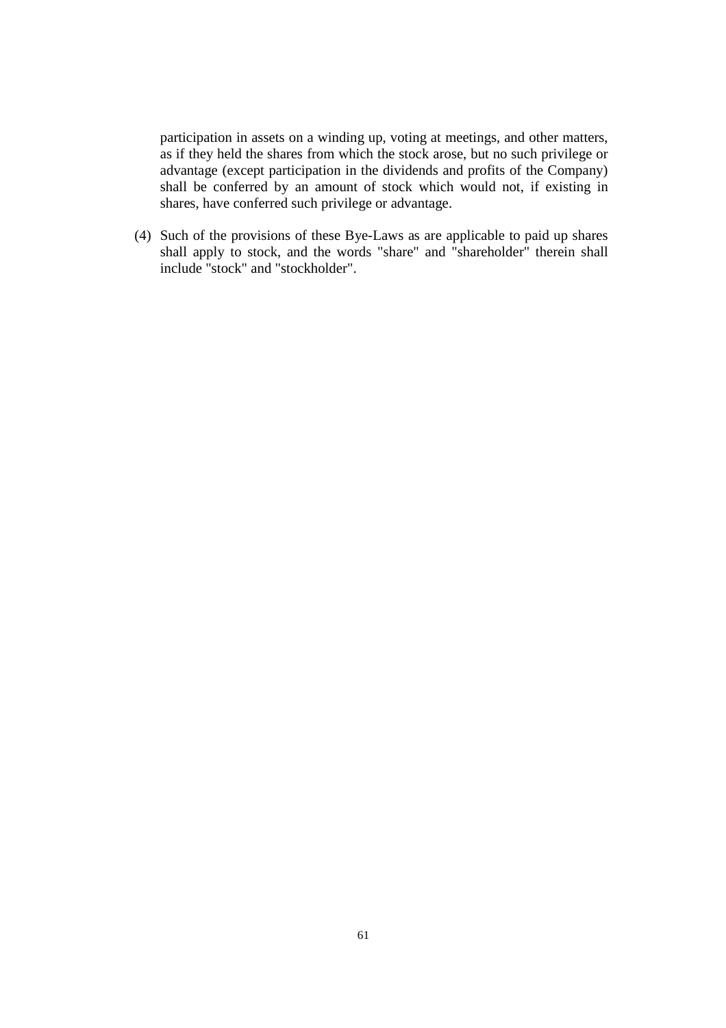participation in assets on a winding up, voting at meetings, and other matters, as if they held the shares from which the stock arose, but no such privilege or advantage (except participation in the dividends and profits of the Company) shall be conferred by an amount of stock which would not, if existing in shares, have conferred such privilege or advantage.

(4) Such of the provisions of these Bye-Laws as are applicable to paid up shares shall apply to stock, and the words "share" and "shareholder" therein shall include "stock" and "stockholder".